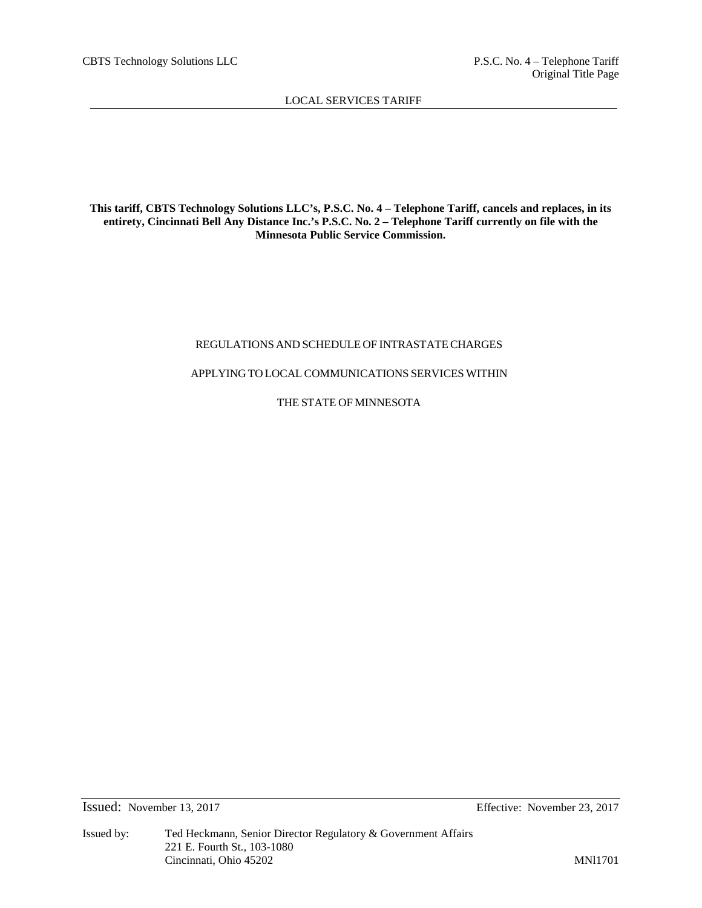LOCAL SERVICES TARIFF

**This tariff, CBTS Technology Solutions LLC's, P.S.C. No. 4 – Telephone Tariff, cancels and replaces, in its entirety, Cincinnati Bell Any Distance Inc.'s P.S.C. No. 2 – Telephone Tariff currently on file with the Minnesota Public Service Commission.**

REGULATIONS AND SCHEDULE OF INTRASTATE CHARGES

APPLYING TO LOCAL COMMUNICATIONS SERVICES WITHIN

THE STATE OF MINNESOTA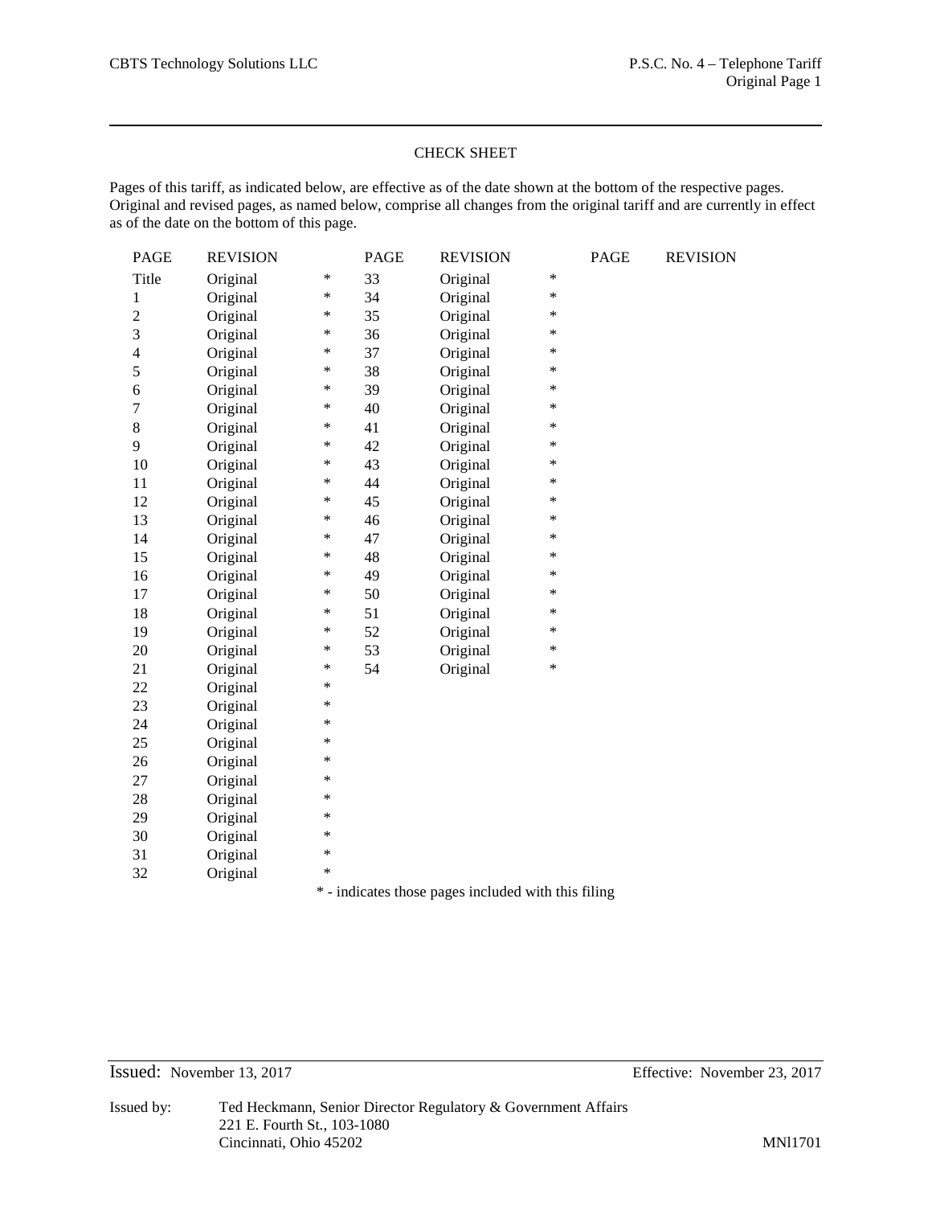## CHECK SHEET

Pages of this tariff, as indicated below, are effective as of the date shown at the bottom of the respective pages. Original and revised pages, as named below, comprise all changes from the original tariff and are currently in effect as of the date on the bottom of this page.

| PAGE | REVISION | | PAGE | REVISION | | PAGE | REVISION |
|---|---|---|---|---|---|---|---|
| Title | Original | * | 33 | Original | * | | |
| 1 | Original | * | 34 | Original | * | | |
| 2 | Original | * | 35 | Original | * | | |
| 3 | Original | * | 36 | Original | * | | |
| 4 | Original | * | 37 | Original | * | | |
| 5 | Original | * | 38 | Original | * | | |
| 6 | Original | * | 39 | Original | * | | |
| 7 | Original | * | 40 | Original | * | | |
| 8 | Original | * | 41 | Original | * | | |
| 9 | Original | * | 42 | Original | * | | |
| 10 | Original | * | 43 | Original | * | | |
| 11 | Original | * | 44 | Original | * | | |
| 12 | Original | * | 45 | Original | * | | |
| 13 | Original | * | 46 | Original | * | | |
| 14 | Original | * | 47 | Original | * | | |
| 15 | Original | * | 48 | Original | * | | |
| 16 | Original | * | 49 | Original | * | | |
| 17 | Original | * | 50 | Original | * | | |
| 18 | Original | * | 51 | Original | * | | |
| 19 | Original | * | 52 | Original | * | | |
| 20 | Original | * | 53 | Original | * | | |
| 21 | Original | * | 54 | Original | * | | |
| 22 | Original | * | | | | | |
| 23 | Original | * | | | | | |
| 24 | Original | * | | | | | |
| 25 | Original | * | | | | | |
| 26 | Original | * | | | | | |
| 27 | Original | * | | | | | |
| 28 | Original | * | | | | | |
| 29 | Original | * | | | | | |
| 30 | Original | * | | | | | |
| 31 | Original | * | | | | | |
| 32 | Original | * | | | | | |

* - indicates those pages included with this filing

Issued: November 13, 2017 Effective: November 23, 2017

Issued by: Ted Heckmann, Senior Director Regulatory & Government Affairs
221 E. Fourth St., 103-1080
Cincinnati, Ohio 45202

MNl1701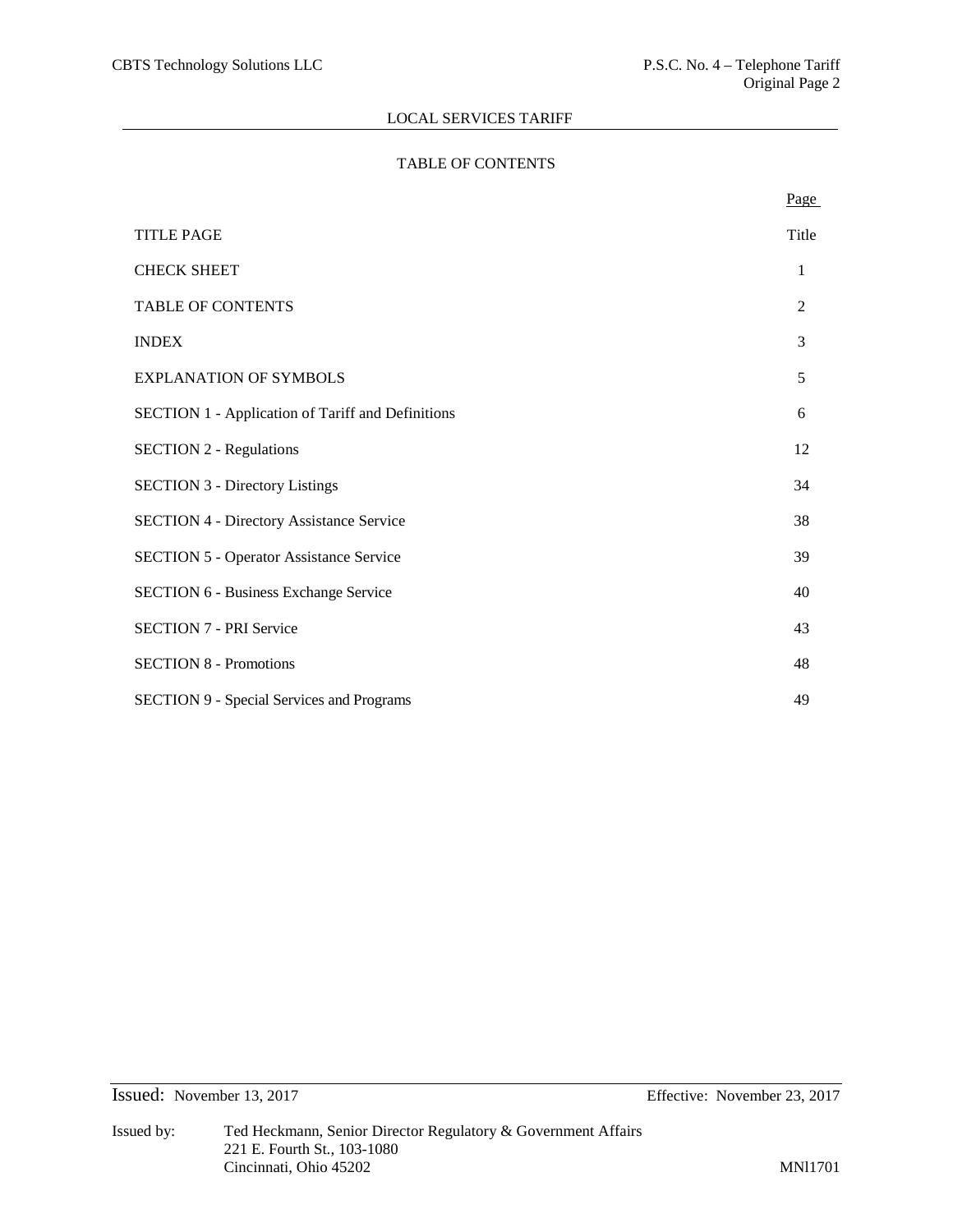## LOCAL SERVICES TARIFF

### TABLE OF CONTENTS

| | Page |
|---|---|
| TITLE PAGE | Title |
| CHECK SHEET | 1 |
| TABLE OF CONTENTS | 2 |
| INDEX | 3 |
| EXPLANATION OF SYMBOLS | 5 |
| SECTION 1 - Application of Tariff and Definitions | 6 |
| SECTION 2 - Regulations | 12 |
| SECTION 3 - Directory Listings | 34 |
| SECTION 4 - Directory Assistance Service | 38 |
| SECTION 5 - Operator Assistance Service | 39 |
| SECTION 6 - Business Exchange Service | 40 |
| SECTION 7 - PRI Service | 43 |
| SECTION 8 - Promotions | 48 |
| SECTION 9 - Special Services and Programs | 49 |

Issued: November 13, 2017 Effective: November 23, 2017

Issued by: Ted Heckmann, Senior Director Regulatory & Government Affairs
221 E. Fourth St., 103-1080
Cincinnati, Ohio 45202

MNl1701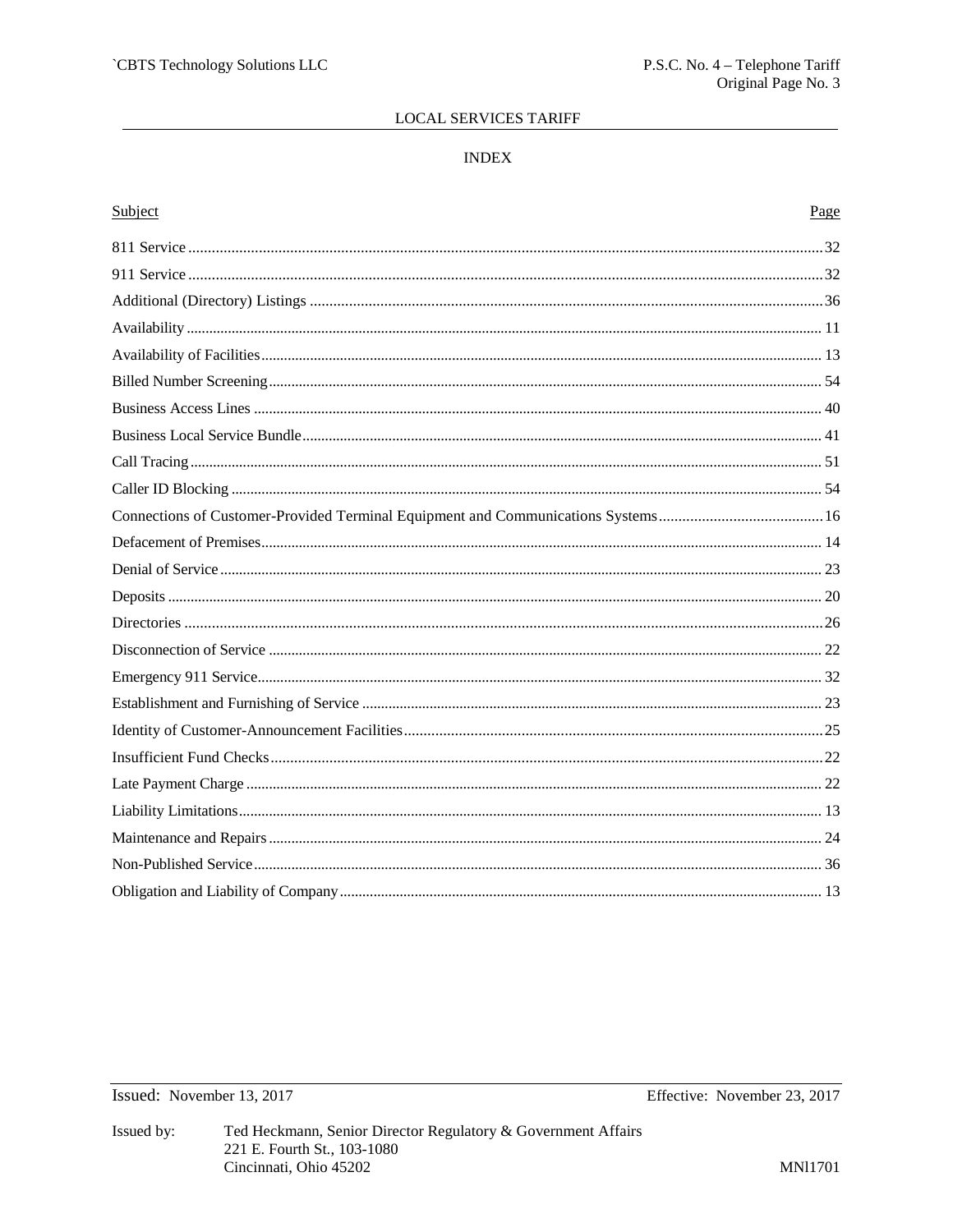# LOCAL SERVICES TARIFF

## INDEX

| Subject | Page |
|---|---|
| 811 Service | 32 |
| 911 Service | 32 |
| Additional (Directory) Listings | 36 |
| Availability | 11 |
| Availability of Facilities | 13 |
| Billed Number Screening | 54 |
| Business Access Lines | 40 |
| Business Local Service Bundle | 41 |
| Call Tracing | 51 |
| Caller ID Blocking | 54 |
| Connections of Customer-Provided Terminal Equipment and Communications Systems | 16 |
| Defacement of Premises | 14 |
| Denial of Service | 23 |
| Deposits | 20 |
| Directories | 26 |
| Disconnection of Service | 22 |
| Emergency 911 Service | 32 |
| Establishment and Furnishing of Service | 23 |
| Identity of Customer-Announcement Facilities | 25 |
| Insufficient Fund Checks | 22 |
| Late Payment Charge | 22 |
| Liability Limitations | 13 |
| Maintenance and Repairs | 24 |
| Non-Published Service | 36 |
| Obligation and Liability of Company | 13 |

Issued: November 13, 2017

Effective: November 23, 2017

Issued by: Ted Heckmann, Senior Director Regulatory & Government Affairs
221 E. Fourth St., 103-1080
Cincinnati, Ohio 45202

MNl1701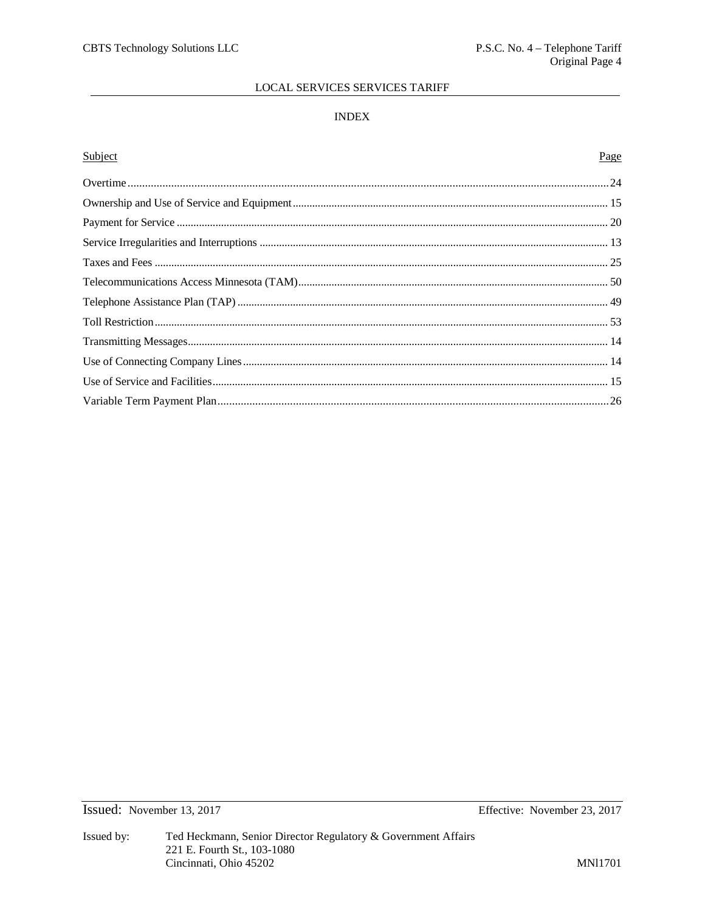LOCAL SERVICES SERVICES TARIFF

INDEX

| Subject | Page |
|---|---|
| Overtime | 24 |
| Ownership and Use of Service and Equipment | 15 |
| Payment for Service | 20 |
| Service Irregularities and Interruptions | 13 |
| Taxes and Fees | 25 |
| Telecommunications Access Minnesota (TAM) | 50 |
| Telephone Assistance Plan (TAP) | 49 |
| Toll Restriction | 53 |
| Transmitting Messages | 14 |
| Use of Connecting Company Lines | 14 |
| Use of Service and Facilities | 15 |
| Variable Term Payment Plan | 26 |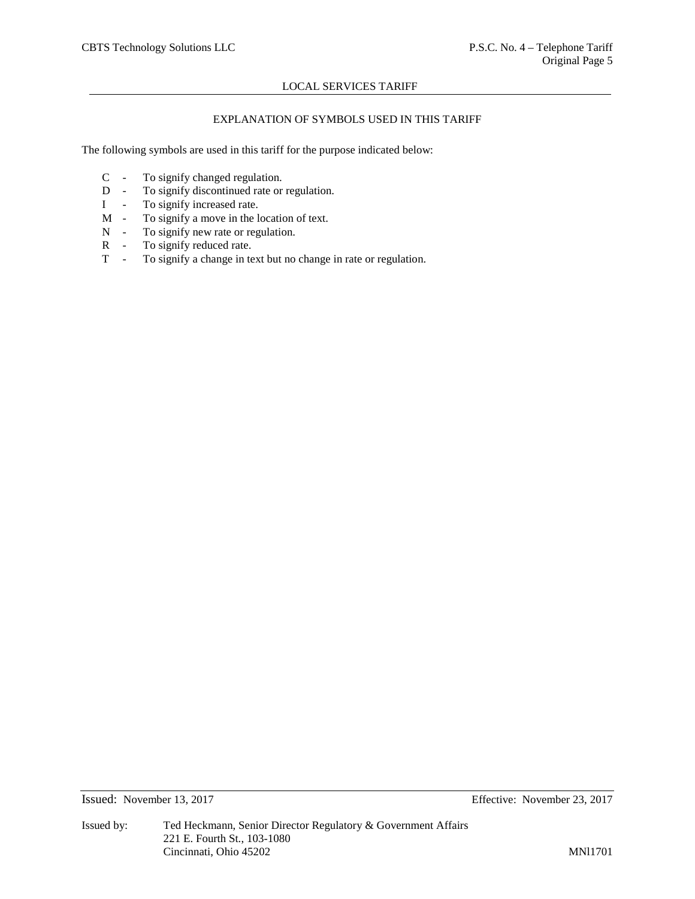## LOCAL SERVICES TARIFF

### EXPLANATION OF SYMBOLS USED IN THIS TARIFF

The following symbols are used in this tariff for the purpose indicated below:

- C - To signify changed regulation.
- D - To signify discontinued rate or regulation.
- I - To signify increased rate.
- M - To signify a move in the location of text.
- N - To signify new rate or regulation.
- R - To signify reduced rate.
- T - To signify a change in text but no change in rate or regulation.

Issued: November 13, 2017 Effective: November 23, 2017

Issued by: Ted Heckmann, Senior Director Regulatory & Government Affairs
221 E. Fourth St., 103-1080
Cincinnati, Ohio 45202 MNl1701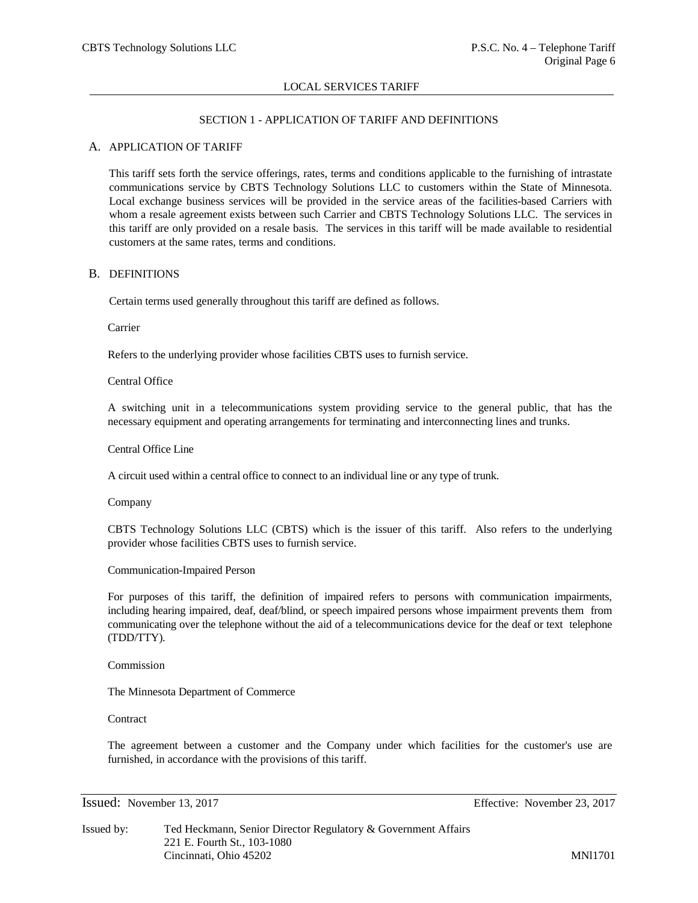## LOCAL SERVICES TARIFF

### SECTION 1 - APPLICATION OF TARIFF AND DEFINITIONS

#### A. APPLICATION OF TARIFF

This tariff sets forth the service offerings, rates, terms and conditions applicable to the furnishing of intrastate communications service by CBTS Technology Solutions LLC to customers within the State of Minnesota. Local exchange business services will be provided in the service areas of the facilities-based Carriers with whom a resale agreement exists between such Carrier and CBTS Technology Solutions LLC. The services in this tariff are only provided on a resale basis. The services in this tariff will be made available to residential customers at the same rates, terms and conditions.

#### B. DEFINITIONS

Certain terms used generally throughout this tariff are defined as follows.

Carrier

Refers to the underlying provider whose facilities CBTS uses to furnish service.

Central Office

A switching unit in a telecommunications system providing service to the general public, that has the necessary equipment and operating arrangements for terminating and interconnecting lines and trunks.

Central Office Line

A circuit used within a central office to connect to an individual line or any type of trunk.

Company

CBTS Technology Solutions LLC (CBTS) which is the issuer of this tariff. Also refers to the underlying provider whose facilities CBTS uses to furnish service.

Communication-Impaired Person

For purposes of this tariff, the definition of impaired refers to persons with communication impairments, including hearing impaired, deaf, deaf/blind, or speech impaired persons whose impairment prevents them from communicating over the telephone without the aid of a telecommunications device for the deaf or text telephone (TDD/TTY).

Commission

The Minnesota Department of Commerce

Contract

The agreement between a customer and the Company under which facilities for the customer's use are furnished, in accordance with the provisions of this tariff.

Issued: November 13, 2017 | Effective: November 23, 2017

Issued by: Ted Heckmann, Senior Director Regulatory & Government Affairs
221 E. Fourth St., 103-1080
Cincinnati, Ohio 45202

MNl1701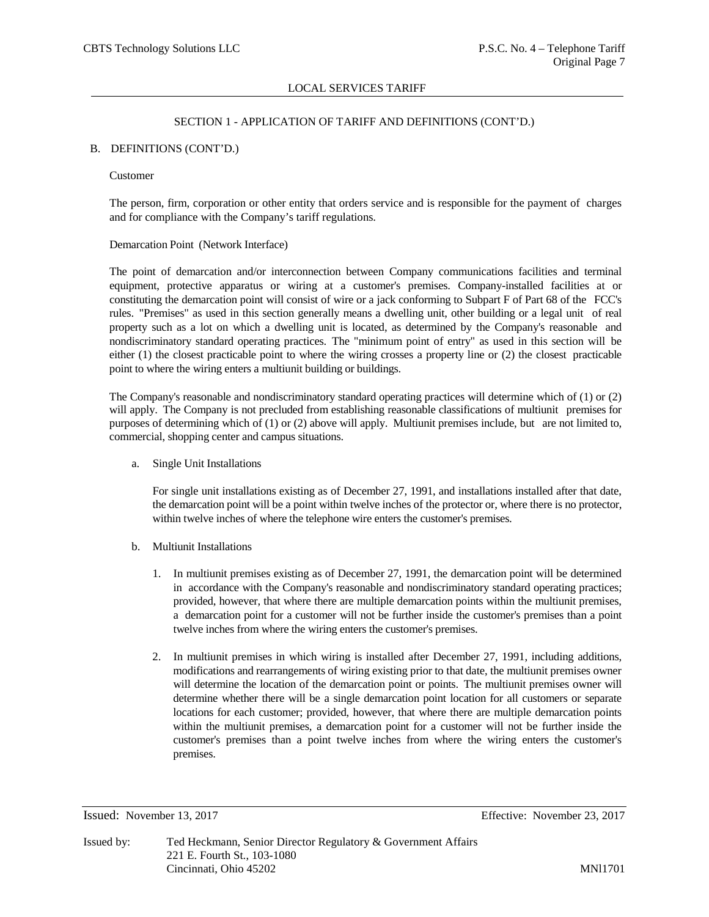## SECTION 1 - APPLICATION OF TARIFF AND DEFINITIONS (CONT'D.)

### B. DEFINITIONS (CONT'D.)

Customer

The person, firm, corporation or other entity that orders service and is responsible for the payment of charges and for compliance with the Company's tariff regulations.

Demarcation Point (Network Interface)

The point of demarcation and/or interconnection between Company communications facilities and terminal equipment, protective apparatus or wiring at a customer's premises. Company-installed facilities at or constituting the demarcation point will consist of wire or a jack conforming to Subpart F of Part 68 of the FCC's rules. "Premises" as used in this section generally means a dwelling unit, other building or a legal unit of real property such as a lot on which a dwelling unit is located, as determined by the Company's reasonable and nondiscriminatory standard operating practices. The "minimum point of entry" as used in this section will be either (1) the closest practicable point to where the wiring crosses a property line or (2) the closest practicable point to where the wiring enters a multiunit building or buildings.

The Company's reasonable and nondiscriminatory standard operating practices will determine which of (1) or (2) will apply. The Company is not precluded from establishing reasonable classifications of multiunit premises for purposes of determining which of (1) or (2) above will apply. Multiunit premises include, but are not limited to, commercial, shopping center and campus situations.

a. Single Unit Installations

   For single unit installations existing as of December 27, 1991, and installations installed after that date, the demarcation point will be a point within twelve inches of the protector or, where there is no protector, within twelve inches of where the telephone wire enters the customer's premises.

b. Multiunit Installations

   1. In multiunit premises existing as of December 27, 1991, the demarcation point will be determined in accordance with the Company's reasonable and nondiscriminatory standard operating practices; provided, however, that where there are multiple demarcation points within the multiunit premises, a demarcation point for a customer will not be further inside the customer's premises than a point twelve inches from where the wiring enters the customer's premises.

   2. In multiunit premises in which wiring is installed after December 27, 1991, including additions, modifications and rearrangements of wiring existing prior to that date, the multiunit premises owner will determine the location of the demarcation point or points. The multiunit premises owner will determine whether there will be a single demarcation point location for all customers or separate locations for each customer; provided, however, that where there are multiple demarcation points within the multiunit premises, a demarcation point for a customer will not be further inside the customer's premises than a point twelve inches from where the wiring enters the customer's premises.

Issued: November 13, 2017 Effective: November 23, 2017

Issued by: Ted Heckmann, Senior Director Regulatory & Government Affairs
221 E. Fourth St., 103-1080
Cincinnati, Ohio 45202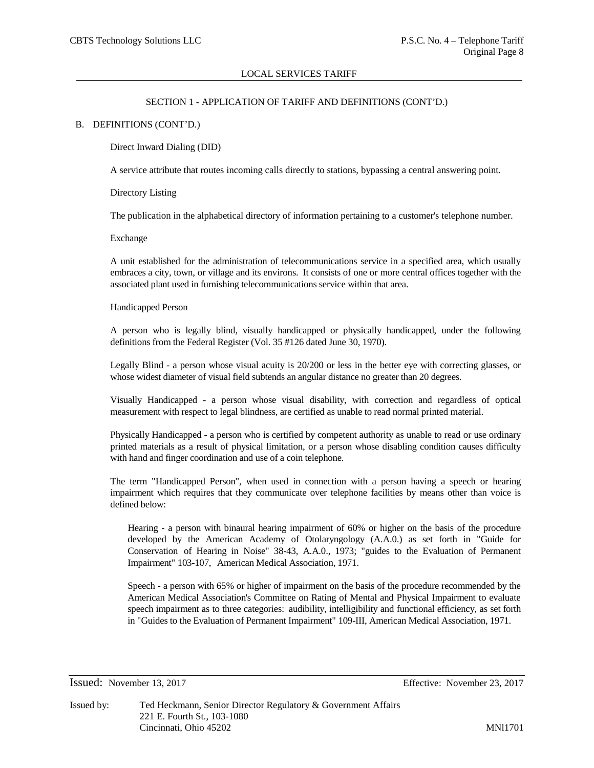LOCAL SERVICES TARIFF

SECTION 1 - APPLICATION OF TARIFF AND DEFINITIONS (CONT'D.)

B. DEFINITIONS (CONT'D.)

Direct Inward Dialing (DID)

A service attribute that routes incoming calls directly to stations, bypassing a central answering point.

Directory Listing

The publication in the alphabetical directory of information pertaining to a customer's telephone number.

Exchange

A unit established for the administration of telecommunications service in a specified area, which usually embraces a city, town, or village and its environs. It consists of one or more central offices together with the associated plant used in furnishing telecommunications service within that area.

Handicapped Person

A person who is legally blind, visually handicapped or physically handicapped, under the following definitions from the Federal Register (Vol. 35 #126 dated June 30, 1970).

Legally Blind - a person whose visual acuity is 20/200 or less in the better eye with correcting glasses, or whose widest diameter of visual field subtends an angular distance no greater than 20 degrees.

Visually Handicapped - a person whose visual disability, with correction and regardless of optical measurement with respect to legal blindness, are certified as unable to read normal printed material.

Physically Handicapped - a person who is certified by competent authority as unable to read or use ordinary printed materials as a result of physical limitation, or a person whose disabling condition causes difficulty with hand and finger coordination and use of a coin telephone.

The term "Handicapped Person", when used in connection with a person having a speech or hearing impairment which requires that they communicate over telephone facilities by means other than voice is defined below:

Hearing - a person with binaural hearing impairment of 60% or higher on the basis of the procedure developed by the American Academy of Otolaryngology (A.A.0.) as set forth in "Guide for Conservation of Hearing in Noise" 38-43, A.A.0., 1973; "guides to the Evaluation of Permanent Impairment" 103-107, American Medical Association, 1971.

Speech - a person with 65% or higher of impairment on the basis of the procedure recommended by the American Medical Association's Committee on Rating of Mental and Physical Impairment to evaluate speech impairment as to three categories: audibility, intelligibility and functional efficiency, as set forth in "Guides to the Evaluation of Permanent Impairment" 109-III, American Medical Association, 1971.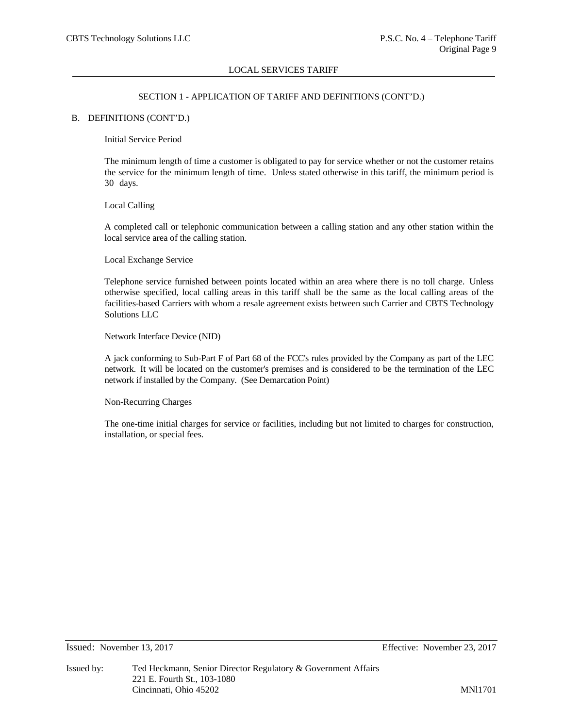## SECTION 1 - APPLICATION OF TARIFF AND DEFINITIONS (CONT'D.)

B. DEFINITIONS (CONT'D.)

Initial Service Period

The minimum length of time a customer is obligated to pay for service whether or not the customer retains the service for the minimum length of time. Unless stated otherwise in this tariff, the minimum period is 30 days.

Local Calling

A completed call or telephonic communication between a calling station and any other station within the local service area of the calling station.

Local Exchange Service

Telephone service furnished between points located within an area where there is no toll charge. Unless otherwise specified, local calling areas in this tariff shall be the same as the local calling areas of the facilities-based Carriers with whom a resale agreement exists between such Carrier and CBTS Technology Solutions LLC

Network Interface Device (NID)

A jack conforming to Sub-Part F of Part 68 of the FCC's rules provided by the Company as part of the LEC network. It will be located on the customer's premises and is considered to be the termination of the LEC network if installed by the Company. (See Demarcation Point)

Non-Recurring Charges

The one-time initial charges for service or facilities, including but not limited to charges for construction, installation, or special fees.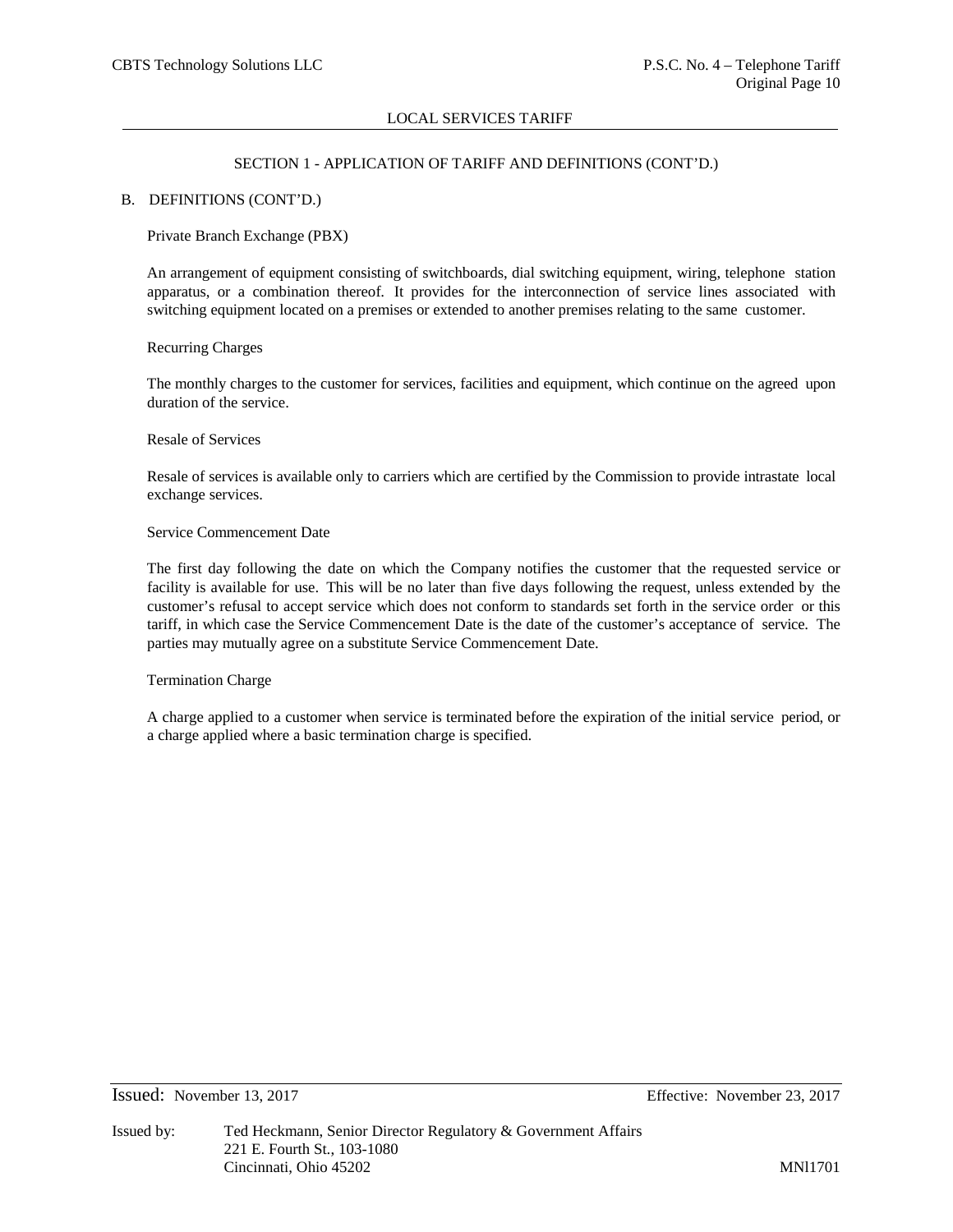## SECTION 1 - APPLICATION OF TARIFF AND DEFINITIONS (CONT'D.)

B. DEFINITIONS (CONT'D.)

Private Branch Exchange (PBX)

An arrangement of equipment consisting of switchboards, dial switching equipment, wiring, telephone station apparatus, or a combination thereof. It provides for the interconnection of service lines associated with switching equipment located on a premises or extended to another premises relating to the same customer.

Recurring Charges

The monthly charges to the customer for services, facilities and equipment, which continue on the agreed upon duration of the service.

Resale of Services

Resale of services is available only to carriers which are certified by the Commission to provide intrastate local exchange services.

Service Commencement Date

The first day following the date on which the Company notifies the customer that the requested service or facility is available for use. This will be no later than five days following the request, unless extended by the customer's refusal to accept service which does not conform to standards set forth in the service order or this tariff, in which case the Service Commencement Date is the date of the customer's acceptance of service. The parties may mutually agree on a substitute Service Commencement Date.

Termination Charge

A charge applied to a customer when service is terminated before the expiration of the initial service period, or a charge applied where a basic termination charge is specified.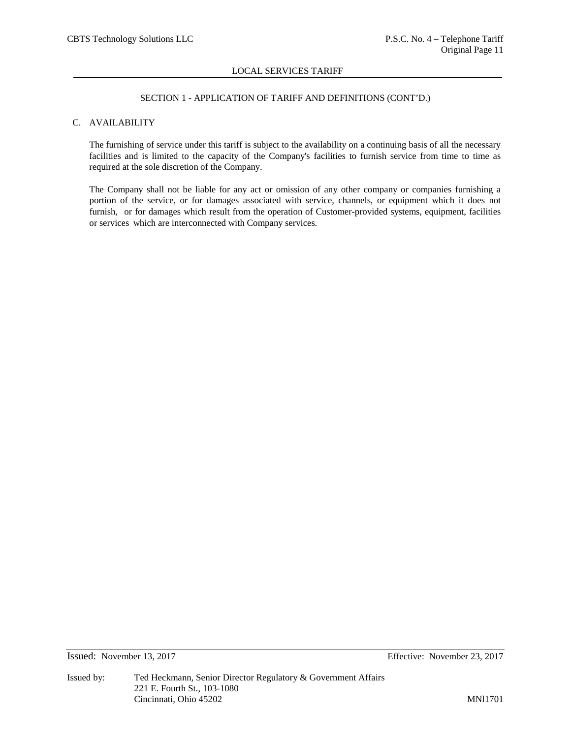LOCAL SERVICES TARIFF

SECTION 1 - APPLICATION OF TARIFF AND DEFINITIONS (CONT'D.)

## C. AVAILABILITY

The furnishing of service under this tariff is subject to the availability on a continuing basis of all the necessary facilities and is limited to the capacity of the Company's facilities to furnish service from time to time as required at the sole discretion of the Company.

The Company shall not be liable for any act or omission of any other company or companies furnishing a portion of the service, or for damages associated with service, channels, or equipment which it does not furnish, or for damages which result from the operation of Customer-provided systems, equipment, facilities or services which are interconnected with Company services.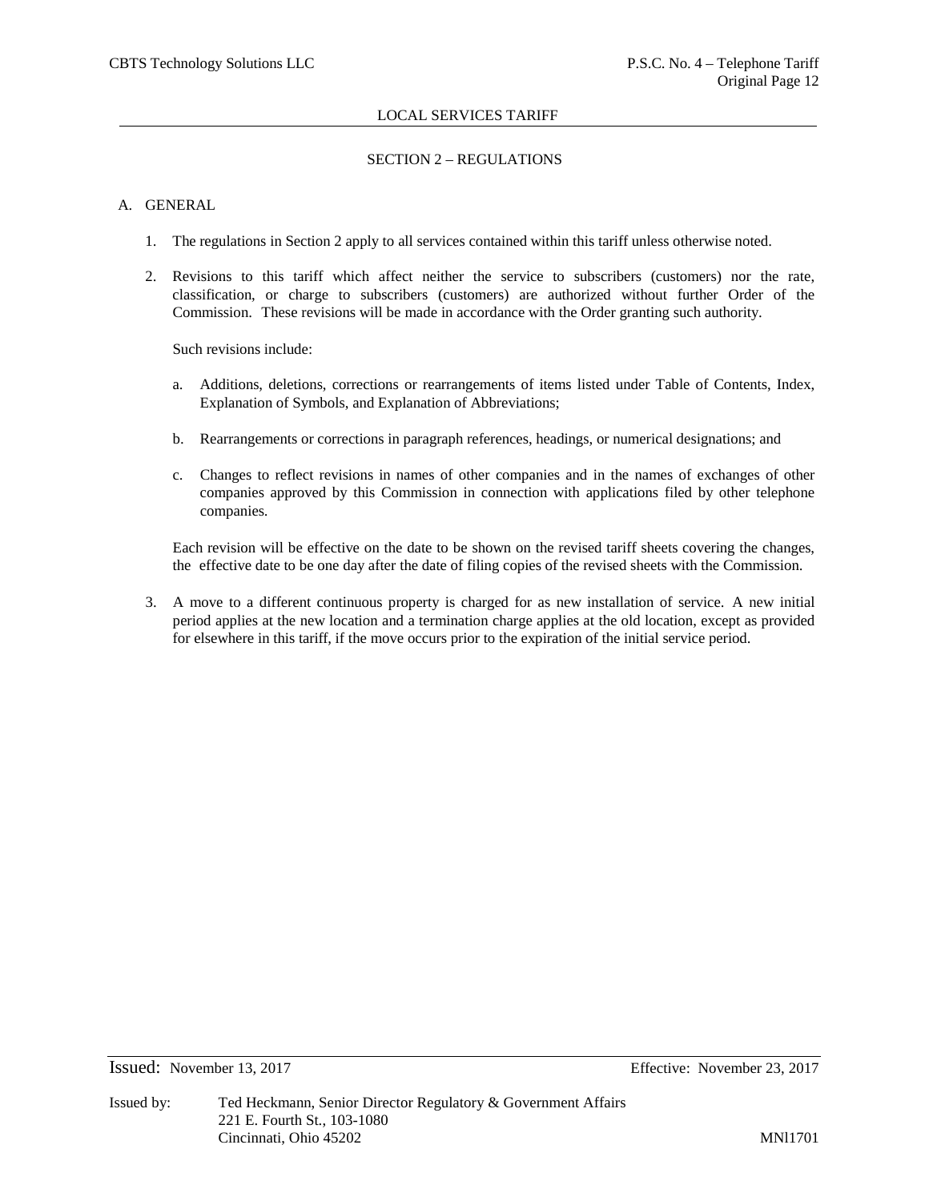## LOCAL SERVICES TARIFF

## SECTION 2 – REGULATIONS

A. GENERAL

1. The regulations in Section 2 apply to all services contained within this tariff unless otherwise noted.

2. Revisions to this tariff which affect neither the service to subscribers (customers) nor the rate, classification, or charge to subscribers (customers) are authorized without further Order of the Commission. These revisions will be made in accordance with the Order granting such authority.

   Such revisions include:

   a. Additions, deletions, corrections or rearrangements of items listed under Table of Contents, Index, Explanation of Symbols, and Explanation of Abbreviations;

   b. Rearrangements or corrections in paragraph references, headings, or numerical designations; and

   c. Changes to reflect revisions in names of other companies and in the names of exchanges of other companies approved by this Commission in connection with applications filed by other telephone companies.

   Each revision will be effective on the date to be shown on the revised tariff sheets covering the changes, the effective date to be one day after the date of filing copies of the revised sheets with the Commission.

3. A move to a different continuous property is charged for as new installation of service. A new initial period applies at the new location and a termination charge applies at the old location, except as provided for elsewhere in this tariff, if the move occurs prior to the expiration of the initial service period.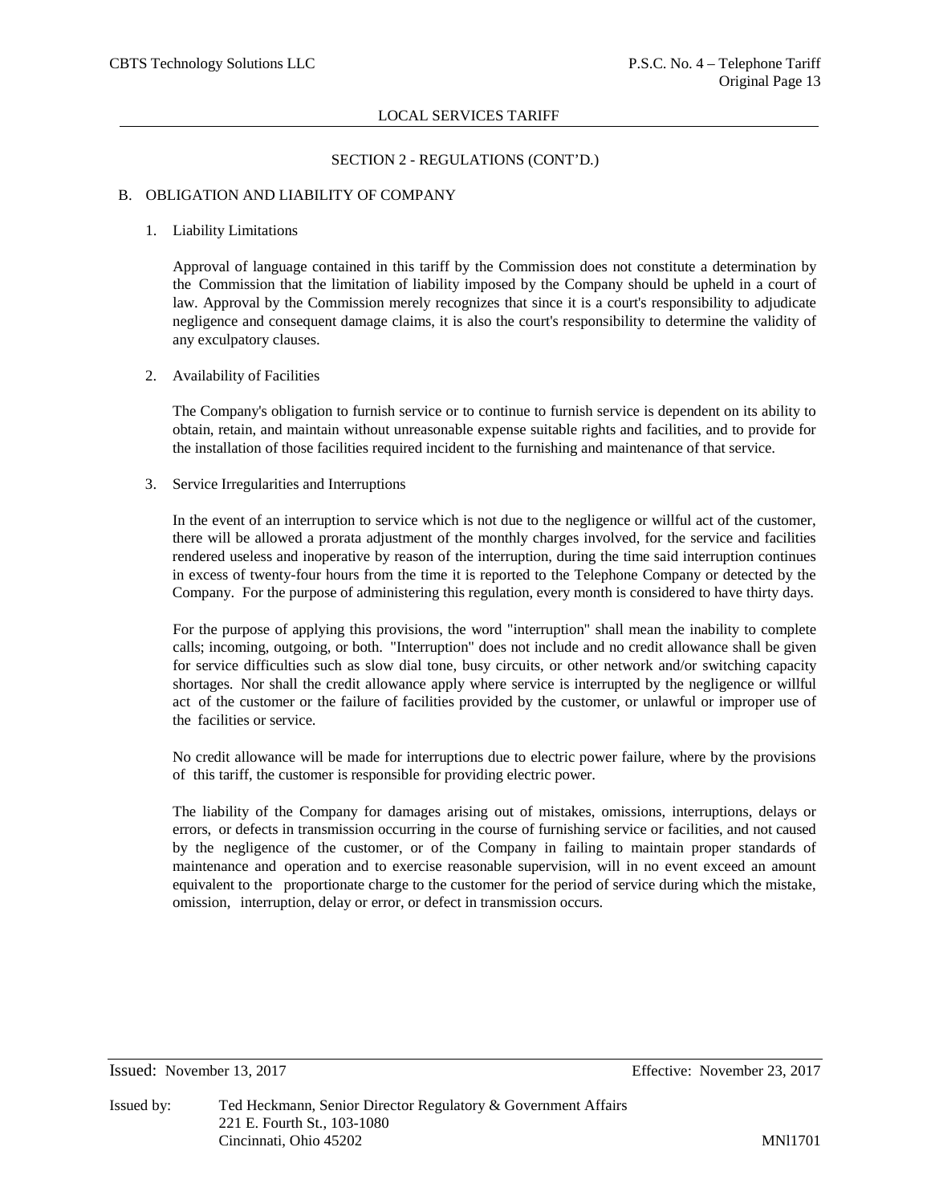LOCAL SERVICES TARIFF

SECTION 2 - REGULATIONS (CONT'D.)

B. OBLIGATION AND LIABILITY OF COMPANY

1. Liability Limitations

   Approval of language contained in this tariff by the Commission does not constitute a determination by the Commission that the limitation of liability imposed by the Company should be upheld in a court of law. Approval by the Commission merely recognizes that since it is a court's responsibility to adjudicate negligence and consequent damage claims, it is also the court's responsibility to determine the validity of any exculpatory clauses.

2. Availability of Facilities

   The Company's obligation to furnish service or to continue to furnish service is dependent on its ability to obtain, retain, and maintain without unreasonable expense suitable rights and facilities, and to provide for the installation of those facilities required incident to the furnishing and maintenance of that service.

3. Service Irregularities and Interruptions

   In the event of an interruption to service which is not due to the negligence or willful act of the customer, there will be allowed a prorata adjustment of the monthly charges involved, for the service and facilities rendered useless and inoperative by reason of the interruption, during the time said interruption continues in excess of twenty-four hours from the time it is reported to the Telephone Company or detected by the Company. For the purpose of administering this regulation, every month is considered to have thirty days.

   For the purpose of applying this provisions, the word "interruption" shall mean the inability to complete calls; incoming, outgoing, or both. "Interruption" does not include and no credit allowance shall be given for service difficulties such as slow dial tone, busy circuits, or other network and/or switching capacity shortages. Nor shall the credit allowance apply where service is interrupted by the negligence or willful act of the customer or the failure of facilities provided by the customer, or unlawful or improper use of the facilities or service.

   No credit allowance will be made for interruptions due to electric power failure, where by the provisions of this tariff, the customer is responsible for providing electric power.

   The liability of the Company for damages arising out of mistakes, omissions, interruptions, delays or errors, or defects in transmission occurring in the course of furnishing service or facilities, and not caused by the negligence of the customer, or of the Company in failing to maintain proper standards of maintenance and operation and to exercise reasonable supervision, will in no event exceed an amount equivalent to the proportionate charge to the customer for the period of service during which the mistake, omission, interruption, delay or error, or defect in transmission occurs.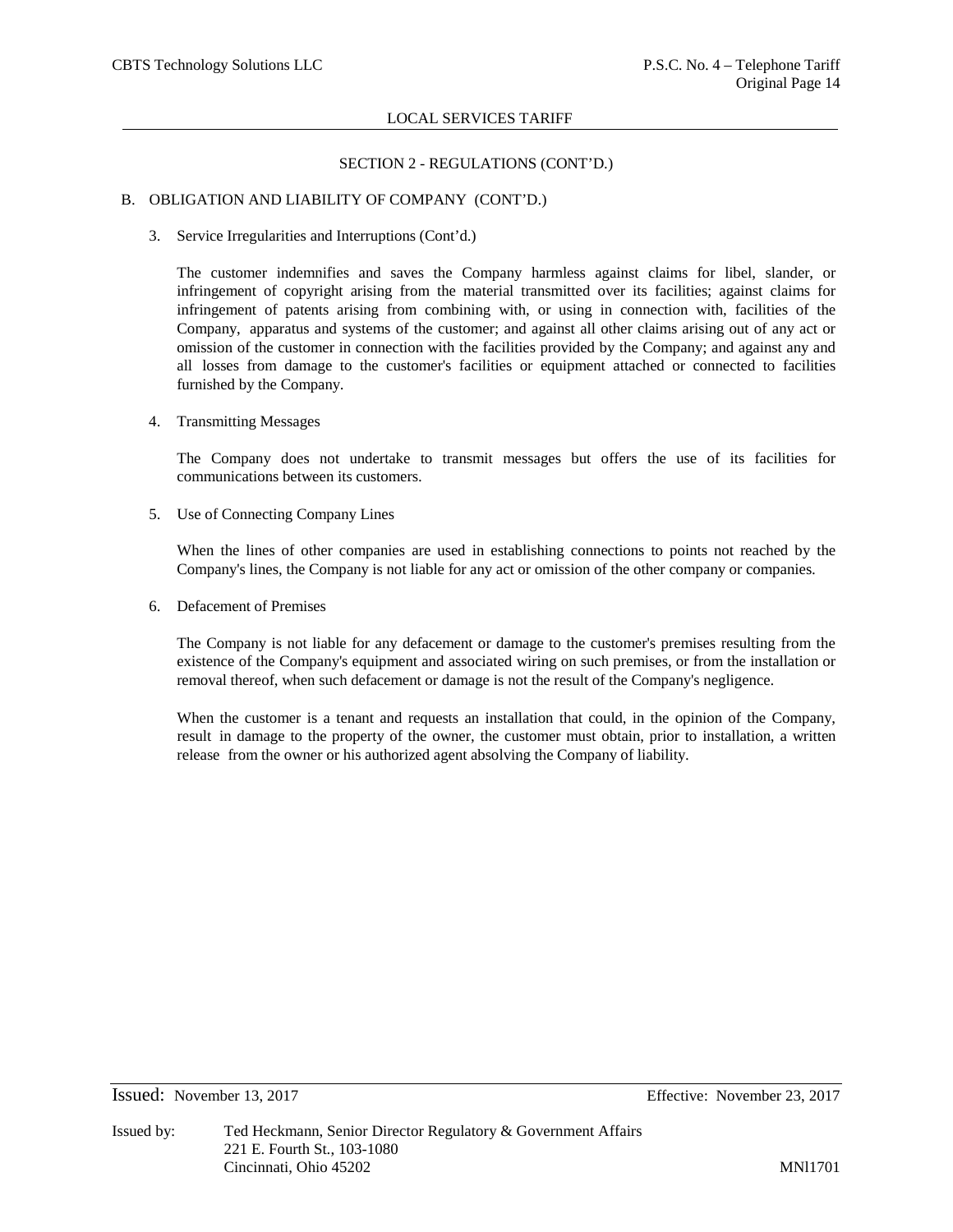## SECTION 2 - REGULATIONS (CONT'D.)

### B. OBLIGATION AND LIABILITY OF COMPANY (CONT'D.)

3. Service Irregularities and Interruptions (Cont'd.)

   The customer indemnifies and saves the Company harmless against claims for libel, slander, or infringement of copyright arising from the material transmitted over its facilities; against claims for infringement of patents arising from combining with, or using in connection with, facilities of the Company, apparatus and systems of the customer; and against all other claims arising out of any act or omission of the customer in connection with the facilities provided by the Company; and against any and all losses from damage to the customer's facilities or equipment attached or connected to facilities furnished by the Company.

4. Transmitting Messages

   The Company does not undertake to transmit messages but offers the use of its facilities for communications between its customers.

5. Use of Connecting Company Lines

   When the lines of other companies are used in establishing connections to points not reached by the Company's lines, the Company is not liable for any act or omission of the other company or companies.

6. Defacement of Premises

   The Company is not liable for any defacement or damage to the customer's premises resulting from the existence of the Company's equipment and associated wiring on such premises, or from the installation or removal thereof, when such defacement or damage is not the result of the Company's negligence.

   When the customer is a tenant and requests an installation that could, in the opinion of the Company, result in damage to the property of the owner, the customer must obtain, prior to installation, a written release from the owner or his authorized agent absolving the Company of liability.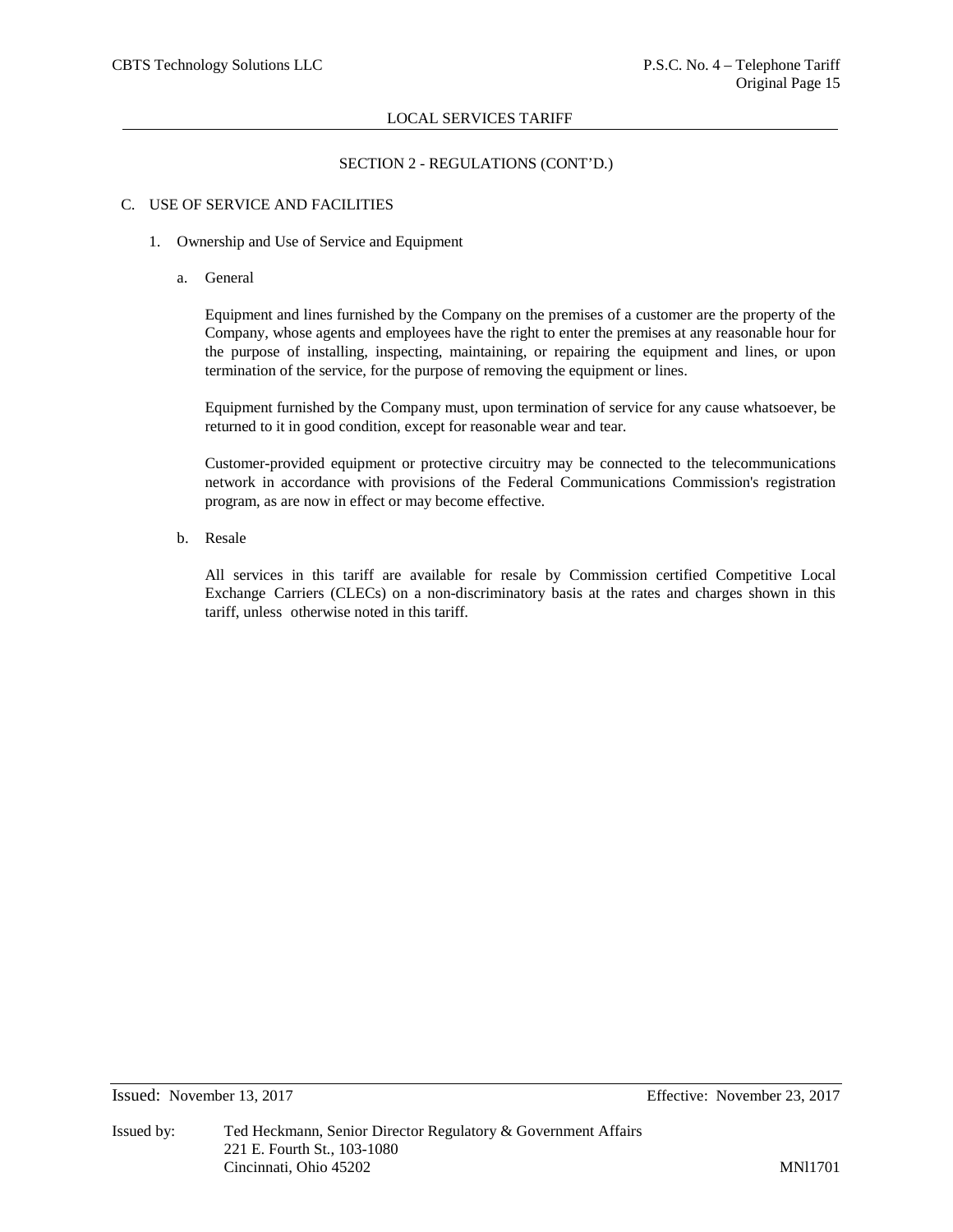LOCAL SERVICES TARIFF

SECTION 2 - REGULATIONS (CONT'D.)

C. USE OF SERVICE AND FACILITIES

1. Ownership and Use of Service and Equipment

   a. General

      Equipment and lines furnished by the Company on the premises of a customer are the property of the Company, whose agents and employees have the right to enter the premises at any reasonable hour for the purpose of installing, inspecting, maintaining, or repairing the equipment and lines, or upon termination of the service, for the purpose of removing the equipment or lines.

      Equipment furnished by the Company must, upon termination of service for any cause whatsoever, be returned to it in good condition, except for reasonable wear and tear.

      Customer-provided equipment or protective circuitry may be connected to the telecommunications network in accordance with provisions of the Federal Communications Commission's registration program, as are now in effect or may become effective.

   b. Resale

      All services in this tariff are available for resale by Commission certified Competitive Local Exchange Carriers (CLECs) on a non-discriminatory basis at the rates and charges shown in this tariff, unless otherwise noted in this tariff.

Issued: November 13, 2017 Effective: November 23, 2017

Issued by: Ted Heckmann, Senior Director Regulatory & Government Affairs
221 E. Fourth St., 103-1080
Cincinnati, Ohio 45202 MNl1701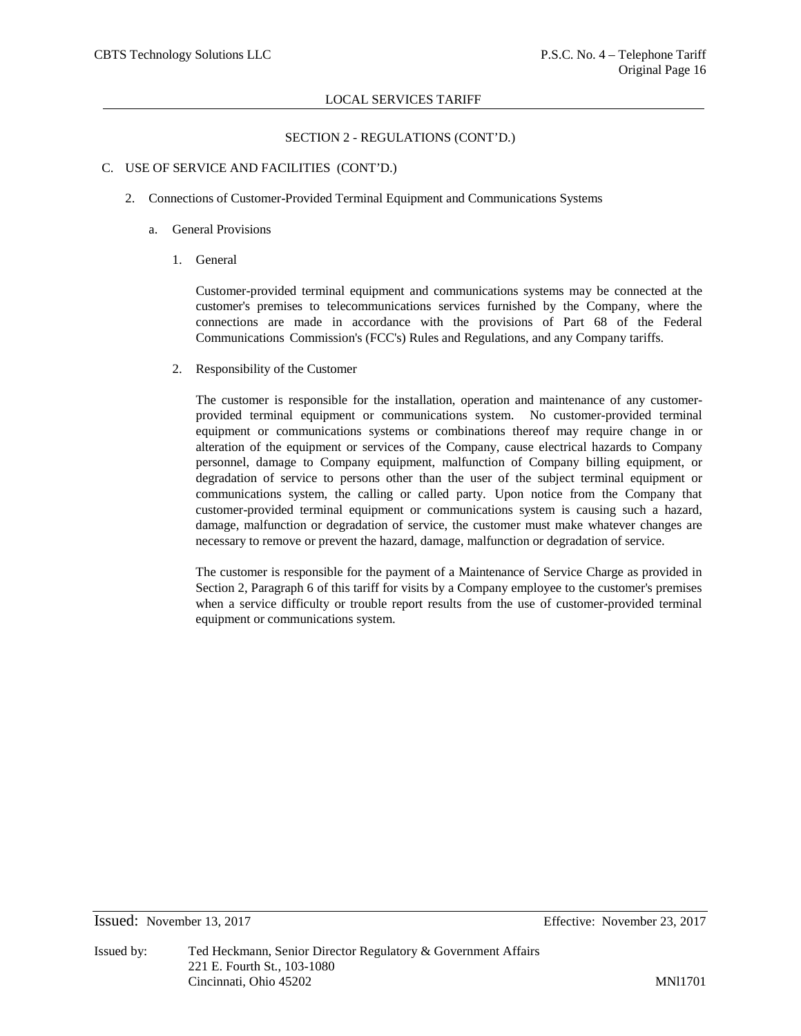## SECTION 2 - REGULATIONS (CONT'D.)

### C. USE OF SERVICE AND FACILITIES (CONT'D.)

#### 2. Connections of Customer-Provided Terminal Equipment and Communications Systems

##### a. General Provisions

1. General

   Customer-provided terminal equipment and communications systems may be connected at the customer's premises to telecommunications services furnished by the Company, where the connections are made in accordance with the provisions of Part 68 of the Federal Communications Commission's (FCC's) Rules and Regulations, and any Company tariffs.

2. Responsibility of the Customer

   The customer is responsible for the installation, operation and maintenance of any customer-provided terminal equipment or communications system. No customer-provided terminal equipment or communications systems or combinations thereof may require change in or alteration of the equipment or services of the Company, cause electrical hazards to Company personnel, damage to Company equipment, malfunction of Company billing equipment, or degradation of service to persons other than the user of the subject terminal equipment or communications system, the calling or called party. Upon notice from the Company that customer-provided terminal equipment or communications system is causing such a hazard, damage, malfunction or degradation of service, the customer must make whatever changes are necessary to remove or prevent the hazard, damage, malfunction or degradation of service.

   The customer is responsible for the payment of a Maintenance of Service Charge as provided in Section 2, Paragraph 6 of this tariff for visits by a Company employee to the customer's premises when a service difficulty or trouble report results from the use of customer-provided terminal equipment or communications system.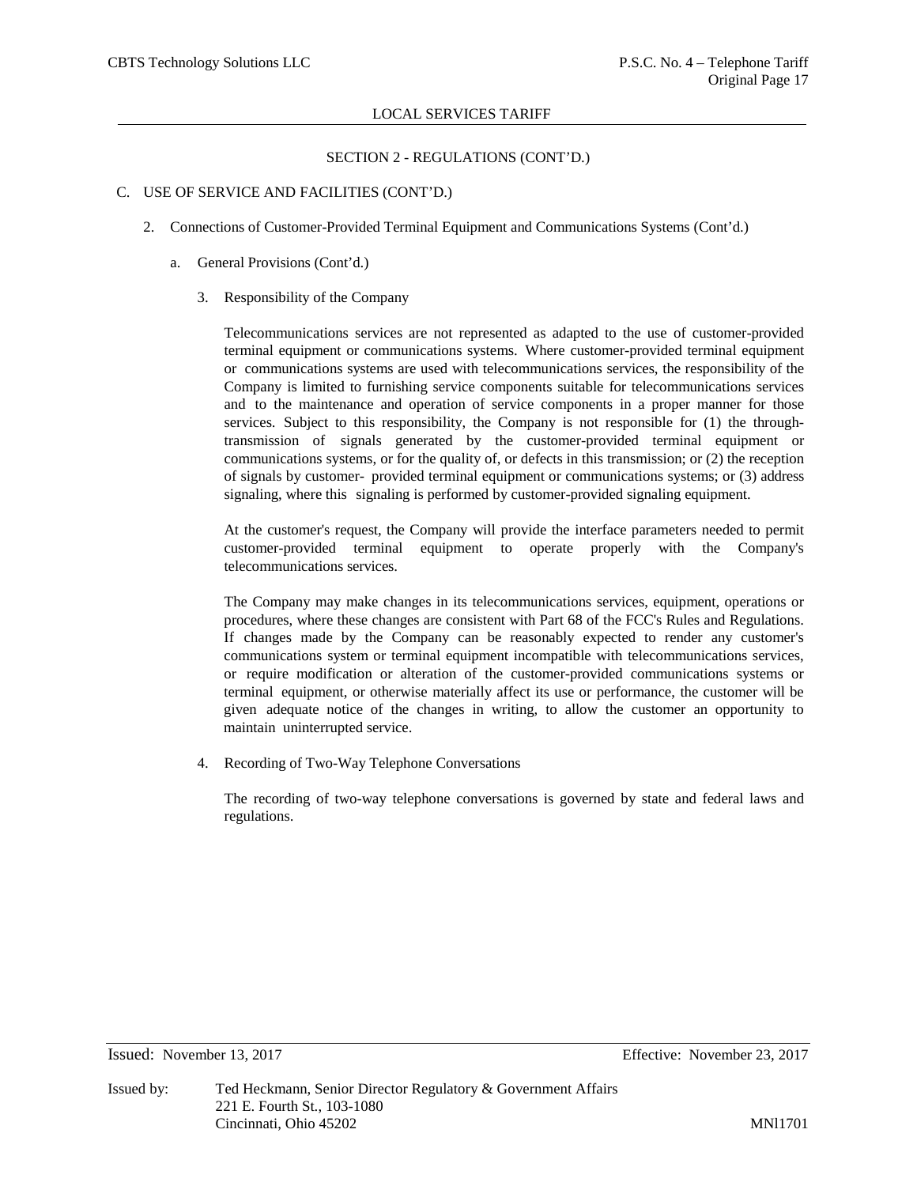SECTION 2 - REGULATIONS (CONT'D.)

C. USE OF SERVICE AND FACILITIES (CONT'D.)

2. Connections of Customer-Provided Terminal Equipment and Communications Systems (Cont'd.)

a. General Provisions (Cont'd.)

3. Responsibility of the Company

Telecommunications services are not represented as adapted to the use of customer-provided terminal equipment or communications systems. Where customer-provided terminal equipment or communications systems are used with telecommunications services, the responsibility of the Company is limited to furnishing service components suitable for telecommunications services and to the maintenance and operation of service components in a proper manner for those services. Subject to this responsibility, the Company is not responsible for (1) the through-transmission of signals generated by the customer-provided terminal equipment or communications systems, or for the quality of, or defects in this transmission; or (2) the reception of signals by customer- provided terminal equipment or communications systems; or (3) address signaling, where this signaling is performed by customer-provided signaling equipment.

At the customer's request, the Company will provide the interface parameters needed to permit customer-provided terminal equipment to operate properly with the Company's telecommunications services.

The Company may make changes in its telecommunications services, equipment, operations or procedures, where these changes are consistent with Part 68 of the FCC's Rules and Regulations. If changes made by the Company can be reasonably expected to render any customer's communications system or terminal equipment incompatible with telecommunications services, or require modification or alteration of the customer-provided communications systems or terminal equipment, or otherwise materially affect its use or performance, the customer will be given adequate notice of the changes in writing, to allow the customer an opportunity to maintain uninterrupted service.

4. Recording of Two-Way Telephone Conversations

The recording of two-way telephone conversations is governed by state and federal laws and regulations.

Issued: November 13, 2017 Effective: November 23, 2017

Issued by: Ted Heckmann, Senior Director Regulatory & Government Affairs
221 E. Fourth St., 103-1080
Cincinnati, Ohio 45202 MNl1701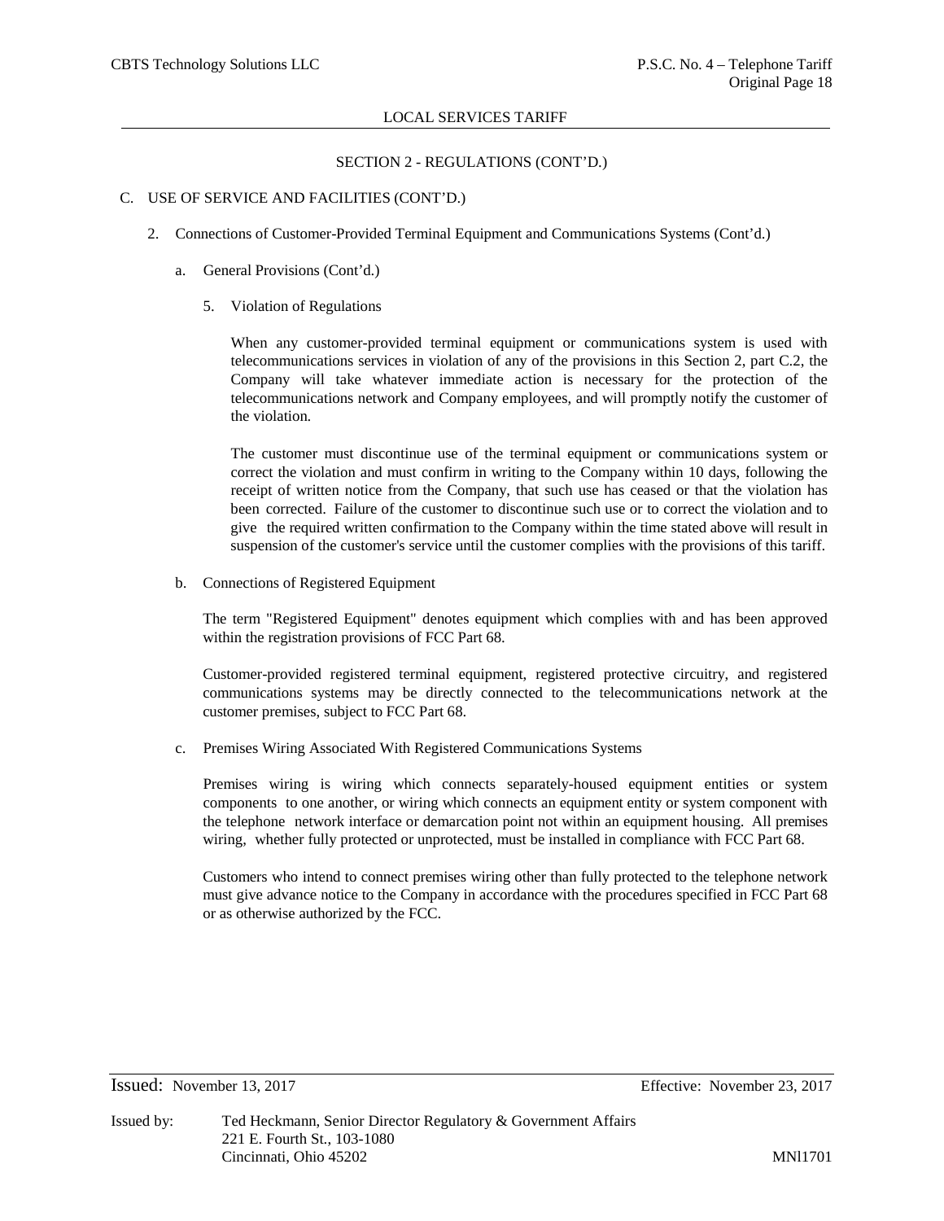SECTION 2 - REGULATIONS (CONT'D.)

C. USE OF SERVICE AND FACILITIES (CONT'D.)

2. Connections of Customer-Provided Terminal Equipment and Communications Systems (Cont'd.)

a. General Provisions (Cont'd.)

5. Violation of Regulations

When any customer-provided terminal equipment or communications system is used with telecommunications services in violation of any of the provisions in this Section 2, part C.2, the Company will take whatever immediate action is necessary for the protection of the telecommunications network and Company employees, and will promptly notify the customer of the violation.

The customer must discontinue use of the terminal equipment or communications system or correct the violation and must confirm in writing to the Company within 10 days, following the receipt of written notice from the Company, that such use has ceased or that the violation has been corrected. Failure of the customer to discontinue such use or to correct the violation and to give the required written confirmation to the Company within the time stated above will result in suspension of the customer's service until the customer complies with the provisions of this tariff.

b. Connections of Registered Equipment

The term "Registered Equipment" denotes equipment which complies with and has been approved within the registration provisions of FCC Part 68.

Customer-provided registered terminal equipment, registered protective circuitry, and registered communications systems may be directly connected to the telecommunications network at the customer premises, subject to FCC Part 68.

c. Premises Wiring Associated With Registered Communications Systems

Premises wiring is wiring which connects separately-housed equipment entities or system components to one another, or wiring which connects an equipment entity or system component with the telephone network interface or demarcation point not within an equipment housing. All premises wiring, whether fully protected or unprotected, must be installed in compliance with FCC Part 68.

Customers who intend to connect premises wiring other than fully protected to the telephone network must give advance notice to the Company in accordance with the procedures specified in FCC Part 68 or as otherwise authorized by the FCC.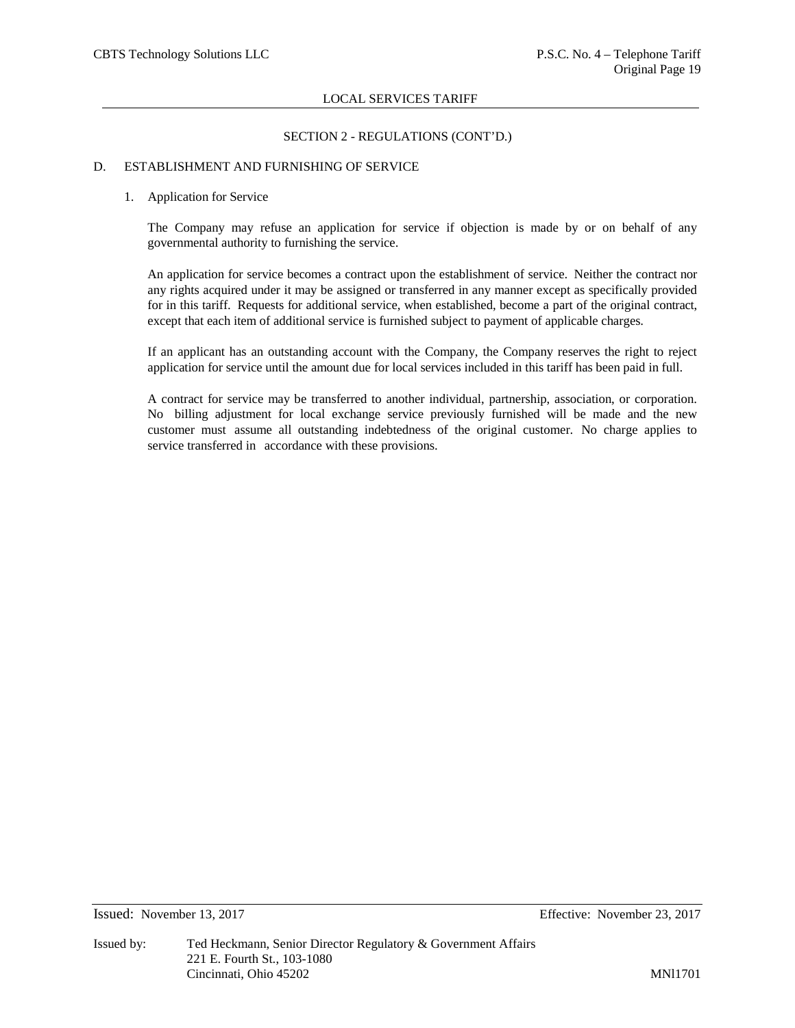LOCAL SERVICES TARIFF

SECTION 2 - REGULATIONS (CONT'D.)

D. ESTABLISHMENT AND FURNISHING OF SERVICE

1. Application for Service

The Company may refuse an application for service if objection is made by or on behalf of any governmental authority to furnishing the service.

An application for service becomes a contract upon the establishment of service. Neither the contract nor any rights acquired under it may be assigned or transferred in any manner except as specifically provided for in this tariff. Requests for additional service, when established, become a part of the original contract, except that each item of additional service is furnished subject to payment of applicable charges.

If an applicant has an outstanding account with the Company, the Company reserves the right to reject application for service until the amount due for local services included in this tariff has been paid in full.

A contract for service may be transferred to another individual, partnership, association, or corporation. No billing adjustment for local exchange service previously furnished will be made and the new customer must assume all outstanding indebtedness of the original customer. No charge applies to service transferred in accordance with these provisions.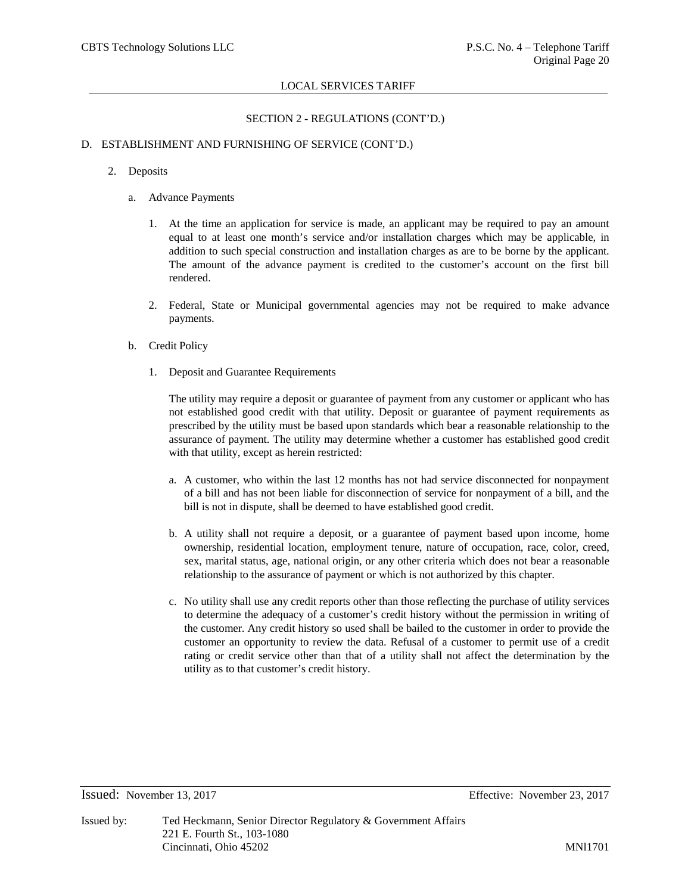## SECTION 2 - REGULATIONS (CONT'D.)

### D. ESTABLISHMENT AND FURNISHING OF SERVICE (CONT'D.)

2. Deposits

   a. Advance Payments

      1. At the time an application for service is made, an applicant may be required to pay an amount equal to at least one month's service and/or installation charges which may be applicable, in addition to such special construction and installation charges as are to be borne by the applicant. The amount of the advance payment is credited to the customer's account on the first bill rendered.

      2. Federal, State or Municipal governmental agencies may not be required to make advance payments.

   b. Credit Policy

      1. Deposit and Guarantee Requirements

         The utility may require a deposit or guarantee of payment from any customer or applicant who has not established good credit with that utility. Deposit or guarantee of payment requirements as prescribed by the utility must be based upon standards which bear a reasonable relationship to the assurance of payment. The utility may determine whether a customer has established good credit with that utility, except as herein restricted:

         a. A customer, who within the last 12 months has not had service disconnected for nonpayment of a bill and has not been liable for disconnection of service for nonpayment of a bill, and the bill is not in dispute, shall be deemed to have established good credit.

         b. A utility shall not require a deposit, or a guarantee of payment based upon income, home ownership, residential location, employment tenure, nature of occupation, race, color, creed, sex, marital status, age, national origin, or any other criteria which does not bear a reasonable relationship to the assurance of payment or which is not authorized by this chapter.

         c. No utility shall use any credit reports other than those reflecting the purchase of utility services to determine the adequacy of a customer's credit history without the permission in writing of the customer. Any credit history so used shall be bailed to the customer in order to provide the customer an opportunity to review the data. Refusal of a customer to permit use of a credit rating or credit service other than that of a utility shall not affect the determination by the utility as to that customer's credit history.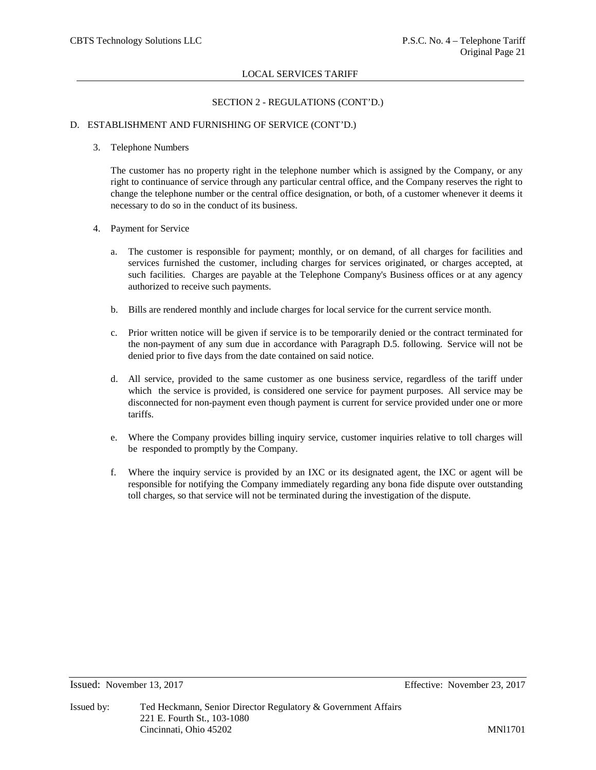LOCAL SERVICES TARIFF

SECTION 2 - REGULATIONS (CONT'D.)

D. ESTABLISHMENT AND FURNISHING OF SERVICE (CONT'D.)

3. Telephone Numbers

   The customer has no property right in the telephone number which is assigned by the Company, or any right to continuance of service through any particular central office, and the Company reserves the right to change the telephone number or the central office designation, or both, of a customer whenever it deems it necessary to do so in the conduct of its business.

4. Payment for Service

   a. The customer is responsible for payment; monthly, or on demand, of all charges for facilities and services furnished the customer, including charges for services originated, or charges accepted, at such facilities. Charges are payable at the Telephone Company's Business offices or at any agency authorized to receive such payments.

   b. Bills are rendered monthly and include charges for local service for the current service month.

   c. Prior written notice will be given if service is to be temporarily denied or the contract terminated for the non-payment of any sum due in accordance with Paragraph D.5. following. Service will not be denied prior to five days from the date contained on said notice.

   d. All service, provided to the same customer as one business service, regardless of the tariff under which the service is provided, is considered one service for payment purposes. All service may be disconnected for non-payment even though payment is current for service provided under one or more tariffs.

   e. Where the Company provides billing inquiry service, customer inquiries relative to toll charges will be responded to promptly by the Company.

   f. Where the inquiry service is provided by an IXC or its designated agent, the IXC or agent will be responsible for notifying the Company immediately regarding any bona fide dispute over outstanding toll charges, so that service will not be terminated during the investigation of the dispute.

Issued: November 13, 2017 Effective: November 23, 2017

Issued by: Ted Heckmann, Senior Director Regulatory & Government Affairs
221 E. Fourth St., 103-1080
Cincinnati, Ohio 45202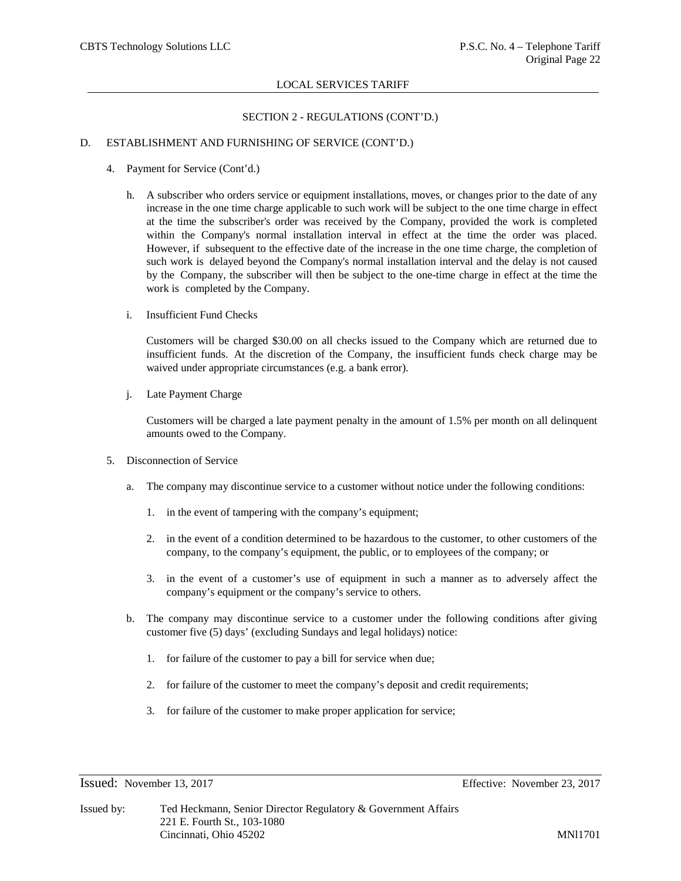## LOCAL SERVICES TARIFF

### SECTION 2 - REGULATIONS (CONT'D.)

D. ESTABLISHMENT AND FURNISHING OF SERVICE (CONT'D.)

4. Payment for Service (Cont'd.)

   h. A subscriber who orders service or equipment installations, moves, or changes prior to the date of any increase in the one time charge applicable to such work will be subject to the one time charge in effect at the time the subscriber's order was received by the Company, provided the work is completed within the Company's normal installation interval in effect at the time the order was placed. However, if subsequent to the effective date of the increase in the one time charge, the completion of such work is delayed beyond the Company's normal installation interval and the delay is not caused by the Company, the subscriber will then be subject to the one-time charge in effect at the time the work is completed by the Company.

   i. Insufficient Fund Checks

      Customers will be charged $30.00 on all checks issued to the Company which are returned due to insufficient funds. At the discretion of the Company, the insufficient funds check charge may be waived under appropriate circumstances (e.g. a bank error).

   j. Late Payment Charge

      Customers will be charged a late payment penalty in the amount of 1.5% per month on all delinquent amounts owed to the Company.

5. Disconnection of Service

   a. The company may discontinue service to a customer without notice under the following conditions:

      1. in the event of tampering with the company's equipment;

      2. in the event of a condition determined to be hazardous to the customer, to other customers of the company, to the company's equipment, the public, or to employees of the company; or

      3. in the event of a customer's use of equipment in such a manner as to adversely affect the company's equipment or the company's service to others.

   b. The company may discontinue service to a customer under the following conditions after giving customer five (5) days' (excluding Sundays and legal holidays) notice:

      1. for failure of the customer to pay a bill for service when due;

      2. for failure of the customer to meet the company's deposit and credit requirements;

      3. for failure of the customer to make proper application for service;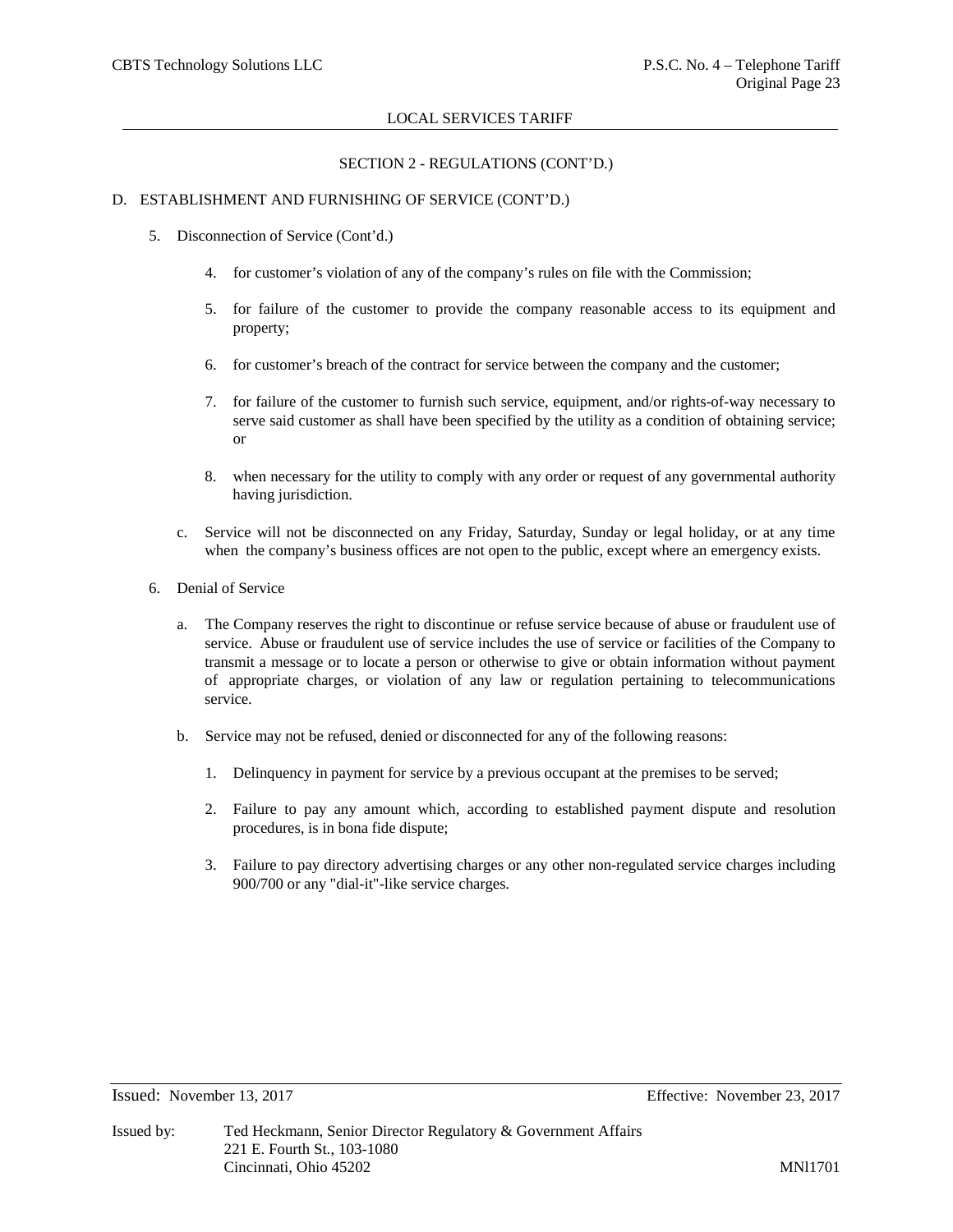LOCAL SERVICES TARIFF

SECTION 2 - REGULATIONS (CONT'D.)

D. ESTABLISHMENT AND FURNISHING OF SERVICE (CONT'D.)

5. Disconnection of Service (Cont'd.)

   4. for customer's violation of any of the company's rules on file with the Commission;

   5. for failure of the customer to provide the company reasonable access to its equipment and property;

   6. for customer's breach of the contract for service between the company and the customer;

   7. for failure of the customer to furnish such service, equipment, and/or rights-of-way necessary to serve said customer as shall have been specified by the utility as a condition of obtaining service; or

   8. when necessary for the utility to comply with any order or request of any governmental authority having jurisdiction.

   c. Service will not be disconnected on any Friday, Saturday, Sunday or legal holiday, or at any time when the company's business offices are not open to the public, except where an emergency exists.

6. Denial of Service

   a. The Company reserves the right to discontinue or refuse service because of abuse or fraudulent use of service. Abuse or fraudulent use of service includes the use of service or facilities of the Company to transmit a message or to locate a person or otherwise to give or obtain information without payment of appropriate charges, or violation of any law or regulation pertaining to telecommunications service.

   b. Service may not be refused, denied or disconnected for any of the following reasons:

      1. Delinquency in payment for service by a previous occupant at the premises to be served;

      2. Failure to pay any amount which, according to established payment dispute and resolution procedures, is in bona fide dispute;

      3. Failure to pay directory advertising charges or any other non-regulated service charges including 900/700 or any "dial-it"-like service charges.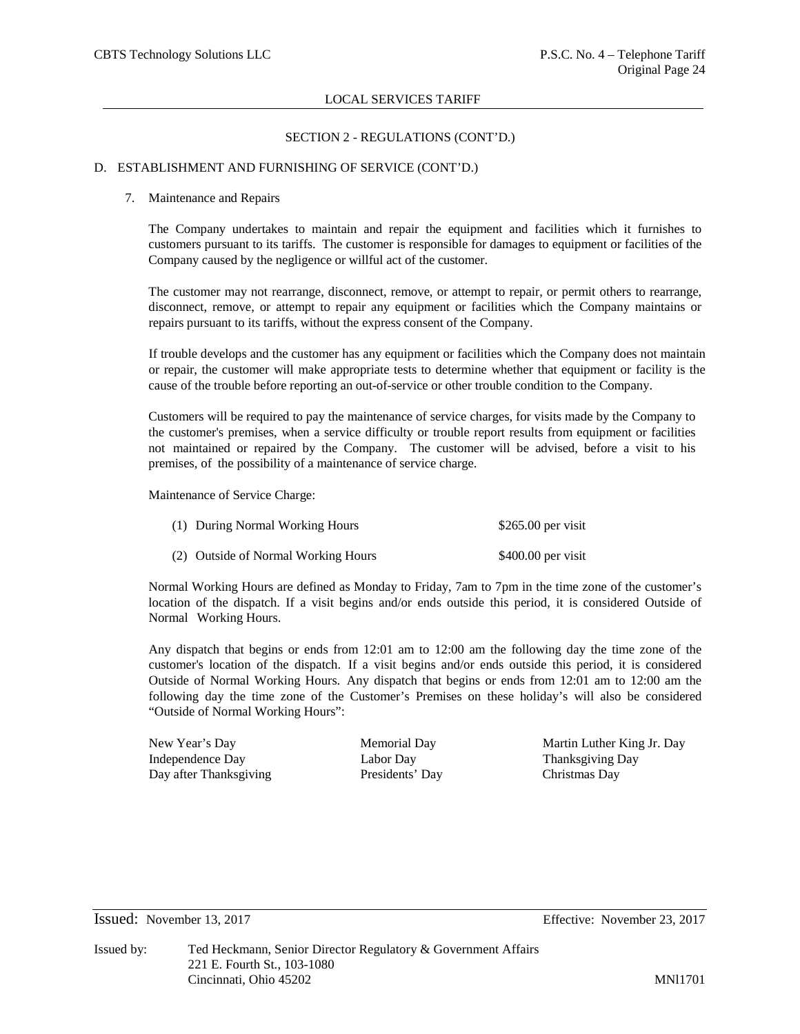LOCAL SERVICES TARIFF

SECTION 2 - REGULATIONS (CONT'D.)

D. ESTABLISHMENT AND FURNISHING OF SERVICE (CONT'D.)

7. Maintenance and Repairs

The Company undertakes to maintain and repair the equipment and facilities which it furnishes to customers pursuant to its tariffs. The customer is responsible for damages to equipment or facilities of the Company caused by the negligence or willful act of the customer.

The customer may not rearrange, disconnect, remove, or attempt to repair, or permit others to rearrange, disconnect, remove, or attempt to repair any equipment or facilities which the Company maintains or repairs pursuant to its tariffs, without the express consent of the Company.

If trouble develops and the customer has any equipment or facilities which the Company does not maintain or repair, the customer will make appropriate tests to determine whether that equipment or facility is the cause of the trouble before reporting an out-of-service or other trouble condition to the Company.

Customers will be required to pay the maintenance of service charges, for visits made by the Company to the customer's premises, when a service difficulty or trouble report results from equipment or facilities not maintained or repaired by the Company. The customer will be advised, before a visit to his premises, of the possibility of a maintenance of service charge.

Maintenance of Service Charge:

| | |
|---|---|
| (1) During Normal Working Hours | $265.00 per visit |
| (2) Outside of Normal Working Hours | $400.00 per visit |

Normal Working Hours are defined as Monday to Friday, 7am to 7pm in the time zone of the customer's location of the dispatch. If a visit begins and/or ends outside this period, it is considered Outside of Normal Working Hours.

Any dispatch that begins or ends from 12:01 am to 12:00 am the following day the time zone of the customer's location of the dispatch. If a visit begins and/or ends outside this period, it is considered Outside of Normal Working Hours. Any dispatch that begins or ends from 12:01 am to 12:00 am the following day the time zone of the Customer's Premises on these holiday's will also be considered "Outside of Normal Working Hours":

| | | |
|---|---|---|
| New Year's Day | Memorial Day | Martin Luther King Jr. Day |
| Independence Day | Labor Day | Thanksgiving Day |
| Day after Thanksgiving | Presidents' Day | Christmas Day |

Issued: November 13, 2017 Effective: November 23, 2017

Issued by: Ted Heckmann, Senior Director Regulatory & Government Affairs
221 E. Fourth St., 103-1080
Cincinnati, Ohio 45202

MNl1701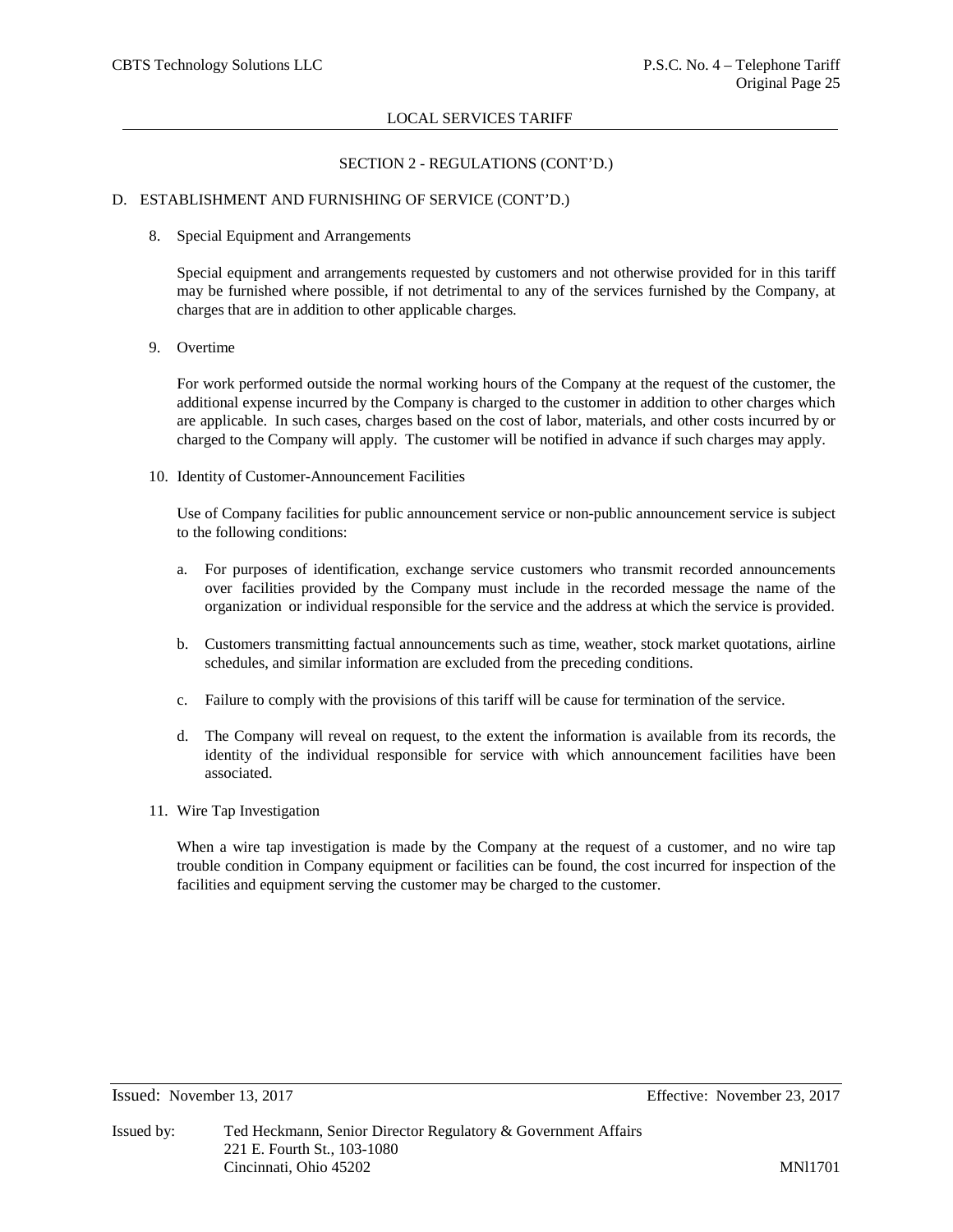LOCAL SERVICES TARIFF

SECTION 2 - REGULATIONS (CONT'D.)

D. ESTABLISHMENT AND FURNISHING OF SERVICE (CONT'D.)

8. Special Equipment and Arrangements

   Special equipment and arrangements requested by customers and not otherwise provided for in this tariff may be furnished where possible, if not detrimental to any of the services furnished by the Company, at charges that are in addition to other applicable charges.

9. Overtime

   For work performed outside the normal working hours of the Company at the request of the customer, the additional expense incurred by the Company is charged to the customer in addition to other charges which are applicable. In such cases, charges based on the cost of labor, materials, and other costs incurred by or charged to the Company will apply. The customer will be notified in advance if such charges may apply.

10. Identity of Customer-Announcement Facilities

    Use of Company facilities for public announcement service or non-public announcement service is subject to the following conditions:

    a. For purposes of identification, exchange service customers who transmit recorded announcements over facilities provided by the Company must include in the recorded message the name of the organization or individual responsible for the service and the address at which the service is provided.

    b. Customers transmitting factual announcements such as time, weather, stock market quotations, airline schedules, and similar information are excluded from the preceding conditions.

    c. Failure to comply with the provisions of this tariff will be cause for termination of the service.

    d. The Company will reveal on request, to the extent the information is available from its records, the identity of the individual responsible for service with which announcement facilities have been associated.

11. Wire Tap Investigation

    When a wire tap investigation is made by the Company at the request of a customer, and no wire tap trouble condition in Company equipment or facilities can be found, the cost incurred for inspection of the facilities and equipment serving the customer may be charged to the customer.

Issued: November 13, 2017 Effective: November 23, 2017

Issued by: Ted Heckmann, Senior Director Regulatory & Government Affairs
221 E. Fourth St., 103-1080
Cincinnati, Ohio 45202 MNl1701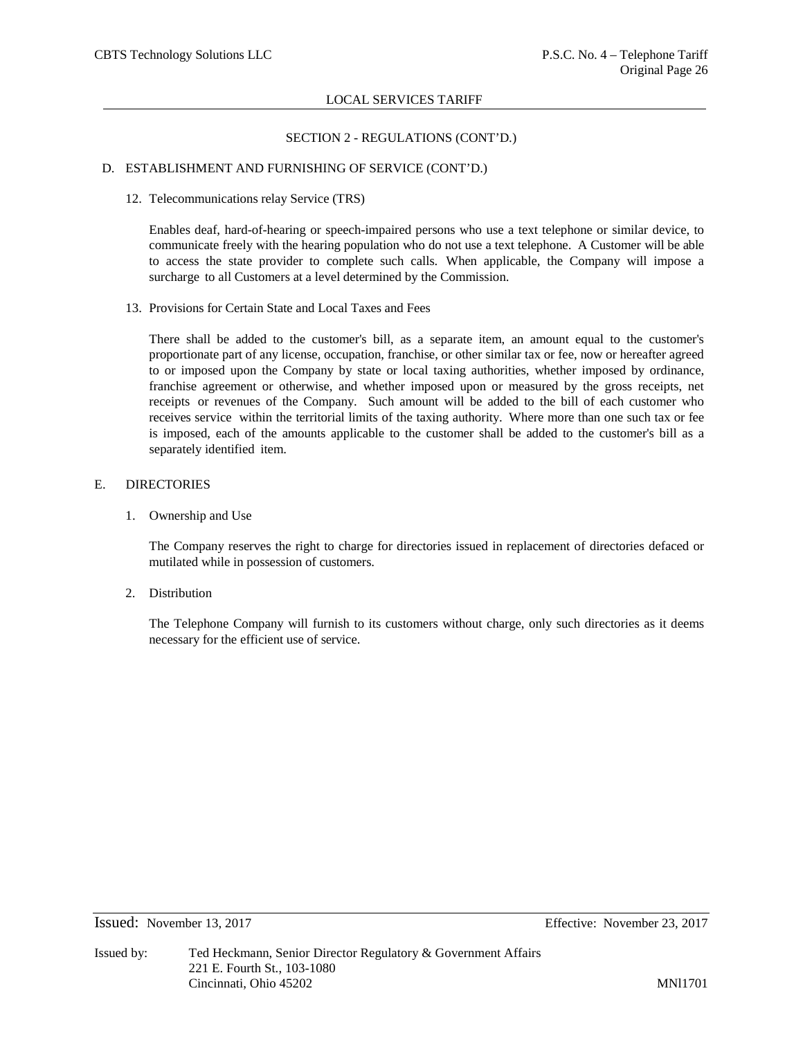LOCAL SERVICES TARIFF

## SECTION 2 - REGULATIONS (CONT'D.)

### D. ESTABLISHMENT AND FURNISHING OF SERVICE (CONT'D.)

12. Telecommunications relay Service (TRS)

    Enables deaf, hard-of-hearing or speech-impaired persons who use a text telephone or similar device, to communicate freely with the hearing population who do not use a text telephone. A Customer will be able to access the state provider to complete such calls. When applicable, the Company will impose a surcharge to all Customers at a level determined by the Commission.

13. Provisions for Certain State and Local Taxes and Fees

    There shall be added to the customer's bill, as a separate item, an amount equal to the customer's proportionate part of any license, occupation, franchise, or other similar tax or fee, now or hereafter agreed to or imposed upon the Company by state or local taxing authorities, whether imposed by ordinance, franchise agreement or otherwise, and whether imposed upon or measured by the gross receipts, net receipts or revenues of the Company. Such amount will be added to the bill of each customer who receives service within the territorial limits of the taxing authority. Where more than one such tax or fee is imposed, each of the amounts applicable to the customer shall be added to the customer's bill as a separately identified item.

### E. DIRECTORIES

1. Ownership and Use

   The Company reserves the right to charge for directories issued in replacement of directories defaced or mutilated while in possession of customers.

2. Distribution

   The Telephone Company will furnish to its customers without charge, only such directories as it deems necessary for the efficient use of service.

Issued: November 13, 2017 Effective: November 23, 2017

Issued by: Ted Heckmann, Senior Director Regulatory & Government Affairs
221 E. Fourth St., 103-1080
Cincinnati, Ohio 45202

MNl1701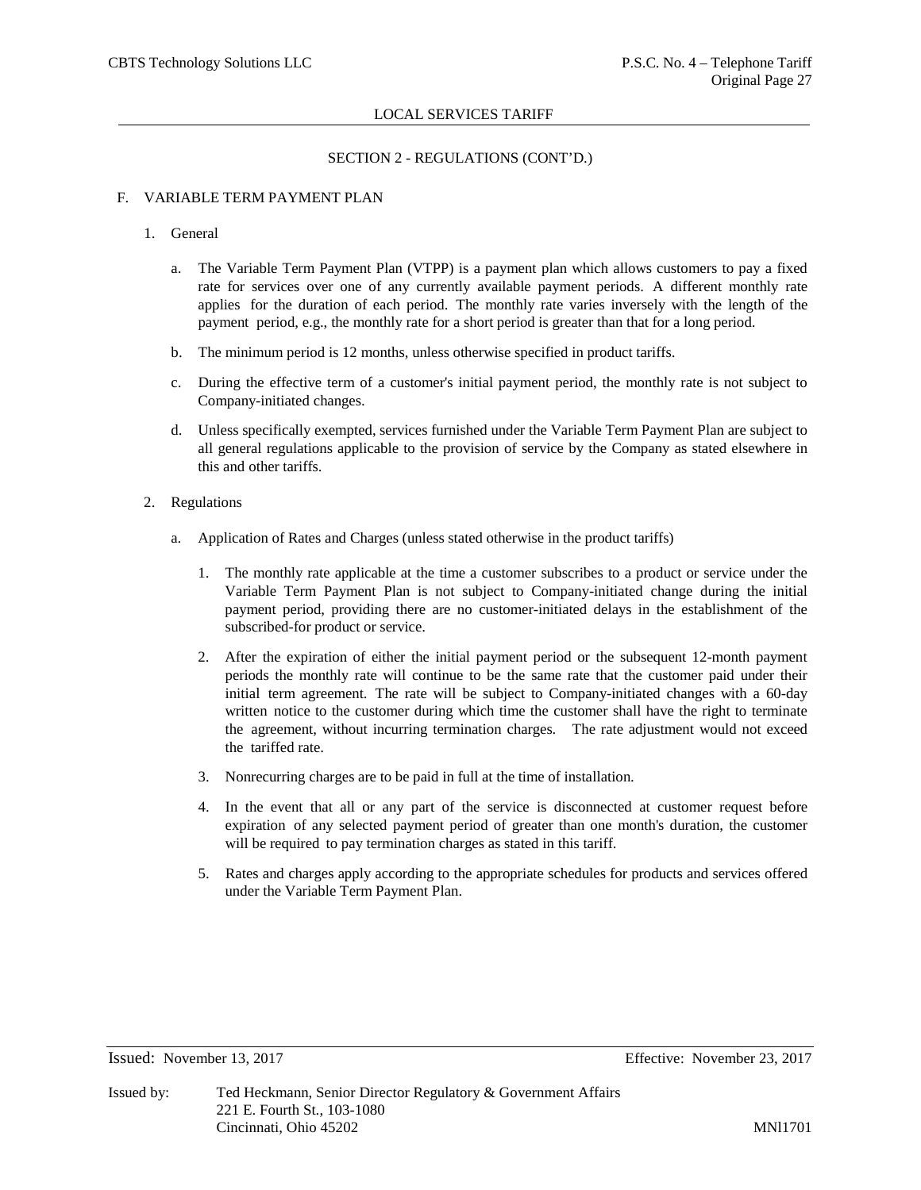LOCAL SERVICES TARIFF

SECTION 2 - REGULATIONS (CONT'D.)

F. VARIABLE TERM PAYMENT PLAN

1. General

   a. The Variable Term Payment Plan (VTPP) is a payment plan which allows customers to pay a fixed rate for services over one of any currently available payment periods. A different monthly rate applies for the duration of each period. The monthly rate varies inversely with the length of the payment period, e.g., the monthly rate for a short period is greater than that for a long period.

   b. The minimum period is 12 months, unless otherwise specified in product tariffs.

   c. During the effective term of a customer's initial payment period, the monthly rate is not subject to Company-initiated changes.

   d. Unless specifically exempted, services furnished under the Variable Term Payment Plan are subject to all general regulations applicable to the provision of service by the Company as stated elsewhere in this and other tariffs.

2. Regulations

   a. Application of Rates and Charges (unless stated otherwise in the product tariffs)

      1. The monthly rate applicable at the time a customer subscribes to a product or service under the Variable Term Payment Plan is not subject to Company-initiated change during the initial payment period, providing there are no customer-initiated delays in the establishment of the subscribed-for product or service.

      2. After the expiration of either the initial payment period or the subsequent 12-month payment periods the monthly rate will continue to be the same rate that the customer paid under their initial term agreement. The rate will be subject to Company-initiated changes with a 60-day written notice to the customer during which time the customer shall have the right to terminate the agreement, without incurring termination charges. The rate adjustment would not exceed the tariffed rate.

      3. Nonrecurring charges are to be paid in full at the time of installation.

      4. In the event that all or any part of the service is disconnected at customer request before expiration of any selected payment period of greater than one month's duration, the customer will be required to pay termination charges as stated in this tariff.

      5. Rates and charges apply according to the appropriate schedules for products and services offered under the Variable Term Payment Plan.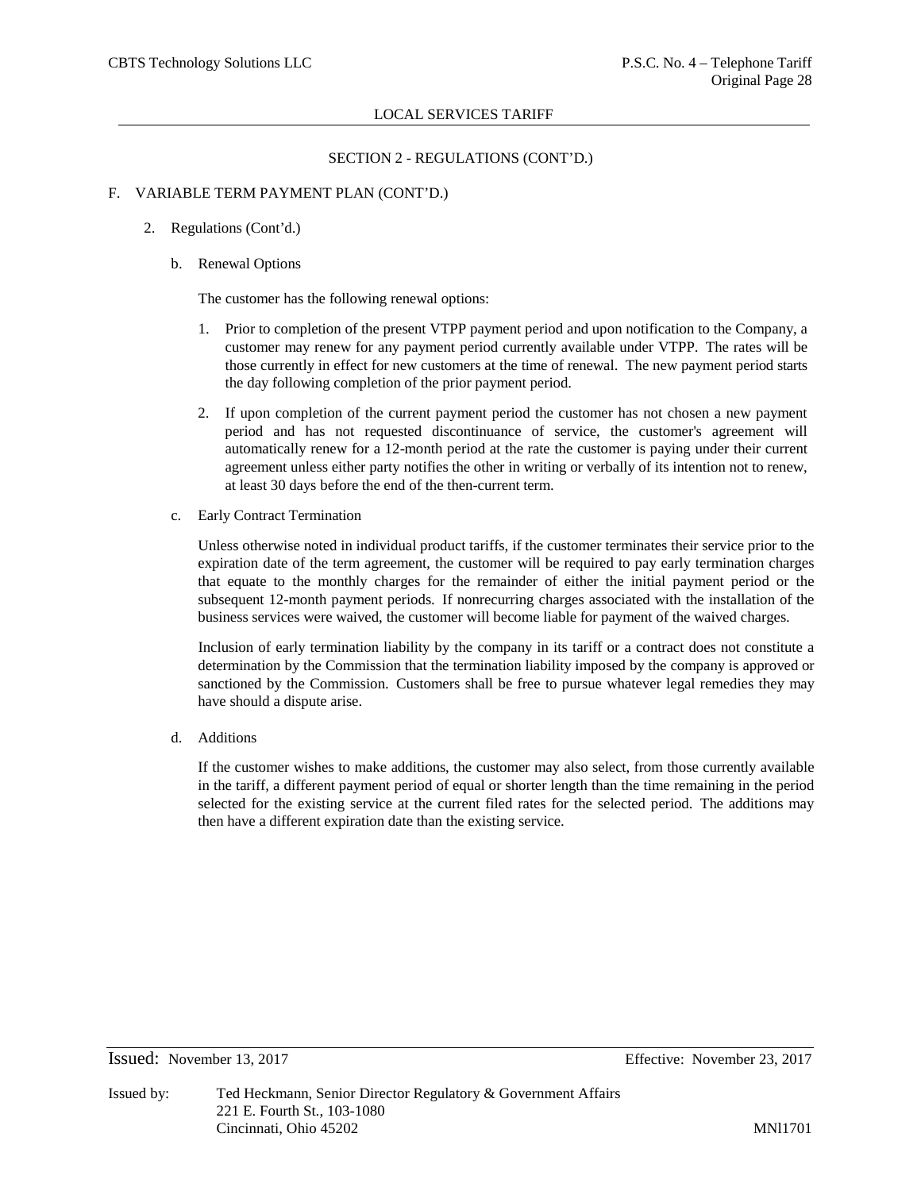LOCAL SERVICES TARIFF

SECTION 2 - REGULATIONS (CONT'D.)

F. VARIABLE TERM PAYMENT PLAN (CONT'D.)

2. Regulations (Cont'd.)

b. Renewal Options

The customer has the following renewal options:

1. Prior to completion of the present VTPP payment period and upon notification to the Company, a customer may renew for any payment period currently available under VTPP. The rates will be those currently in effect for new customers at the time of renewal. The new payment period starts the day following completion of the prior payment period.

2. If upon completion of the current payment period the customer has not chosen a new payment period and has not requested discontinuance of service, the customer's agreement will automatically renew for a 12-month period at the rate the customer is paying under their current agreement unless either party notifies the other in writing or verbally of its intention not to renew, at least 30 days before the end of the then-current term.

c. Early Contract Termination

Unless otherwise noted in individual product tariffs, if the customer terminates their service prior to the expiration date of the term agreement, the customer will be required to pay early termination charges that equate to the monthly charges for the remainder of either the initial payment period or the subsequent 12-month payment periods. If nonrecurring charges associated with the installation of the business services were waived, the customer will become liable for payment of the waived charges.

Inclusion of early termination liability by the company in its tariff or a contract does not constitute a determination by the Commission that the termination liability imposed by the company is approved or sanctioned by the Commission. Customers shall be free to pursue whatever legal remedies they may have should a dispute arise.

d. Additions

If the customer wishes to make additions, the customer may also select, from those currently available in the tariff, a different payment period of equal or shorter length than the time remaining in the period selected for the existing service at the current filed rates for the selected period. The additions may then have a different expiration date than the existing service.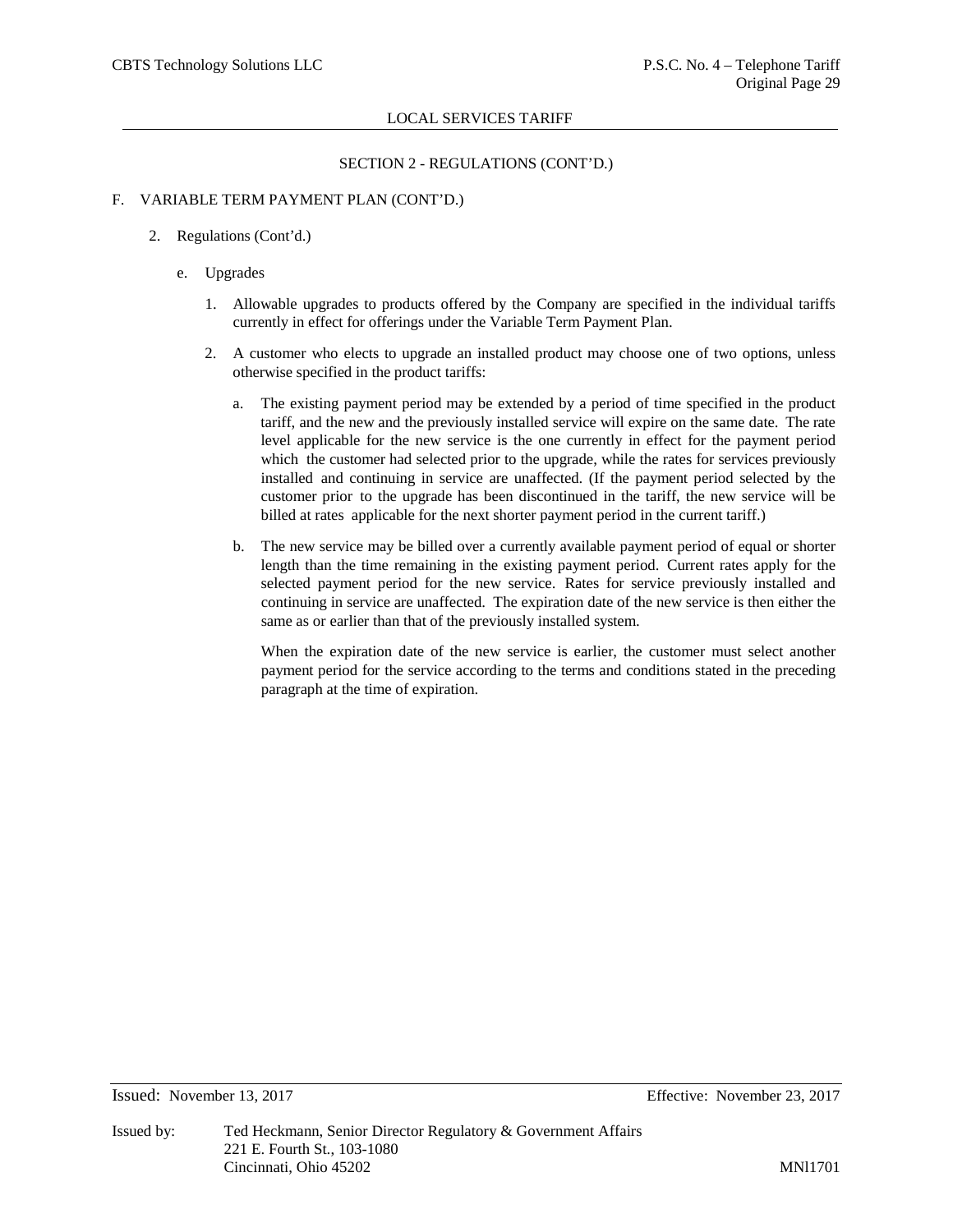LOCAL SERVICES TARIFF

SECTION 2 - REGULATIONS (CONT'D.)

F. VARIABLE TERM PAYMENT PLAN (CONT'D.)

2. Regulations (Cont'd.)

e. Upgrades

1. Allowable upgrades to products offered by the Company are specified in the individual tariffs currently in effect for offerings under the Variable Term Payment Plan.

2. A customer who elects to upgrade an installed product may choose one of two options, unless otherwise specified in the product tariffs:

a. The existing payment period may be extended by a period of time specified in the product tariff, and the new and the previously installed service will expire on the same date. The rate level applicable for the new service is the one currently in effect for the payment period which the customer had selected prior to the upgrade, while the rates for services previously installed and continuing in service are unaffected. (If the payment period selected by the customer prior to the upgrade has been discontinued in the tariff, the new service will be billed at rates applicable for the next shorter payment period in the current tariff.)

b. The new service may be billed over a currently available payment period of equal or shorter length than the time remaining in the existing payment period. Current rates apply for the selected payment period for the new service. Rates for service previously installed and continuing in service are unaffected. The expiration date of the new service is then either the same as or earlier than that of the previously installed system.

When the expiration date of the new service is earlier, the customer must select another payment period for the service according to the terms and conditions stated in the preceding paragraph at the time of expiration.

Issued: November 13, 2017 Effective: November 23, 2017

Issued by: Ted Heckmann, Senior Director Regulatory & Government Affairs
221 E. Fourth St., 103-1080
Cincinnati, Ohio 45202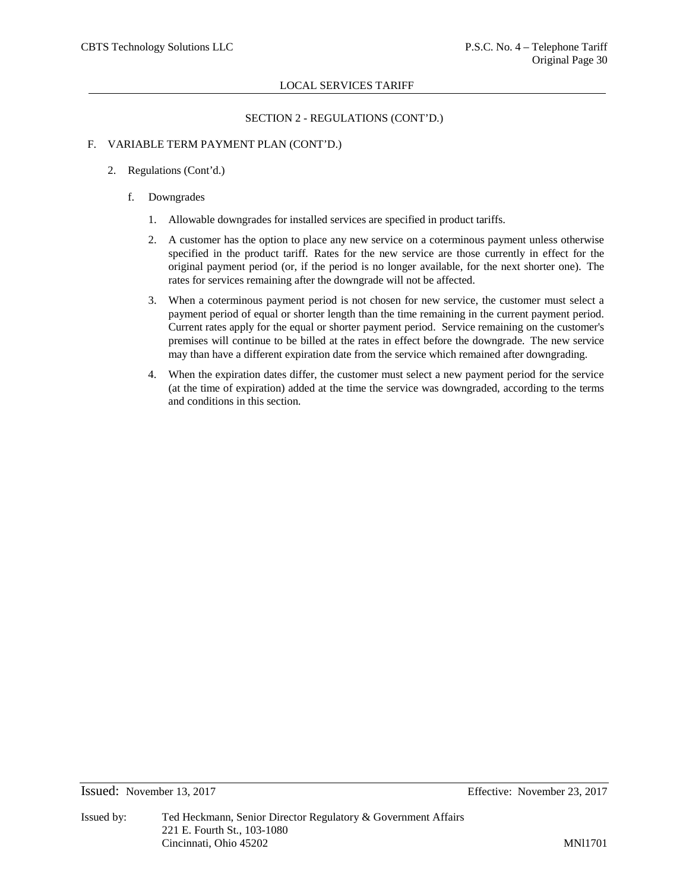LOCAL SERVICES TARIFF

SECTION 2 - REGULATIONS (CONT'D.)

F. VARIABLE TERM PAYMENT PLAN (CONT'D.)

2. Regulations (Cont'd.)

f. Downgrades

1. Allowable downgrades for installed services are specified in product tariffs.

2. A customer has the option to place any new service on a coterminous payment unless otherwise specified in the product tariff. Rates for the new service are those currently in effect for the original payment period (or, if the period is no longer available, for the next shorter one). The rates for services remaining after the downgrade will not be affected.

3. When a coterminous payment period is not chosen for new service, the customer must select a payment period of equal or shorter length than the time remaining in the current payment period. Current rates apply for the equal or shorter payment period. Service remaining on the customer's premises will continue to be billed at the rates in effect before the downgrade. The new service may than have a different expiration date from the service which remained after downgrading.

4. When the expiration dates differ, the customer must select a new payment period for the service (at the time of expiration) added at the time the service was downgraded, according to the terms and conditions in this section.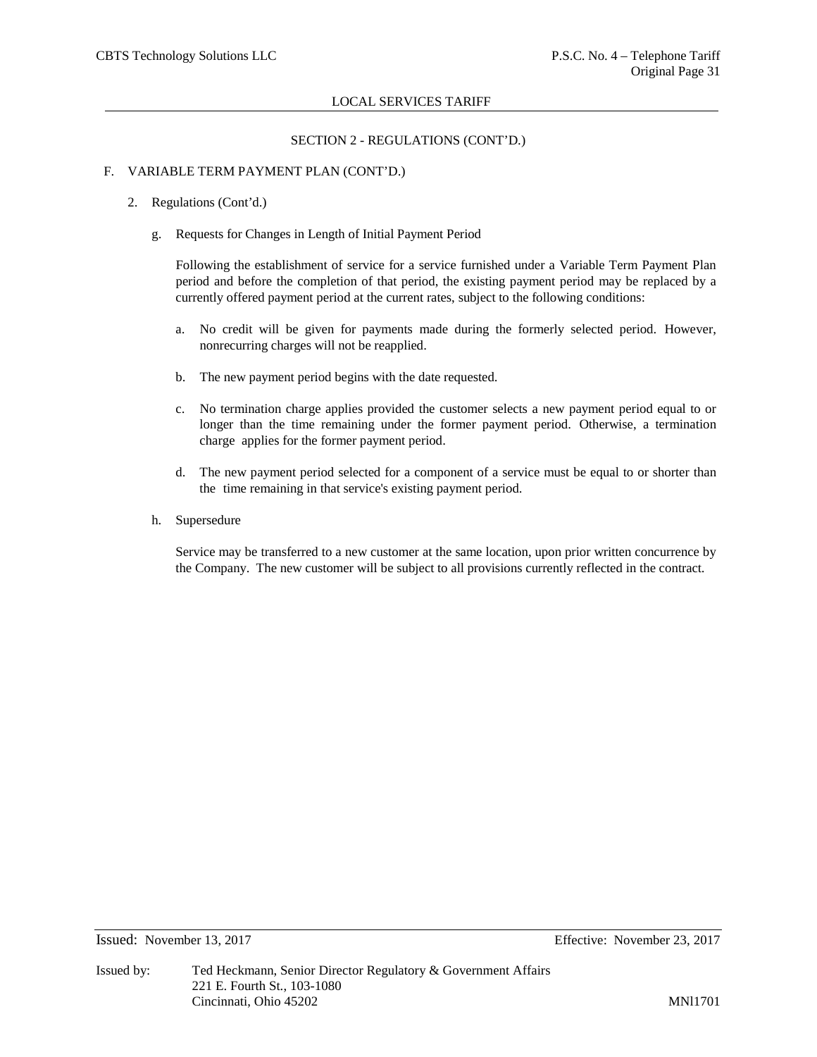LOCAL SERVICES TARIFF

SECTION 2 - REGULATIONS (CONT'D.)

F. VARIABLE TERM PAYMENT PLAN (CONT'D.)

2. Regulations (Cont'd.)

g. Requests for Changes in Length of Initial Payment Period

Following the establishment of service for a service furnished under a Variable Term Payment Plan period and before the completion of that period, the existing payment period may be replaced by a currently offered payment period at the current rates, subject to the following conditions:

a. No credit will be given for payments made during the formerly selected period. However, nonrecurring charges will not be reapplied.

b. The new payment period begins with the date requested.

c. No termination charge applies provided the customer selects a new payment period equal to or longer than the time remaining under the former payment period. Otherwise, a termination charge applies for the former payment period.

d. The new payment period selected for a component of a service must be equal to or shorter than the time remaining in that service's existing payment period.

h. Supersedure

Service may be transferred to a new customer at the same location, upon prior written concurrence by the Company. The new customer will be subject to all provisions currently reflected in the contract.

Issued: November 13, 2017 Effective: November 23, 2017

Issued by: Ted Heckmann, Senior Director Regulatory & Government Affairs
221 E. Fourth St., 103-1080
Cincinnati, Ohio 45202 MNl1701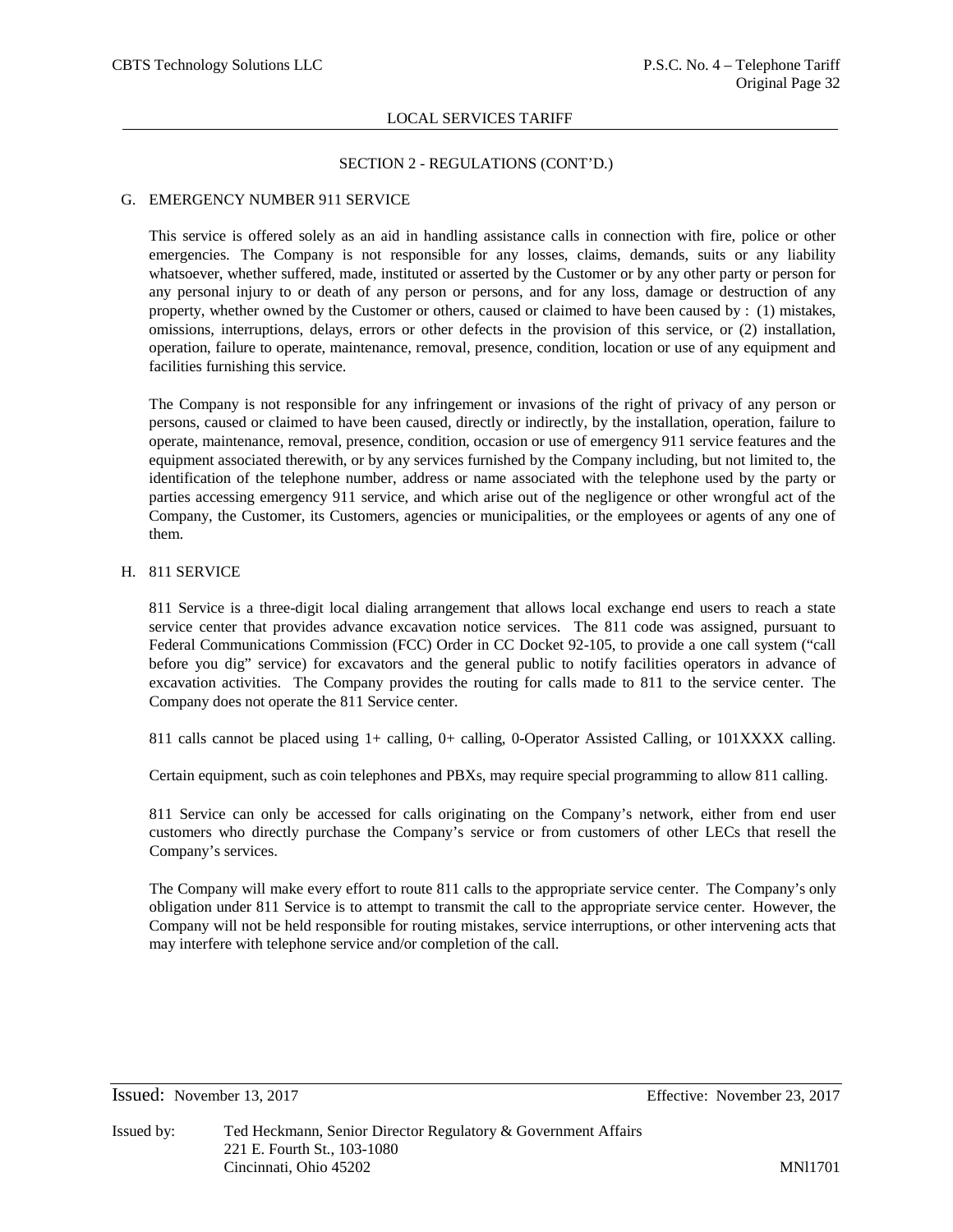## SECTION 2 - REGULATIONS (CONT'D.)

### G. EMERGENCY NUMBER 911 SERVICE

This service is offered solely as an aid in handling assistance calls in connection with fire, police or other emergencies. The Company is not responsible for any losses, claims, demands, suits or any liability whatsoever, whether suffered, made, instituted or asserted by the Customer or by any other party or person for any personal injury to or death of any person or persons, and for any loss, damage or destruction of any property, whether owned by the Customer or others, caused or claimed to have been caused by : (1) mistakes, omissions, interruptions, delays, errors or other defects in the provision of this service, or (2) installation, operation, failure to operate, maintenance, removal, presence, condition, location or use of any equipment and facilities furnishing this service.

The Company is not responsible for any infringement or invasions of the right of privacy of any person or persons, caused or claimed to have been caused, directly or indirectly, by the installation, operation, failure to operate, maintenance, removal, presence, condition, occasion or use of emergency 911 service features and the equipment associated therewith, or by any services furnished by the Company including, but not limited to, the identification of the telephone number, address or name associated with the telephone used by the party or parties accessing emergency 911 service, and which arise out of the negligence or other wrongful act of the Company, the Customer, its Customers, agencies or municipalities, or the employees or agents of any one of them.

### H. 811 SERVICE

811 Service is a three-digit local dialing arrangement that allows local exchange end users to reach a state service center that provides advance excavation notice services. The 811 code was assigned, pursuant to Federal Communications Commission (FCC) Order in CC Docket 92-105, to provide a one call system ("call before you dig" service) for excavators and the general public to notify facilities operators in advance of excavation activities. The Company provides the routing for calls made to 811 to the service center. The Company does not operate the 811 Service center.

811 calls cannot be placed using 1+ calling, 0+ calling, 0-Operator Assisted Calling, or 101XXXX calling.

Certain equipment, such as coin telephones and PBXs, may require special programming to allow 811 calling.

811 Service can only be accessed for calls originating on the Company's network, either from end user customers who directly purchase the Company's service or from customers of other LECs that resell the Company's services.

The Company will make every effort to route 811 calls to the appropriate service center. The Company's only obligation under 811 Service is to attempt to transmit the call to the appropriate service center. However, the Company will not be held responsible for routing mistakes, service interruptions, or other intervening acts that may interfere with telephone service and/or completion of the call.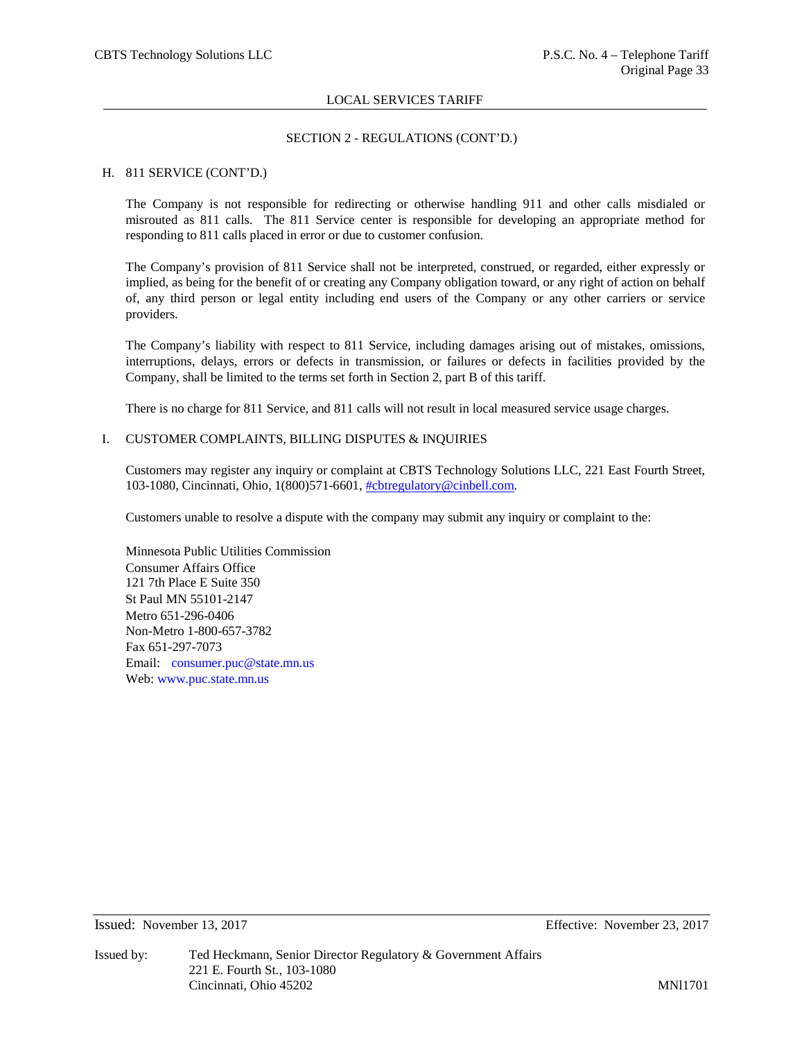## SECTION 2 - REGULATIONS (CONT'D.)

### H. 811 SERVICE (CONT'D.)

The Company is not responsible for redirecting or otherwise handling 911 and other calls misdialed or misrouted as 811 calls. The 811 Service center is responsible for developing an appropriate method for responding to 811 calls placed in error or due to customer confusion.

The Company's provision of 811 Service shall not be interpreted, construed, or regarded, either expressly or implied, as being for the benefit of or creating any Company obligation toward, or any right of action on behalf of, any third person or legal entity including end users of the Company or any other carriers or service providers.

The Company's liability with respect to 811 Service, including damages arising out of mistakes, omissions, interruptions, delays, errors or defects in transmission, or failures or defects in facilities provided by the Company, shall be limited to the terms set forth in Section 2, part B of this tariff.

There is no charge for 811 Service, and 811 calls will not result in local measured service usage charges.

### I. CUSTOMER COMPLAINTS, BILLING DISPUTES & INQUIRIES

Customers may register any inquiry or complaint at CBTS Technology Solutions LLC, 221 East Fourth Street, 103-1080, Cincinnati, Ohio, 1(800)571-6601, #cbtregulatory@cinbell.com.

Customers unable to resolve a dispute with the company may submit any inquiry or complaint to the:

Minnesota Public Utilities Commission
Consumer Affairs Office
121 7th Place E Suite 350
St Paul MN 55101-2147
Metro 651-296-0406
Non-Metro 1-800-657-3782
Fax 651-297-7073
Email: consumer.puc@state.mn.us
Web: www.puc.state.mn.us

Issued: November 13, 2017 Effective: November 23, 2017

Issued by: Ted Heckmann, Senior Director Regulatory & Government Affairs
221 E. Fourth St., 103-1080
Cincinnati, Ohio 45202
MNl1701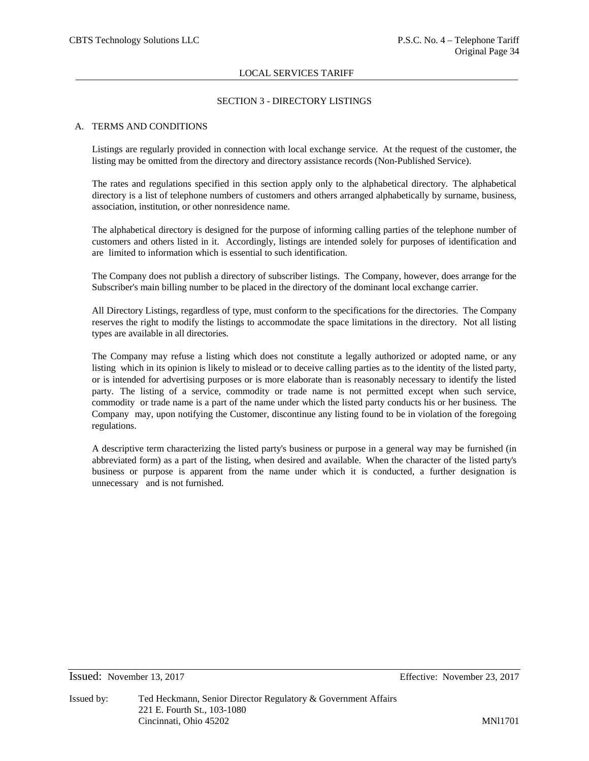LOCAL SERVICES TARIFF

## SECTION 3 - DIRECTORY LISTINGS

### A. TERMS AND CONDITIONS

Listings are regularly provided in connection with local exchange service. At the request of the customer, the listing may be omitted from the directory and directory assistance records (Non-Published Service).

The rates and regulations specified in this section apply only to the alphabetical directory. The alphabetical directory is a list of telephone numbers of customers and others arranged alphabetically by surname, business, association, institution, or other nonresidence name.

The alphabetical directory is designed for the purpose of informing calling parties of the telephone number of customers and others listed in it. Accordingly, listings are intended solely for purposes of identification and are limited to information which is essential to such identification.

The Company does not publish a directory of subscriber listings. The Company, however, does arrange for the Subscriber's main billing number to be placed in the directory of the dominant local exchange carrier.

All Directory Listings, regardless of type, must conform to the specifications for the directories. The Company reserves the right to modify the listings to accommodate the space limitations in the directory. Not all listing types are available in all directories.

The Company may refuse a listing which does not constitute a legally authorized or adopted name, or any listing which in its opinion is likely to mislead or to deceive calling parties as to the identity of the listed party, or is intended for advertising purposes or is more elaborate than is reasonably necessary to identify the listed party. The listing of a service, commodity or trade name is not permitted except when such service, commodity or trade name is a part of the name under which the listed party conducts his or her business. The Company may, upon notifying the Customer, discontinue any listing found to be in violation of the foregoing regulations.

A descriptive term characterizing the listed party's business or purpose in a general way may be furnished (in abbreviated form) as a part of the listing, when desired and available. When the character of the listed party's business or purpose is apparent from the name under which it is conducted, a further designation is unnecessary and is not furnished.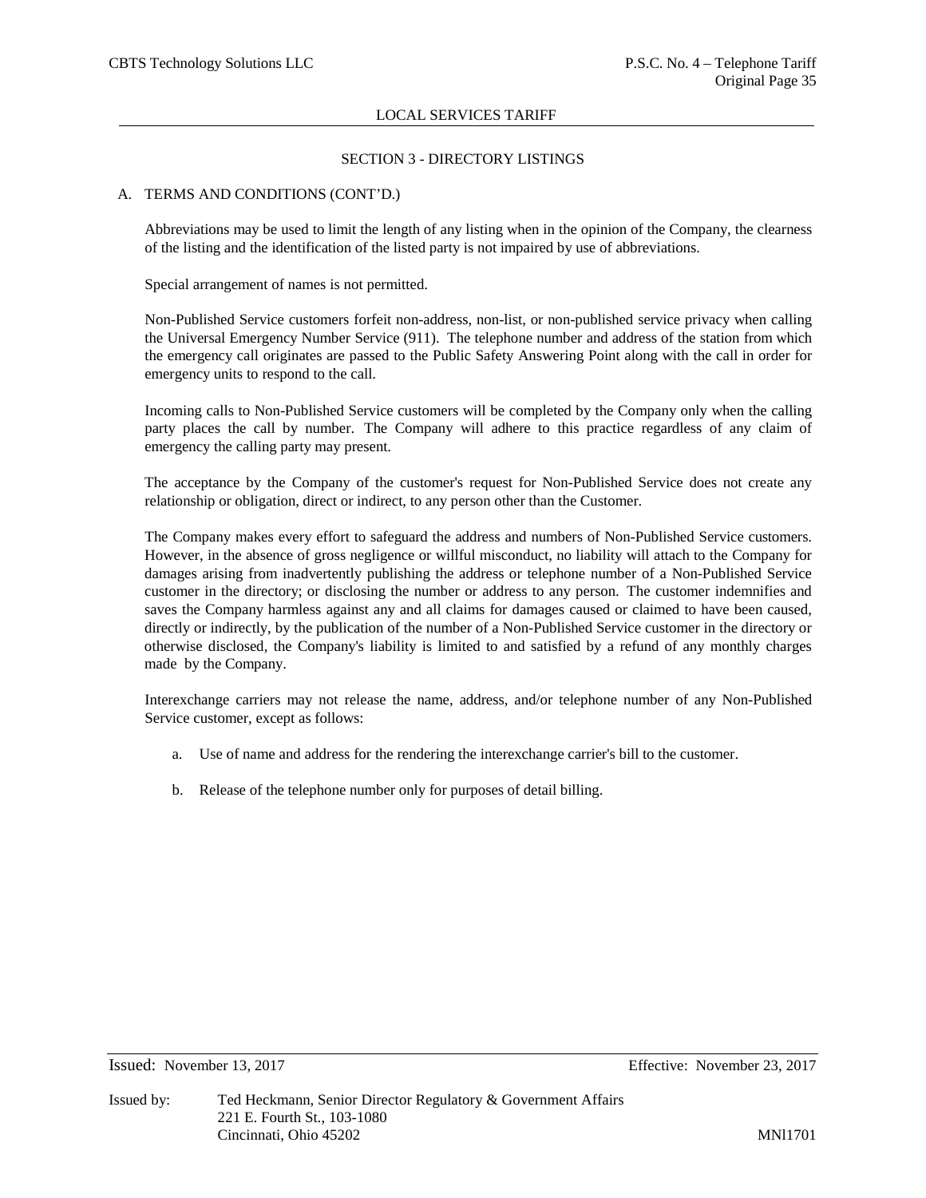## SECTION 3 - DIRECTORY LISTINGS

A. TERMS AND CONDITIONS (CONT'D.)

Abbreviations may be used to limit the length of any listing when in the opinion of the Company, the clearness of the listing and the identification of the listed party is not impaired by use of abbreviations.

Special arrangement of names is not permitted.

Non-Published Service customers forfeit non-address, non-list, or non-published service privacy when calling the Universal Emergency Number Service (911). The telephone number and address of the station from which the emergency call originates are passed to the Public Safety Answering Point along with the call in order for emergency units to respond to the call.

Incoming calls to Non-Published Service customers will be completed by the Company only when the calling party places the call by number. The Company will adhere to this practice regardless of any claim of emergency the calling party may present.

The acceptance by the Company of the customer's request for Non-Published Service does not create any relationship or obligation, direct or indirect, to any person other than the Customer.

The Company makes every effort to safeguard the address and numbers of Non-Published Service customers. However, in the absence of gross negligence or willful misconduct, no liability will attach to the Company for damages arising from inadvertently publishing the address or telephone number of a Non-Published Service customer in the directory; or disclosing the number or address to any person. The customer indemnifies and saves the Company harmless against any and all claims for damages caused or claimed to have been caused, directly or indirectly, by the publication of the number of a Non-Published Service customer in the directory or otherwise disclosed, the Company's liability is limited to and satisfied by a refund of any monthly charges made by the Company.

Interexchange carriers may not release the name, address, and/or telephone number of any Non-Published Service customer, except as follows:

a. Use of name and address for the rendering the interexchange carrier's bill to the customer.

b. Release of the telephone number only for purposes of detail billing.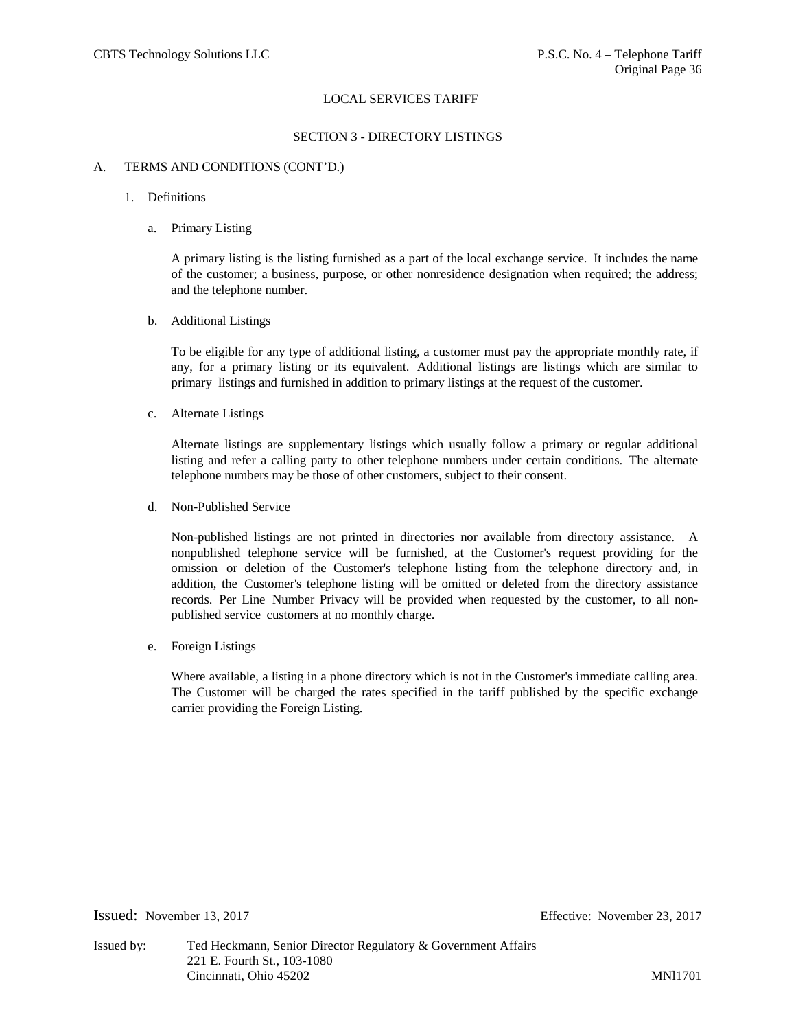LOCAL SERVICES TARIFF

## SECTION 3 - DIRECTORY LISTINGS

A. TERMS AND CONDITIONS (CONT'D.)

1. Definitions

   a. Primary Listing

   A primary listing is the listing furnished as a part of the local exchange service. It includes the name of the customer; a business, purpose, or other nonresidence designation when required; the address; and the telephone number.

   b. Additional Listings

   To be eligible for any type of additional listing, a customer must pay the appropriate monthly rate, if any, for a primary listing or its equivalent. Additional listings are listings which are similar to primary listings and furnished in addition to primary listings at the request of the customer.

   c. Alternate Listings

   Alternate listings are supplementary listings which usually follow a primary or regular additional listing and refer a calling party to other telephone numbers under certain conditions. The alternate telephone numbers may be those of other customers, subject to their consent.

   d. Non-Published Service

   Non-published listings are not printed in directories nor available from directory assistance. A nonpublished telephone service will be furnished, at the Customer's request providing for the omission or deletion of the Customer's telephone listing from the telephone directory and, in addition, the Customer's telephone listing will be omitted or deleted from the directory assistance records. Per Line Number Privacy will be provided when requested by the customer, to all non-published service customers at no monthly charge.

   e. Foreign Listings

   Where available, a listing in a phone directory which is not in the Customer's immediate calling area. The Customer will be charged the rates specified in the tariff published by the specific exchange carrier providing the Foreign Listing.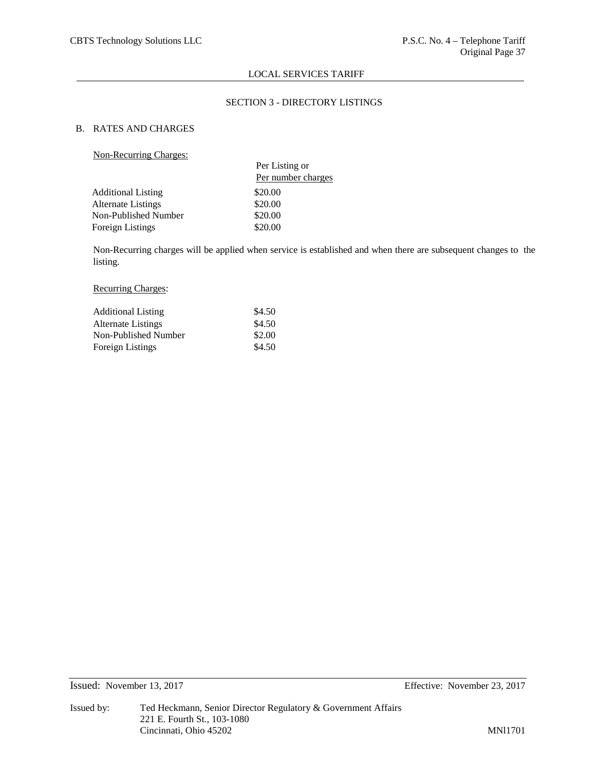## SECTION 3 - DIRECTORY LISTINGS

### B. RATES AND CHARGES

<u>Non-Recurring Charges:</u>

| | Per Listing or Per number charges |
|---|---|
| Additional Listing | $20.00 |
| Alternate Listings | $20.00 |
| Non-Published Number | $20.00 |
| Foreign Listings | $20.00 |

Non-Recurring charges will be applied when service is established and when there are subsequent changes to the listing.

<u>Recurring Charges</u>:

| | |
|---|---|
| Additional Listing | $4.50 |
| Alternate Listings | $4.50 |
| Non-Published Number | $2.00 |
| Foreign Listings | $4.50 |

Issued: November 13, 2017 Effective: November 23, 2017

Issued by: Ted Heckmann, Senior Director Regulatory & Government Affairs
221 E. Fourth St., 103-1080
Cincinnati, Ohio 45202 MNl1701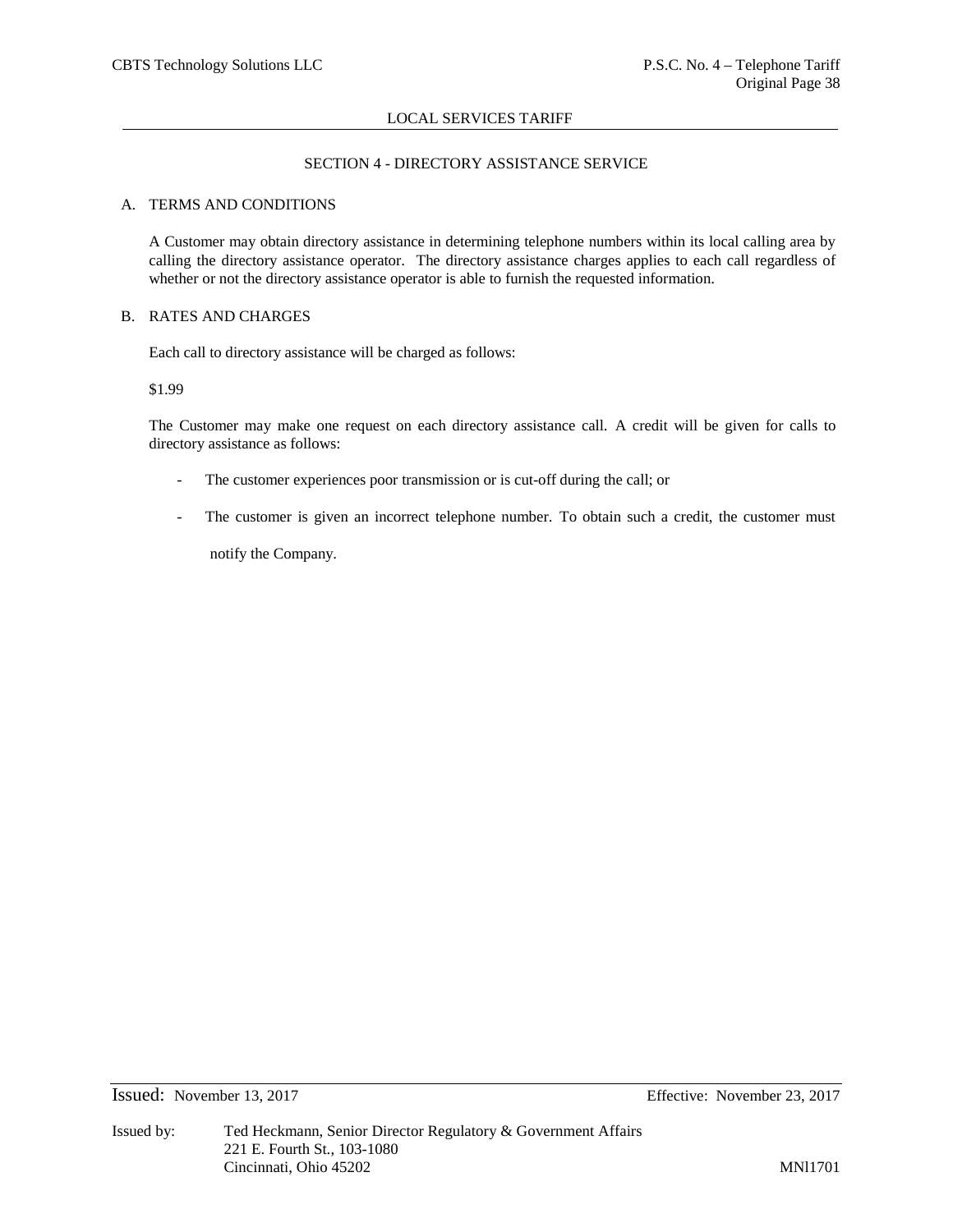## LOCAL SERVICES TARIFF

### SECTION 4 - DIRECTORY ASSISTANCE SERVICE

A. TERMS AND CONDITIONS

A Customer may obtain directory assistance in determining telephone numbers within its local calling area by calling the directory assistance operator. The directory assistance charges applies to each call regardless of whether or not the directory assistance operator is able to furnish the requested information.

B. RATES AND CHARGES

Each call to directory assistance will be charged as follows:

$1.99

The Customer may make one request on each directory assistance call. A credit will be given for calls to directory assistance as follows:

- The customer experiences poor transmission or is cut-off during the call; or
- The customer is given an incorrect telephone number. To obtain such a credit, the customer must notify the Company.

Issued: November 13, 2017 Effective: November 23, 2017

Issued by: Ted Heckmann, Senior Director Regulatory & Government Affairs
221 E. Fourth St., 103-1080
Cincinnati, Ohio 45202

MNl1701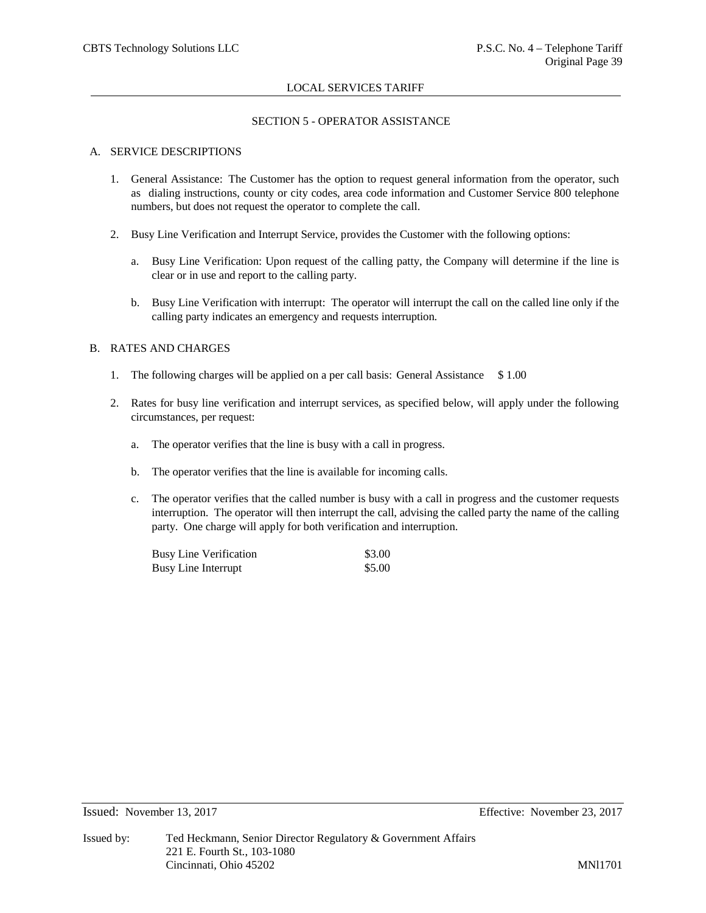## SECTION 5 - OPERATOR ASSISTANCE

### A. SERVICE DESCRIPTIONS

1. General Assistance: The Customer has the option to request general information from the operator, such as dialing instructions, county or city codes, area code information and Customer Service 800 telephone numbers, but does not request the operator to complete the call.

2. Busy Line Verification and Interrupt Service, provides the Customer with the following options:

   a. Busy Line Verification: Upon request of the calling patty, the Company will determine if the line is clear or in use and report to the calling party.

   b. Busy Line Verification with interrupt: The operator will interrupt the call on the called line only if the calling party indicates an emergency and requests interruption.

### B. RATES AND CHARGES

1. The following charges will be applied on a per call basis: General Assistance $ 1.00

2. Rates for busy line verification and interrupt services, as specified below, will apply under the following circumstances, per request:

   a. The operator verifies that the line is busy with a call in progress.

   b. The operator verifies that the line is available for incoming calls.

   c. The operator verifies that the called number is busy with a call in progress and the customer requests interruption. The operator will then interrupt the call, advising the called party the name of the calling party. One charge will apply for both verification and interruption.

| | |
|---|---|
| Busy Line Verification | $3.00 |
| Busy Line Interrupt | $5.00 |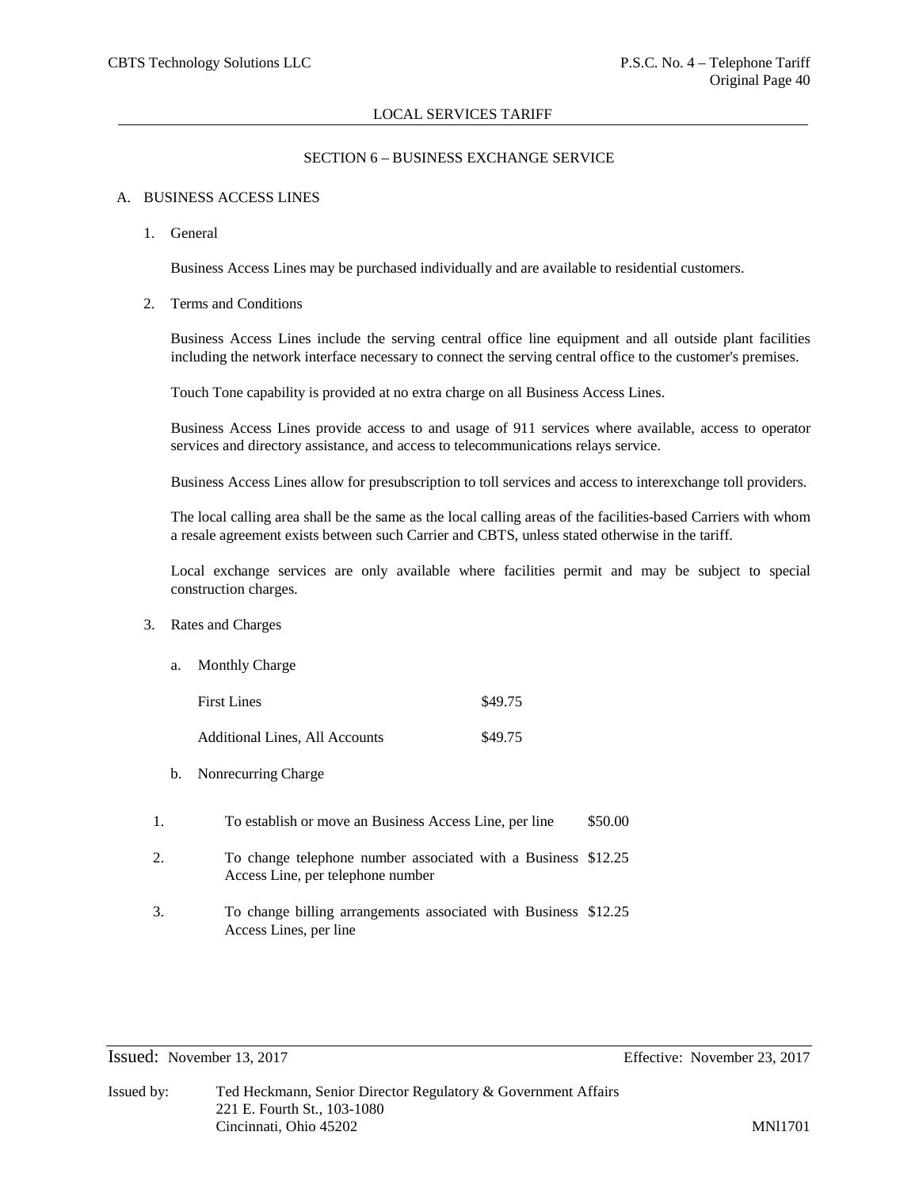## LOCAL SERVICES TARIFF

### SECTION 6 – BUSINESS EXCHANGE SERVICE

A. BUSINESS ACCESS LINES

1. General

   Business Access Lines may be purchased individually and are available to residential customers.

2. Terms and Conditions

   Business Access Lines include the serving central office line equipment and all outside plant facilities including the network interface necessary to connect the serving central office to the customer's premises.

   Touch Tone capability is provided at no extra charge on all Business Access Lines.

   Business Access Lines provide access to and usage of 911 services where available, access to operator services and directory assistance, and access to telecommunications relays service.

   Business Access Lines allow for presubscription to toll services and access to interexchange toll providers.

   The local calling area shall be the same as the local calling areas of the facilities-based Carriers with whom a resale agreement exists between such Carrier and CBTS, unless stated otherwise in the tariff.

   Local exchange services are only available where facilities permit and may be subject to special construction charges.

3. Rates and Charges

   a. Monthly Charge

| | |
|---|---|
| First Lines | $49.75 |
| Additional Lines, All Accounts | $49.75 |

   b. Nonrecurring Charge

| | | |
|---|---|---|
| 1. | To establish or move an Business Access Line, per line | $50.00 |
| 2. | To change telephone number associated with a Business Access Line, per telephone number | $12.25 |
| 3. | To change billing arrangements associated with Business Access Lines, per line | $12.25 |

Issued: November 13, 2017 Effective: November 23, 2017

Issued by: Ted Heckmann, Senior Director Regulatory & Government Affairs
221 E. Fourth St., 103-1080
Cincinnati, Ohio 45202 MNl1701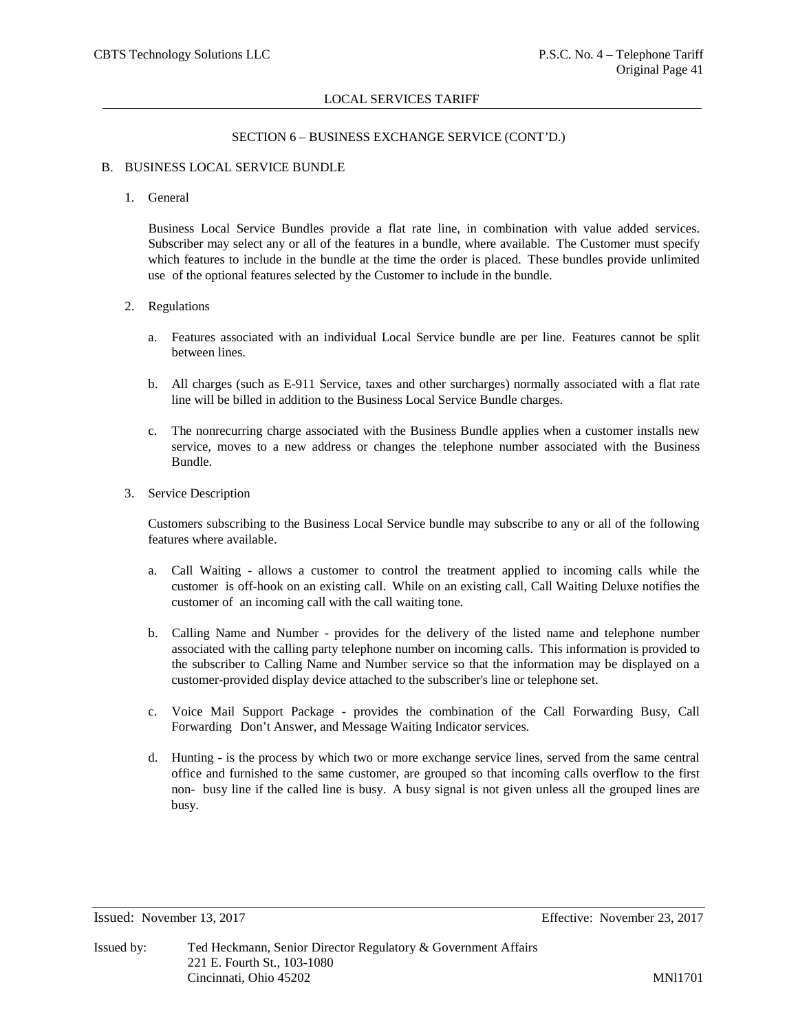LOCAL SERVICES TARIFF

SECTION 6 – BUSINESS EXCHANGE SERVICE (CONT'D.)

B. BUSINESS LOCAL SERVICE BUNDLE

1. General

   Business Local Service Bundles provide a flat rate line, in combination with value added services. Subscriber may select any or all of the features in a bundle, where available. The Customer must specify which features to include in the bundle at the time the order is placed. These bundles provide unlimited use of the optional features selected by the Customer to include in the bundle.

2. Regulations

   a. Features associated with an individual Local Service bundle are per line. Features cannot be split between lines.

   b. All charges (such as E-911 Service, taxes and other surcharges) normally associated with a flat rate line will be billed in addition to the Business Local Service Bundle charges.

   c. The nonrecurring charge associated with the Business Bundle applies when a customer installs new service, moves to a new address or changes the telephone number associated with the Business Bundle.

3. Service Description

   Customers subscribing to the Business Local Service bundle may subscribe to any or all of the following features where available.

   a. Call Waiting - allows a customer to control the treatment applied to incoming calls while the customer is off-hook on an existing call. While on an existing call, Call Waiting Deluxe notifies the customer of an incoming call with the call waiting tone.

   b. Calling Name and Number - provides for the delivery of the listed name and telephone number associated with the calling party telephone number on incoming calls. This information is provided to the subscriber to Calling Name and Number service so that the information may be displayed on a customer-provided display device attached to the subscriber's line or telephone set.

   c. Voice Mail Support Package - provides the combination of the Call Forwarding Busy, Call Forwarding Don't Answer, and Message Waiting Indicator services.

   d. Hunting - is the process by which two or more exchange service lines, served from the same central office and furnished to the same customer, are grouped so that incoming calls overflow to the first non- busy line if the called line is busy. A busy signal is not given unless all the grouped lines are busy.

Issued: November 13, 2017 Effective: November 23, 2017

Issued by: Ted Heckmann, Senior Director Regulatory & Government Affairs
221 E. Fourth St., 103-1080
Cincinnati, Ohio 45202 MNl1701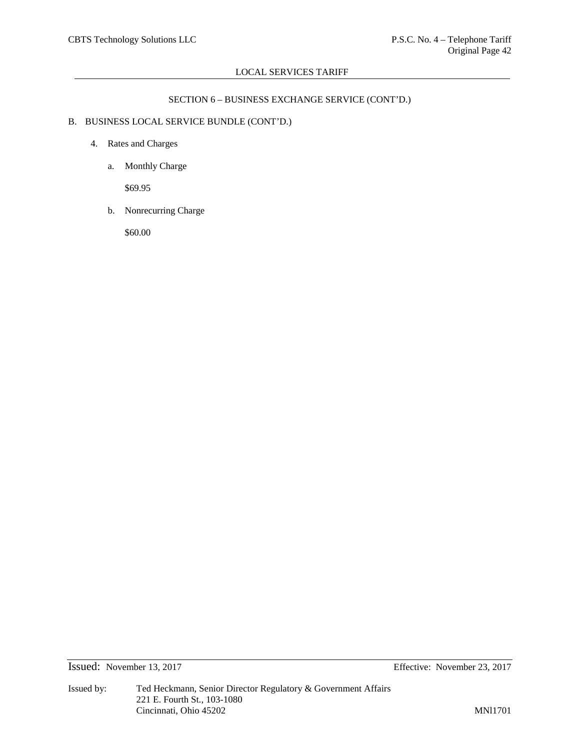## SECTION 6 – BUSINESS EXCHANGE SERVICE (CONT'D.)

B. BUSINESS LOCAL SERVICE BUNDLE (CONT'D.)

4. Rates and Charges

   a. Monthly Charge

      $69.95

   b. Nonrecurring Charge

      $60.00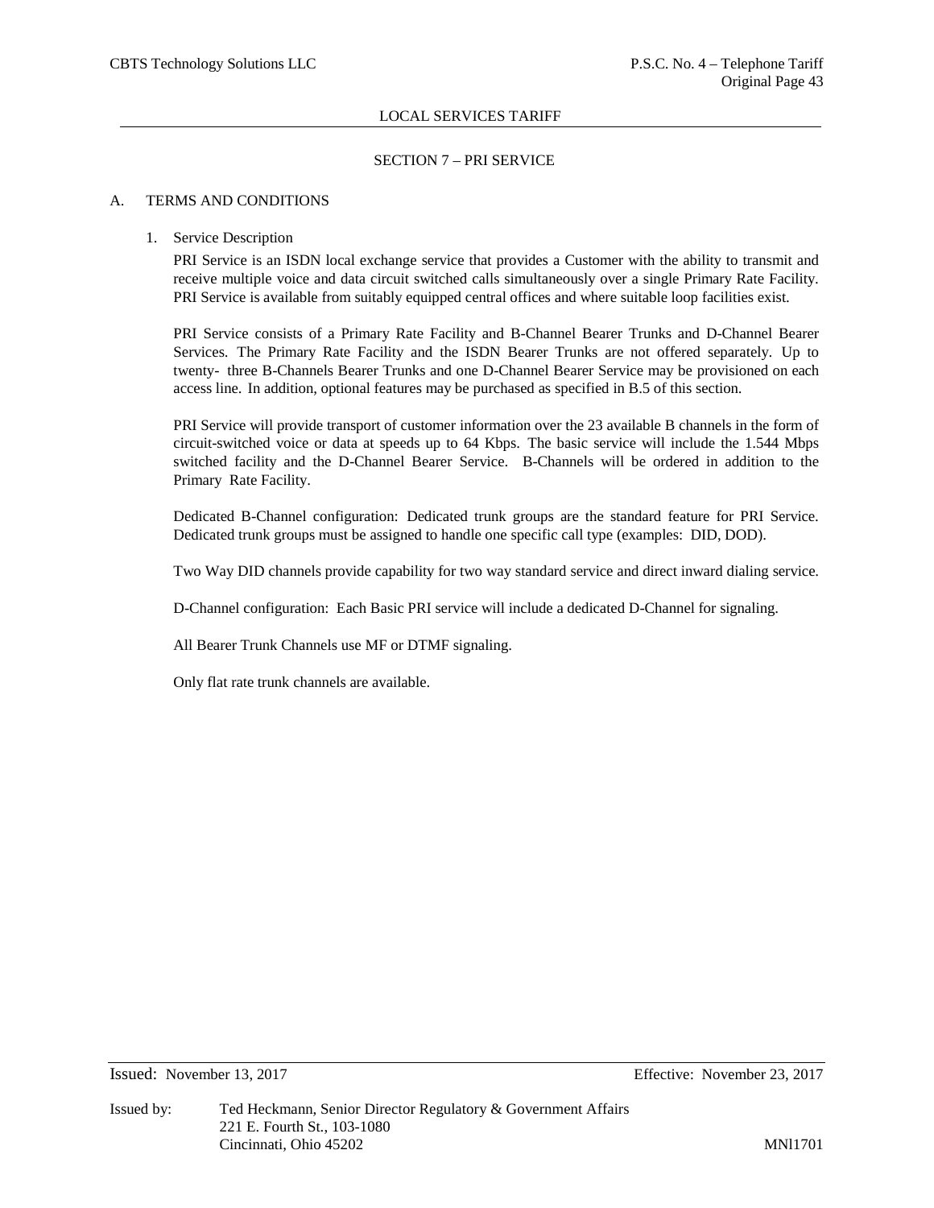LOCAL SERVICES TARIFF

## SECTION 7 – PRI SERVICE

### A. TERMS AND CONDITIONS

1. Service Description

   PRI Service is an ISDN local exchange service that provides a Customer with the ability to transmit and receive multiple voice and data circuit switched calls simultaneously over a single Primary Rate Facility. PRI Service is available from suitably equipped central offices and where suitable loop facilities exist.

   PRI Service consists of a Primary Rate Facility and B-Channel Bearer Trunks and D-Channel Bearer Services. The Primary Rate Facility and the ISDN Bearer Trunks are not offered separately. Up to twenty- three B-Channels Bearer Trunks and one D-Channel Bearer Service may be provisioned on each access line. In addition, optional features may be purchased as specified in B.5 of this section.

   PRI Service will provide transport of customer information over the 23 available B channels in the form of circuit-switched voice or data at speeds up to 64 Kbps. The basic service will include the 1.544 Mbps switched facility and the D-Channel Bearer Service. B-Channels will be ordered in addition to the Primary Rate Facility.

   Dedicated B-Channel configuration: Dedicated trunk groups are the standard feature for PRI Service. Dedicated trunk groups must be assigned to handle one specific call type (examples: DID, DOD).

   Two Way DID channels provide capability for two way standard service and direct inward dialing service.

   D-Channel configuration: Each Basic PRI service will include a dedicated D-Channel for signaling.

   All Bearer Trunk Channels use MF or DTMF signaling.

   Only flat rate trunk channels are available.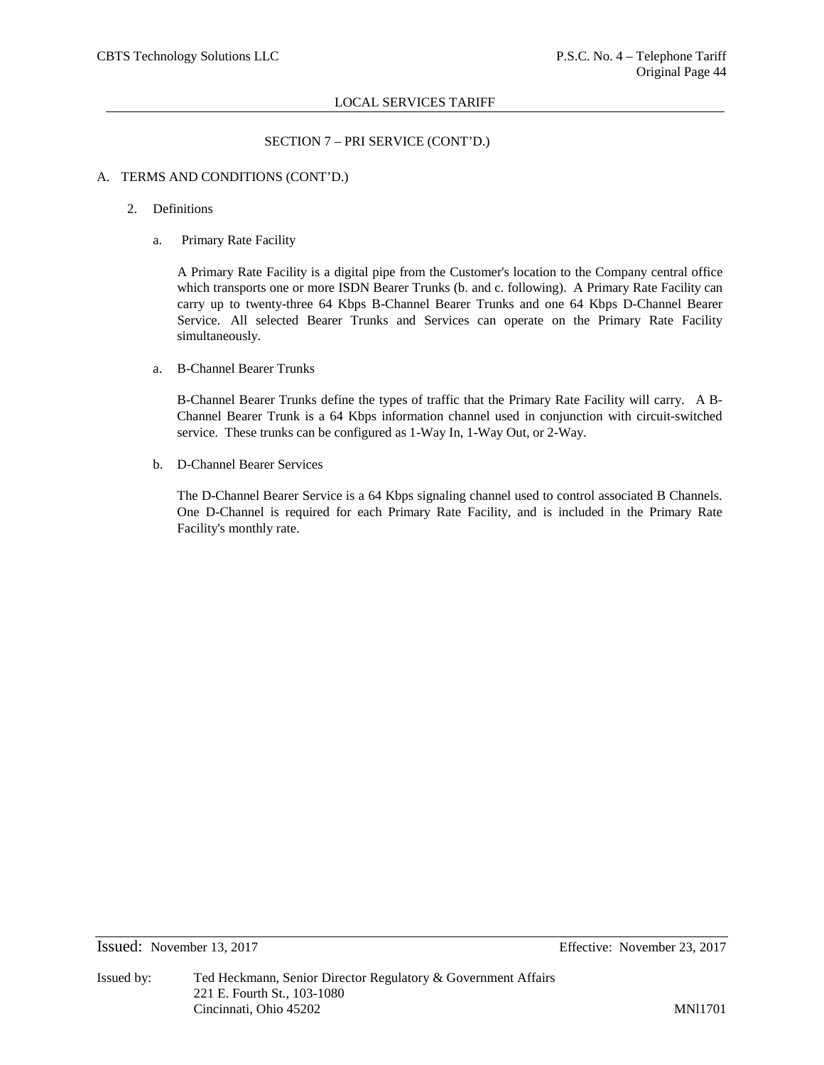LOCAL SERVICES TARIFF

SECTION 7 – PRI SERVICE (CONT'D.)

A. TERMS AND CONDITIONS (CONT'D.)

2. Definitions

a. Primary Rate Facility

A Primary Rate Facility is a digital pipe from the Customer's location to the Company central office which transports one or more ISDN Bearer Trunks (b. and c. following). A Primary Rate Facility can carry up to twenty-three 64 Kbps B-Channel Bearer Trunks and one 64 Kbps D-Channel Bearer Service. All selected Bearer Trunks and Services can operate on the Primary Rate Facility simultaneously.

a. B-Channel Bearer Trunks

B-Channel Bearer Trunks define the types of traffic that the Primary Rate Facility will carry. A B-Channel Bearer Trunk is a 64 Kbps information channel used in conjunction with circuit-switched service. These trunks can be configured as 1-Way In, 1-Way Out, or 2-Way.

b. D-Channel Bearer Services

The D-Channel Bearer Service is a 64 Kbps signaling channel used to control associated B Channels. One D-Channel is required for each Primary Rate Facility, and is included in the Primary Rate Facility's monthly rate.

Issued: November 13, 2017 Effective: November 23, 2017

Issued by: Ted Heckmann, Senior Director Regulatory & Government Affairs
221 E. Fourth St., 103-1080
Cincinnati, Ohio 45202 MNl1701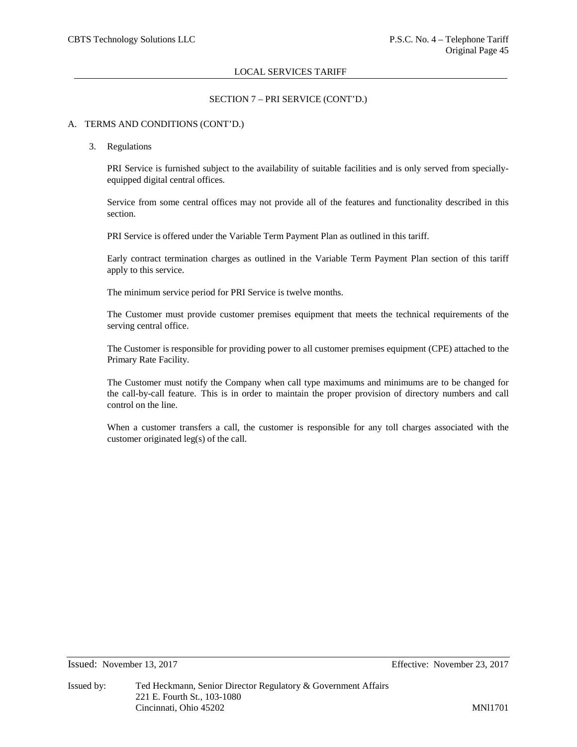## SECTION 7 – PRI SERVICE (CONT'D.)

### A. TERMS AND CONDITIONS (CONT'D.)

3. Regulations

   PRI Service is furnished subject to the availability of suitable facilities and is only served from specially-equipped digital central offices.

   Service from some central offices may not provide all of the features and functionality described in this section.

   PRI Service is offered under the Variable Term Payment Plan as outlined in this tariff.

   Early contract termination charges as outlined in the Variable Term Payment Plan section of this tariff apply to this service.

   The minimum service period for PRI Service is twelve months.

   The Customer must provide customer premises equipment that meets the technical requirements of the serving central office.

   The Customer is responsible for providing power to all customer premises equipment (CPE) attached to the Primary Rate Facility.

   The Customer must notify the Company when call type maximums and minimums are to be changed for the call-by-call feature. This is in order to maintain the proper provision of directory numbers and call control on the line.

   When a customer transfers a call, the customer is responsible for any toll charges associated with the customer originated leg(s) of the call.

Issued: November 13, 2017 Effective: November 23, 2017

Issued by: Ted Heckmann, Senior Director Regulatory & Government Affairs
221 E. Fourth St., 103-1080
Cincinnati, Ohio 45202 MNl1701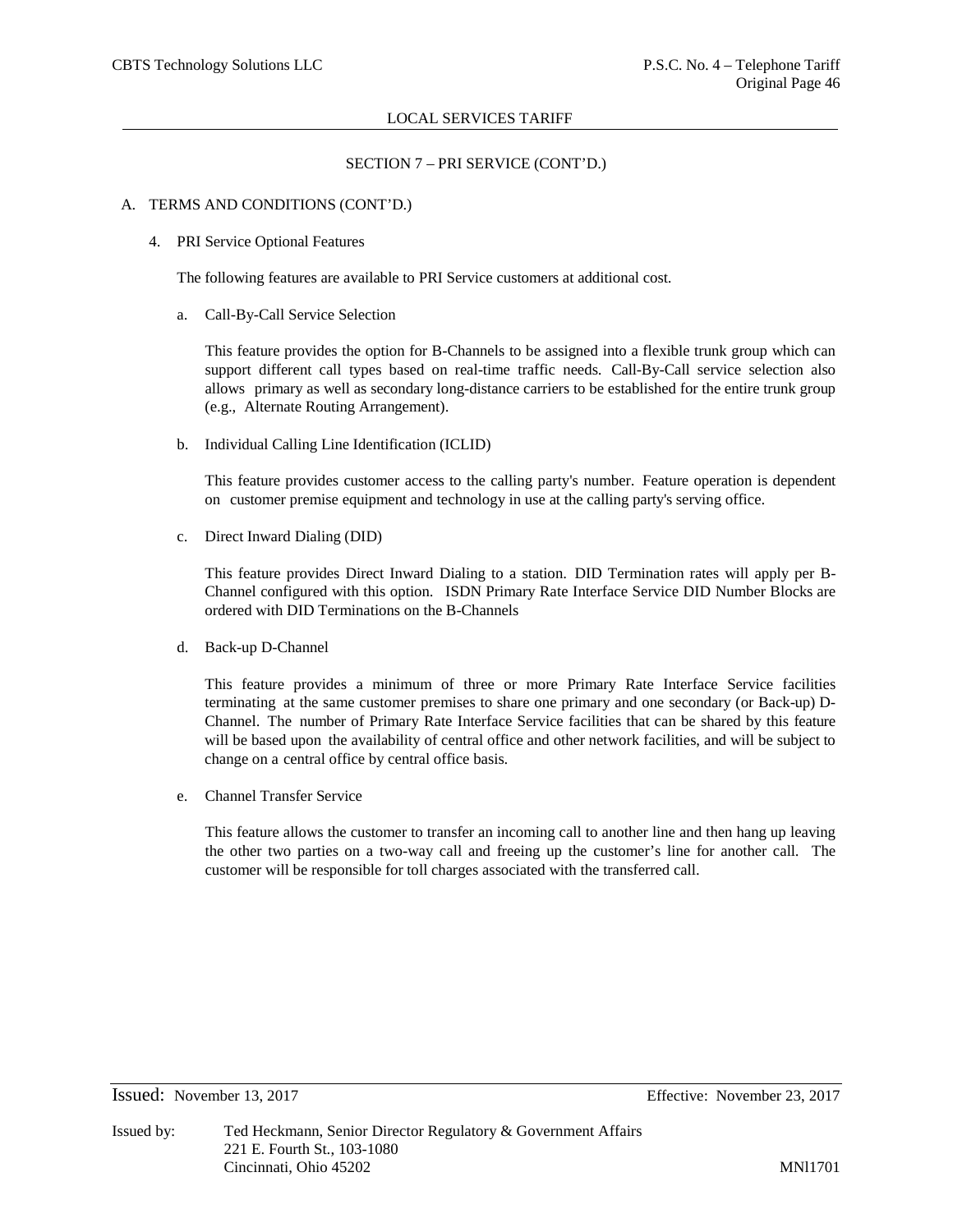LOCAL SERVICES TARIFF

## SECTION 7 – PRI SERVICE (CONT'D.)

A. TERMS AND CONDITIONS (CONT'D.)

4. PRI Service Optional Features

The following features are available to PRI Service customers at additional cost.

a. Call-By-Call Service Selection

This feature provides the option for B-Channels to be assigned into a flexible trunk group which can support different call types based on real-time traffic needs. Call-By-Call service selection also allows primary as well as secondary long-distance carriers to be established for the entire trunk group (e.g., Alternate Routing Arrangement).

b. Individual Calling Line Identification (ICLID)

This feature provides customer access to the calling party's number. Feature operation is dependent on customer premise equipment and technology in use at the calling party's serving office.

c. Direct Inward Dialing (DID)

This feature provides Direct Inward Dialing to a station. DID Termination rates will apply per B-Channel configured with this option. ISDN Primary Rate Interface Service DID Number Blocks are ordered with DID Terminations on the B-Channels

d. Back-up D-Channel

This feature provides a minimum of three or more Primary Rate Interface Service facilities terminating at the same customer premises to share one primary and one secondary (or Back-up) D-Channel. The number of Primary Rate Interface Service facilities that can be shared by this feature will be based upon the availability of central office and other network facilities, and will be subject to change on a central office by central office basis.

e. Channel Transfer Service

This feature allows the customer to transfer an incoming call to another line and then hang up leaving the other two parties on a two-way call and freeing up the customer's line for another call. The customer will be responsible for toll charges associated with the transferred call.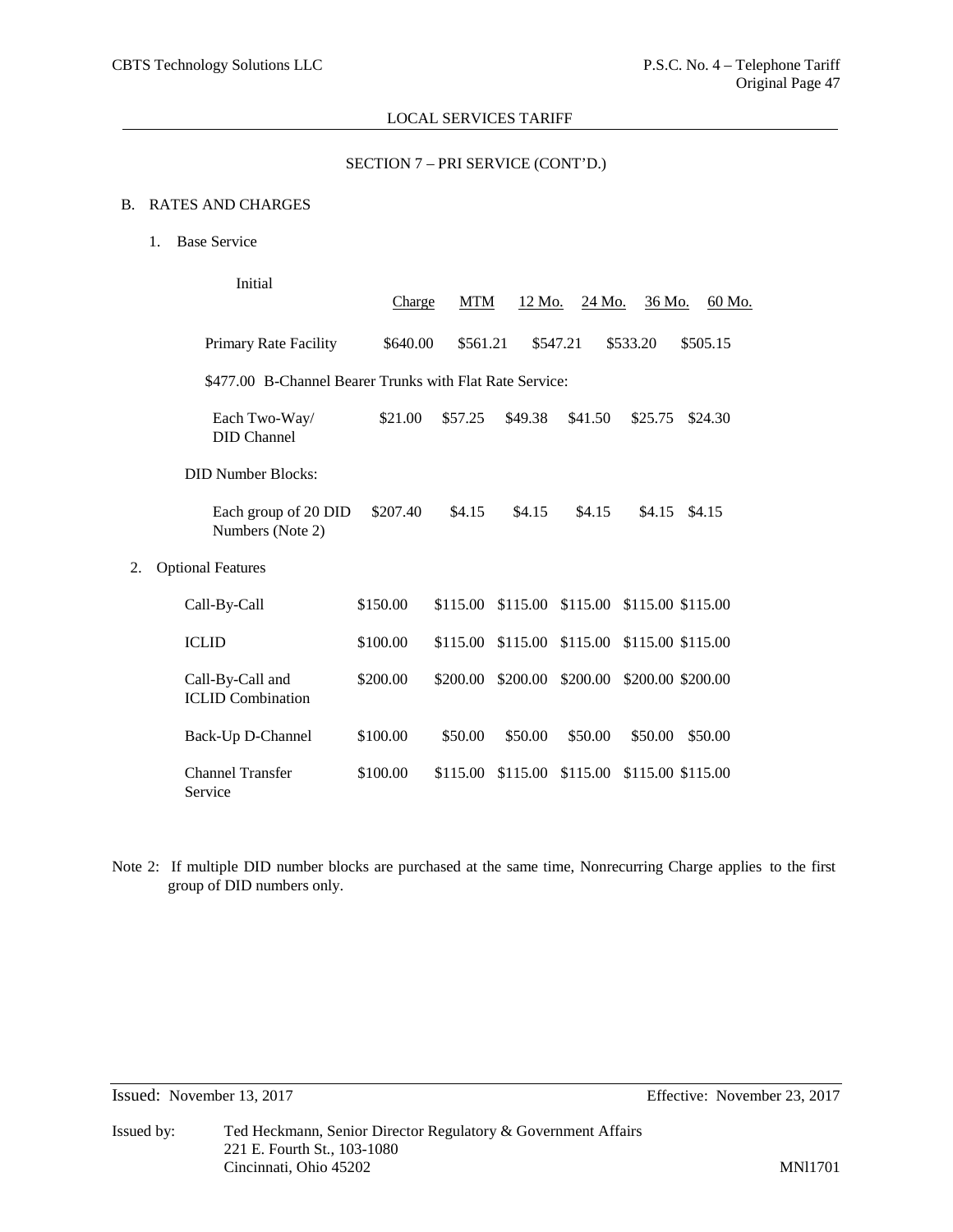LOCAL SERVICES TARIFF

SECTION 7 – PRI SERVICE (CONT'D.)

B. RATES AND CHARGES

1. Base Service

| | Initial Charge | MTM | 12 Mo. | 24 Mo. | 36 Mo. | 60 Mo. |
|---|---|---|---|---|---|---|
| Primary Rate Facility | $640.00 | $561.21 | $547.21 | $533.20 | $505.15 | |
| $477.00 B-Channel Bearer Trunks with Flat Rate Service: | | | | | | |
| Each Two-Way/ DID Channel | $21.00 | $57.25 | $49.38 | $41.50 | $25.75 | $24.30 |
| DID Number Blocks: | | | | | | |
| Each group of 20 DID Numbers (Note 2) | $207.40 | $4.15 | $4.15 | $4.15 | $4.15 | $4.15 |

2. Optional Features

| | Initial Charge | MTM | 12 Mo. | 24 Mo. | 36 Mo. | 60 Mo. |
|---|---|---|---|---|---|---|
| Call-By-Call | $150.00 | $115.00 | $115.00 | $115.00 | $115.00 | $115.00 |
| ICLID | $100.00 | $115.00 | $115.00 | $115.00 | $115.00 | $115.00 |
| Call-By-Call and ICLID Combination | $200.00 | $200.00 | $200.00 | $200.00 | $200.00 | $200.00 |
| Back-Up D-Channel | $100.00 | $50.00 | $50.00 | $50.00 | $50.00 | $50.00 |
| Channel Transfer Service | $100.00 | $115.00 | $115.00 | $115.00 | $115.00 | $115.00 |

Note 2: If multiple DID number blocks are purchased at the same time, Nonrecurring Charge applies to the first group of DID numbers only.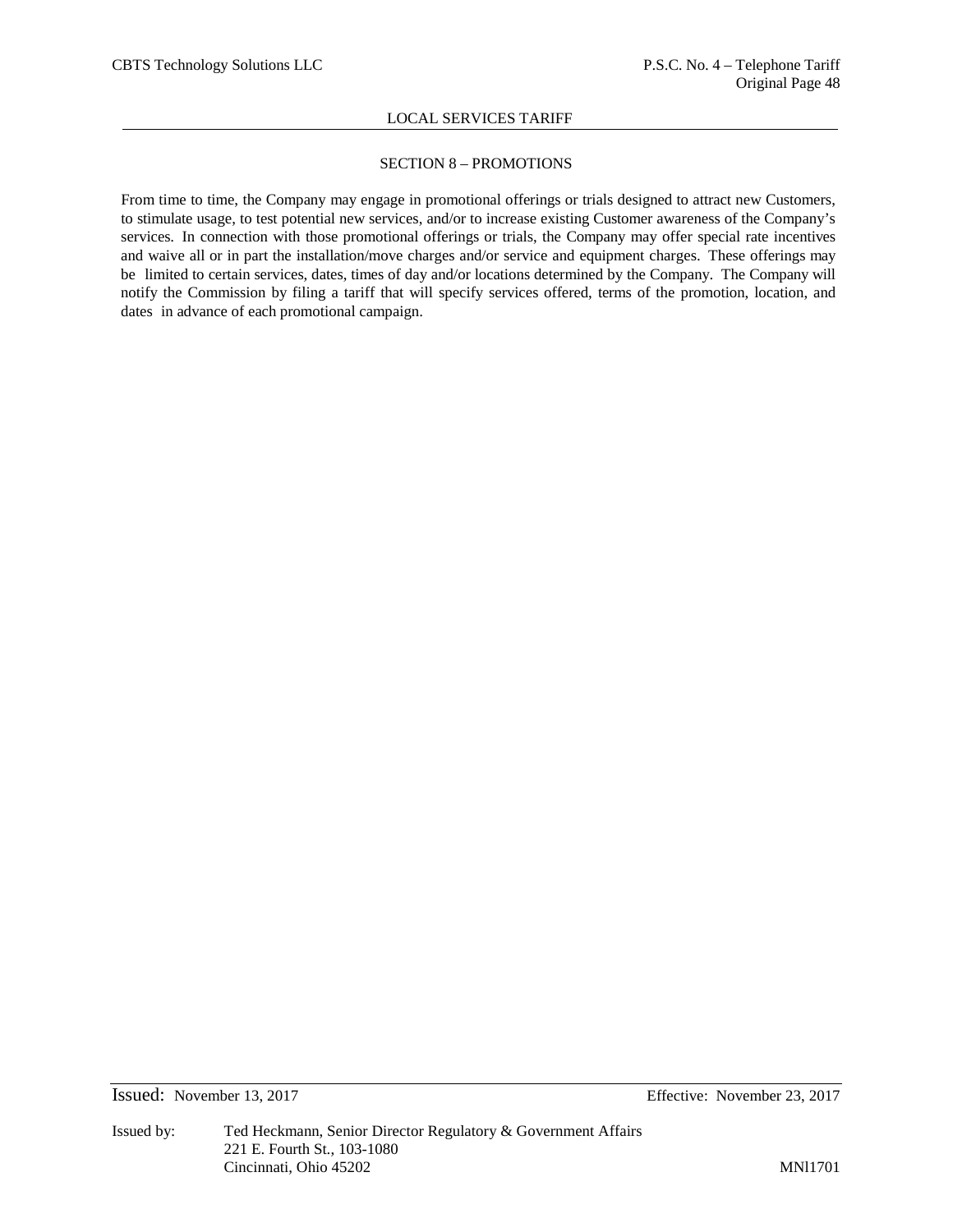LOCAL SERVICES TARIFF

## SECTION 8 – PROMOTIONS

From time to time, the Company may engage in promotional offerings or trials designed to attract new Customers, to stimulate usage, to test potential new services, and/or to increase existing Customer awareness of the Company's services. In connection with those promotional offerings or trials, the Company may offer special rate incentives and waive all or in part the installation/move charges and/or service and equipment charges. These offerings may be limited to certain services, dates, times of day and/or locations determined by the Company. The Company will notify the Commission by filing a tariff that will specify services offered, terms of the promotion, location, and dates in advance of each promotional campaign.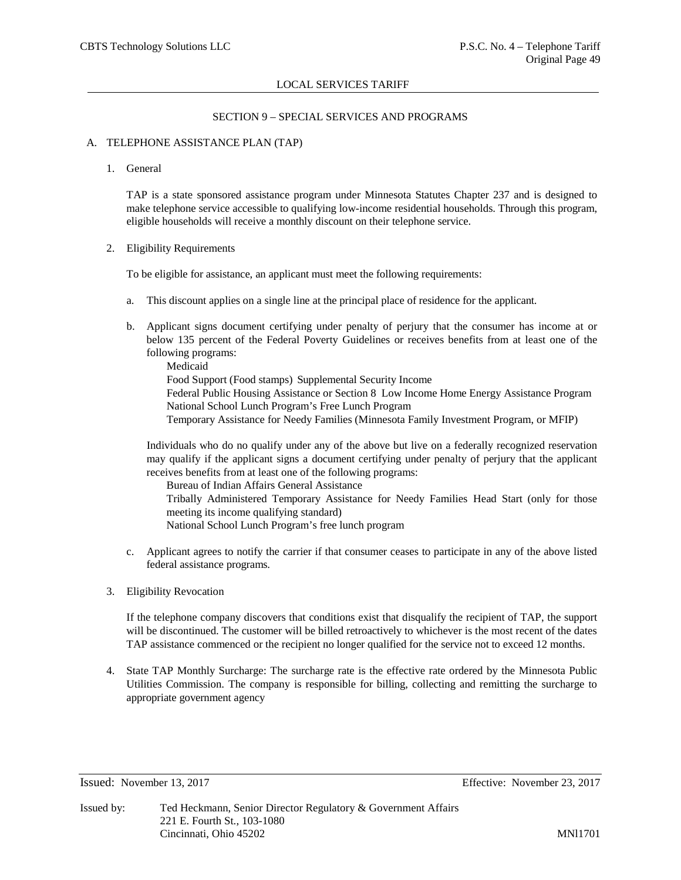LOCAL SERVICES TARIFF

SECTION 9 – SPECIAL SERVICES AND PROGRAMS

A. TELEPHONE ASSISTANCE PLAN (TAP)

1. General

   TAP is a state sponsored assistance program under Minnesota Statutes Chapter 237 and is designed to make telephone service accessible to qualifying low-income residential households. Through this program, eligible households will receive a monthly discount on their telephone service.

2. Eligibility Requirements

   To be eligible for assistance, an applicant must meet the following requirements:

   a. This discount applies on a single line at the principal place of residence for the applicant.

   b. Applicant signs document certifying under penalty of perjury that the consumer has income at or below 135 percent of the Federal Poverty Guidelines or receives benefits from at least one of the following programs:

      Medicaid
      Food Support (Food stamps) Supplemental Security Income
      Federal Public Housing Assistance or Section 8 Low Income Home Energy Assistance Program
      National School Lunch Program's Free Lunch Program
      Temporary Assistance for Needy Families (Minnesota Family Investment Program, or MFIP)

      Individuals who do no qualify under any of the above but live on a federally recognized reservation may qualify if the applicant signs a document certifying under penalty of perjury that the applicant receives benefits from at least one of the following programs:

      Bureau of Indian Affairs General Assistance
      Tribally Administered Temporary Assistance for Needy Families Head Start (only for those meeting its income qualifying standard)
      National School Lunch Program's free lunch program

   c. Applicant agrees to notify the carrier if that consumer ceases to participate in any of the above listed federal assistance programs.

3. Eligibility Revocation

   If the telephone company discovers that conditions exist that disqualify the recipient of TAP, the support will be discontinued. The customer will be billed retroactively to whichever is the most recent of the dates TAP assistance commenced or the recipient no longer qualified for the service not to exceed 12 months.

4. State TAP Monthly Surcharge: The surcharge rate is the effective rate ordered by the Minnesota Public Utilities Commission. The company is responsible for billing, collecting and remitting the surcharge to appropriate government agency

Issued: November 13, 2017 Effective: November 23, 2017

Issued by: Ted Heckmann, Senior Director Regulatory & Government Affairs
221 E. Fourth St., 103-1080
Cincinnati, Ohio 45202 MNl1701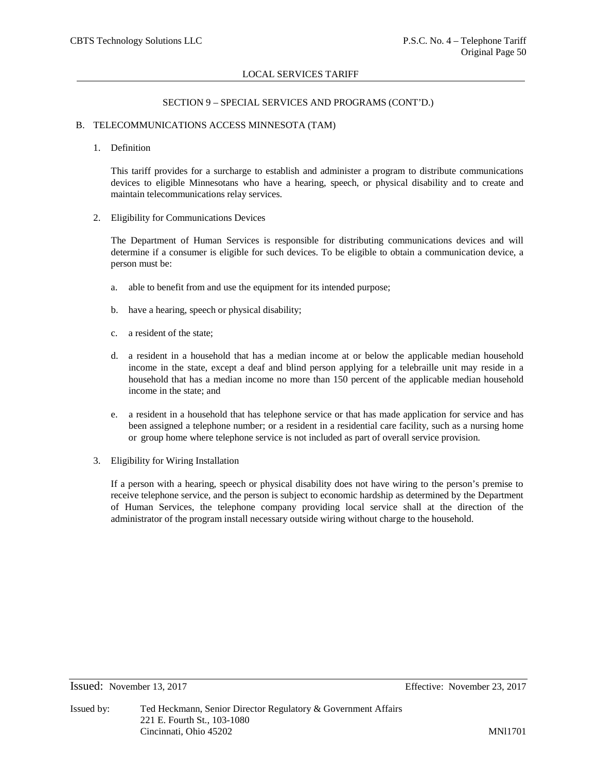LOCAL SERVICES TARIFF

SECTION 9 – SPECIAL SERVICES AND PROGRAMS (CONT'D.)

## B. TELECOMMUNICATIONS ACCESS MINNESOTA (TAM)

### 1. Definition

This tariff provides for a surcharge to establish and administer a program to distribute communications devices to eligible Minnesotans who have a hearing, speech, or physical disability and to create and maintain telecommunications relay services.

### 2. Eligibility for Communications Devices

The Department of Human Services is responsible for distributing communications devices and will determine if a consumer is eligible for such devices. To be eligible to obtain a communication device, a person must be:

a. able to benefit from and use the equipment for its intended purpose;

b. have a hearing, speech or physical disability;

c. a resident of the state;

d. a resident in a household that has a median income at or below the applicable median household income in the state, except a deaf and blind person applying for a telebraille unit may reside in a household that has a median income no more than 150 percent of the applicable median household income in the state; and

e. a resident in a household that has telephone service or that has made application for service and has been assigned a telephone number; or a resident in a residential care facility, such as a nursing home or group home where telephone service is not included as part of overall service provision.

### 3. Eligibility for Wiring Installation

If a person with a hearing, speech or physical disability does not have wiring to the person's premise to receive telephone service, and the person is subject to economic hardship as determined by the Department of Human Services, the telephone company providing local service shall at the direction of the administrator of the program install necessary outside wiring without charge to the household.

Issued: November 13, 2017 Effective: November 23, 2017

Issued by: Ted Heckmann, Senior Director Regulatory & Government Affairs
221 E. Fourth St., 103-1080
Cincinnati, Ohio 45202

MNl1701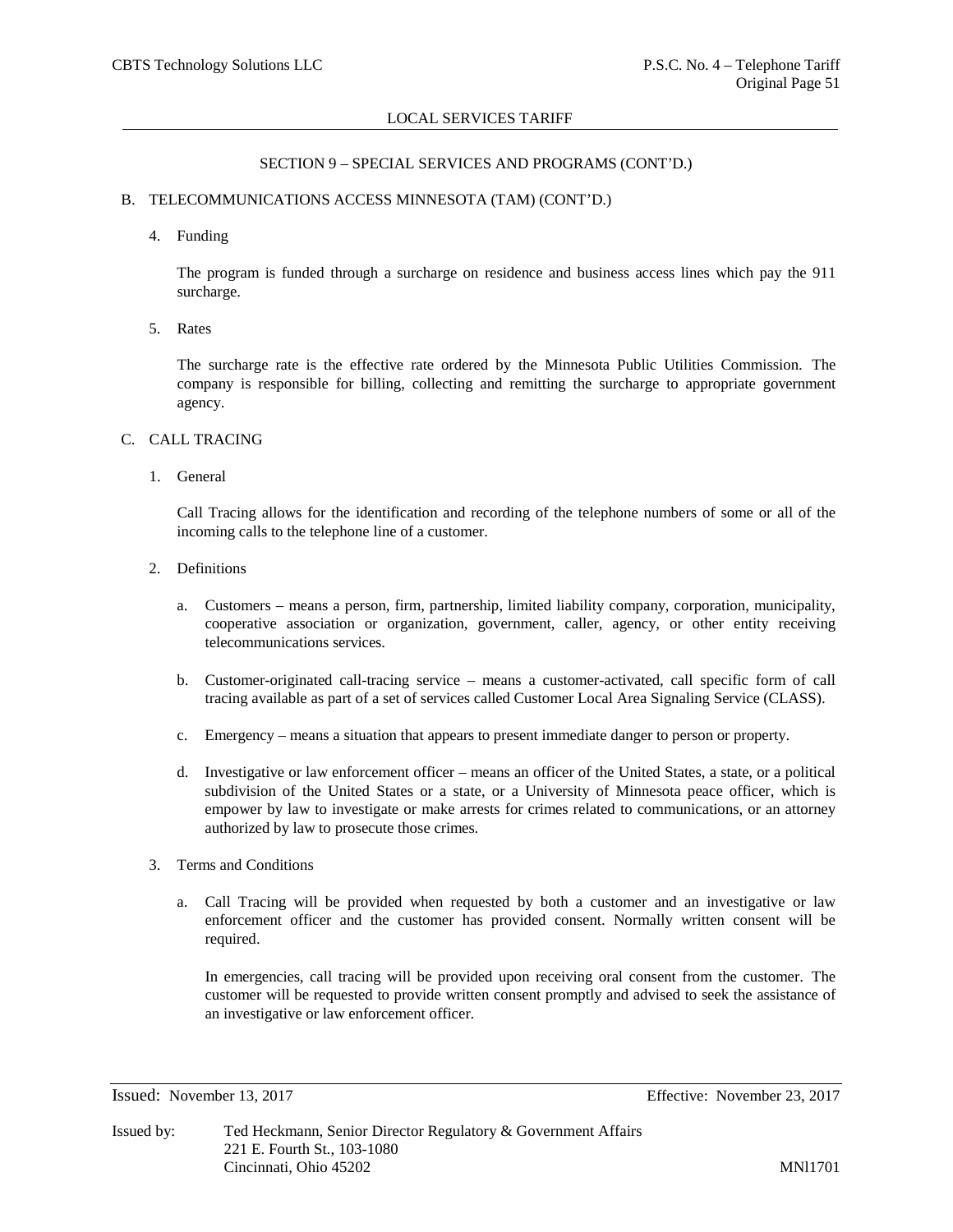## SECTION 9 – SPECIAL SERVICES AND PROGRAMS (CONT'D.)

### B. TELECOMMUNICATIONS ACCESS MINNESOTA (TAM) (CONT'D.)

4. Funding

   The program is funded through a surcharge on residence and business access lines which pay the 911 surcharge.

5. Rates

   The surcharge rate is the effective rate ordered by the Minnesota Public Utilities Commission. The company is responsible for billing, collecting and remitting the surcharge to appropriate government agency.

### C. CALL TRACING

1. General

   Call Tracing allows for the identification and recording of the telephone numbers of some or all of the incoming calls to the telephone line of a customer.

2. Definitions

   a. Customers – means a person, firm, partnership, limited liability company, corporation, municipality, cooperative association or organization, government, caller, agency, or other entity receiving telecommunications services.

   b. Customer-originated call-tracing service – means a customer-activated, call specific form of call tracing available as part of a set of services called Customer Local Area Signaling Service (CLASS).

   c. Emergency – means a situation that appears to present immediate danger to person or property.

   d. Investigative or law enforcement officer – means an officer of the United States, a state, or a political subdivision of the United States or a state, or a University of Minnesota peace officer, which is empower by law to investigate or make arrests for crimes related to communications, or an attorney authorized by law to prosecute those crimes.

3. Terms and Conditions

   a. Call Tracing will be provided when requested by both a customer and an investigative or law enforcement officer and the customer has provided consent. Normally written consent will be required.

      In emergencies, call tracing will be provided upon receiving oral consent from the customer. The customer will be requested to provide written consent promptly and advised to seek the assistance of an investigative or law enforcement officer.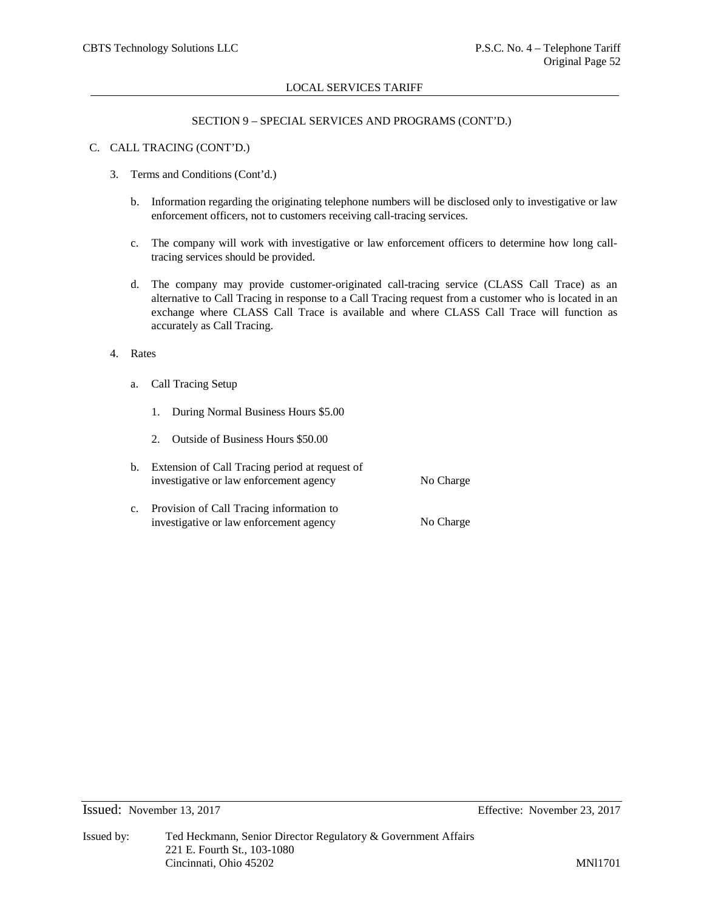## SECTION 9 – SPECIAL SERVICES AND PROGRAMS (CONT'D.)

C. CALL TRACING (CONT'D.)

3. Terms and Conditions (Cont'd.)

   b. Information regarding the originating telephone numbers will be disclosed only to investigative or law enforcement officers, not to customers receiving call-tracing services.

   c. The company will work with investigative or law enforcement officers to determine how long call-tracing services should be provided.

   d. The company may provide customer-originated call-tracing service (CLASS Call Trace) as an alternative to Call Tracing in response to a Call Tracing request from a customer who is located in an exchange where CLASS Call Trace is available and where CLASS Call Trace will function as accurately as Call Tracing.

4. Rates

   a. Call Tracing Setup

      1. During Normal Business Hours $5.00

      2. Outside of Business Hours $50.00

   b. Extension of Call Tracing period at request of investigative or law enforcement agency — No Charge

   c. Provision of Call Tracing information to investigative or law enforcement agency — No Charge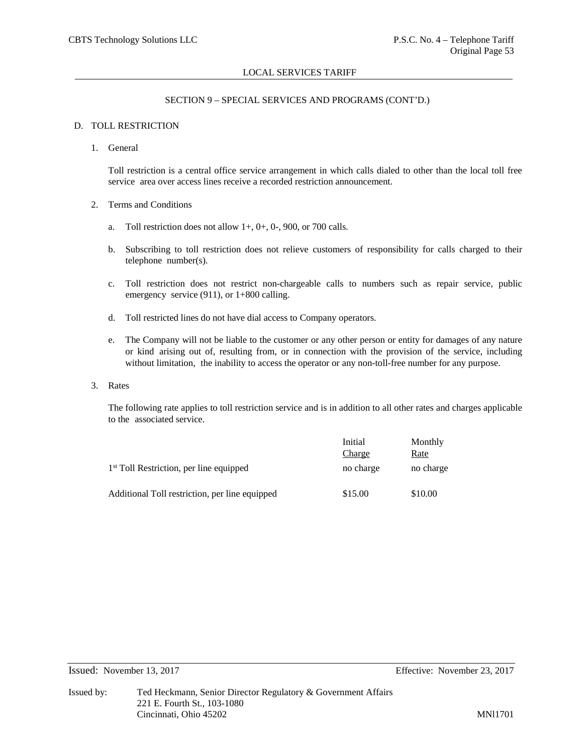LOCAL SERVICES TARIFF

SECTION 9 – SPECIAL SERVICES AND PROGRAMS (CONT'D.)

## D. TOLL RESTRICTION

### 1. General

Toll restriction is a central office service arrangement in which calls dialed to other than the local toll free service area over access lines receive a recorded restriction announcement.

### 2. Terms and Conditions

a. Toll restriction does not allow 1+, 0+, 0-, 900, or 700 calls.

b. Subscribing to toll restriction does not relieve customers of responsibility for calls charged to their telephone number(s).

c. Toll restriction does not restrict non-chargeable calls to numbers such as repair service, public emergency service (911), or 1+800 calling.

d. Toll restricted lines do not have dial access to Company operators.

e. The Company will not be liable to the customer or any other person or entity for damages of any nature or kind arising out of, resulting from, or in connection with the provision of the service, including without limitation, the inability to access the operator or any non-toll-free number for any purpose.

### 3. Rates

The following rate applies to toll restriction service and is in addition to all other rates and charges applicable to the associated service.

| | Initial Charge | Monthly Rate |
|---|---|---|
| 1st Toll Restriction, per line equipped | no charge | no charge |
| Additional Toll restriction, per line equipped | $15.00 | $10.00 |

Issued: November 13, 2017 Effective: November 23, 2017

Issued by: Ted Heckmann, Senior Director Regulatory & Government Affairs
221 E. Fourth St., 103-1080
Cincinnati, Ohio 45202

MNl1701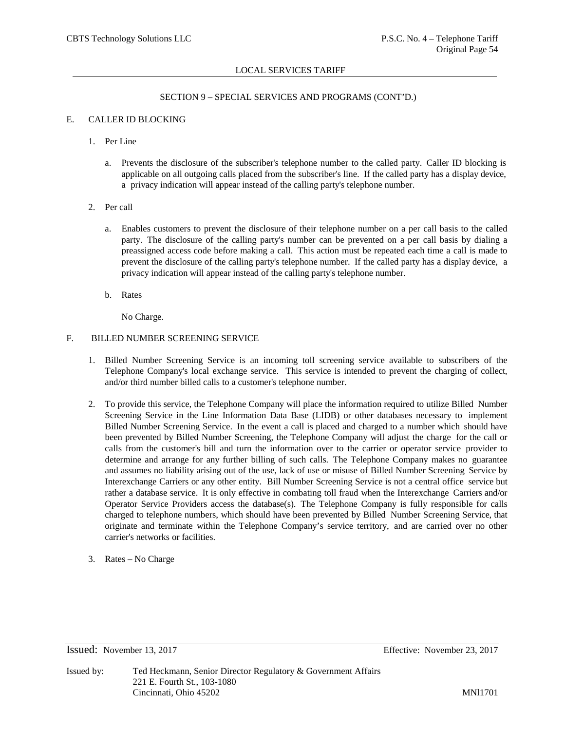LOCAL SERVICES TARIFF

SECTION 9 – SPECIAL SERVICES AND PROGRAMS (CONT'D.)

## E. CALLER ID BLOCKING

1. Per Line

   a. Prevents the disclosure of the subscriber's telephone number to the called party. Caller ID blocking is applicable on all outgoing calls placed from the subscriber's line. If the called party has a display device, a privacy indication will appear instead of the calling party's telephone number.

2. Per call

   a. Enables customers to prevent the disclosure of their telephone number on a per call basis to the called party. The disclosure of the calling party's number can be prevented on a per call basis by dialing a preassigned access code before making a call. This action must be repeated each time a call is made to prevent the disclosure of the calling party's telephone number. If the called party has a display device, a privacy indication will appear instead of the calling party's telephone number.

   b. Rates

      No Charge.

## F. BILLED NUMBER SCREENING SERVICE

1. Billed Number Screening Service is an incoming toll screening service available to subscribers of the Telephone Company's local exchange service. This service is intended to prevent the charging of collect, and/or third number billed calls to a customer's telephone number.

2. To provide this service, the Telephone Company will place the information required to utilize Billed Number Screening Service in the Line Information Data Base (LIDB) or other databases necessary to implement Billed Number Screening Service. In the event a call is placed and charged to a number which should have been prevented by Billed Number Screening, the Telephone Company will adjust the charge for the call or calls from the customer's bill and turn the information over to the carrier or operator service provider to determine and arrange for any further billing of such calls. The Telephone Company makes no guarantee and assumes no liability arising out of the use, lack of use or misuse of Billed Number Screening Service by Interexchange Carriers or any other entity. Bill Number Screening Service is not a central office service but rather a database service. It is only effective in combating toll fraud when the Interexchange Carriers and/or Operator Service Providers access the database(s). The Telephone Company is fully responsible for calls charged to telephone numbers, which should have been prevented by Billed Number Screening Service, that originate and terminate within the Telephone Company's service territory, and are carried over no other carrier's networks or facilities.

3. Rates – No Charge